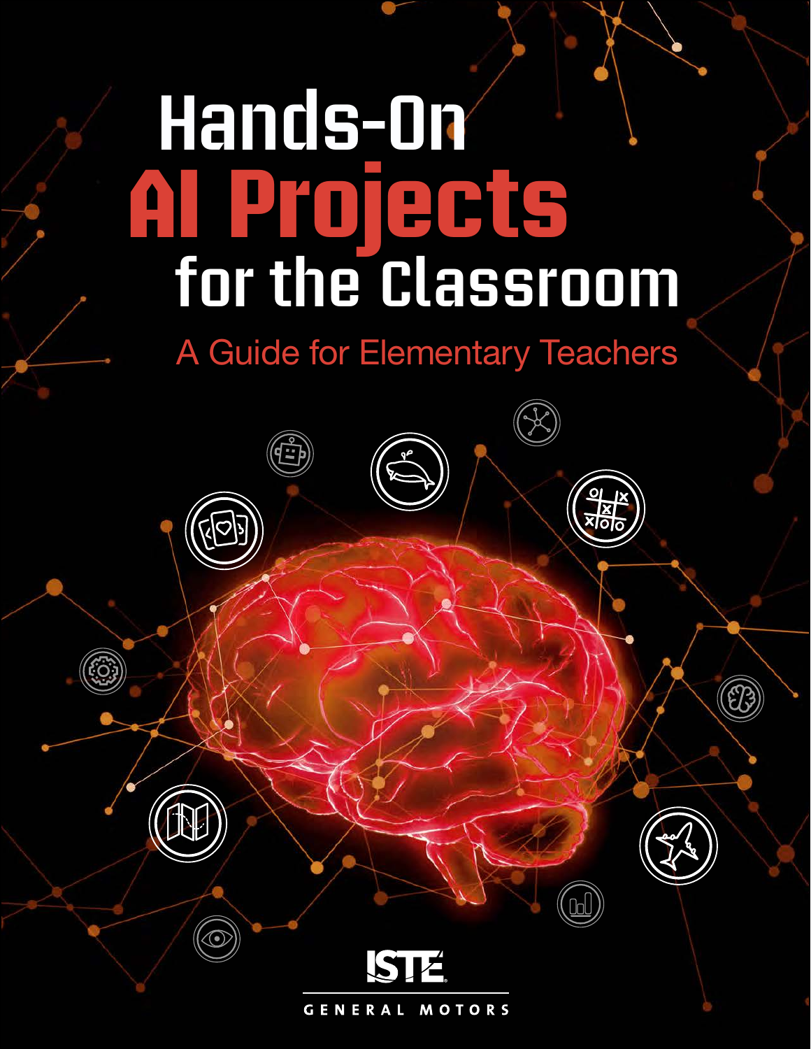# Hands-On AI Projects for the Classroom

## A Guide for Elementary Teachers

ISTE

GENERAL MOTORS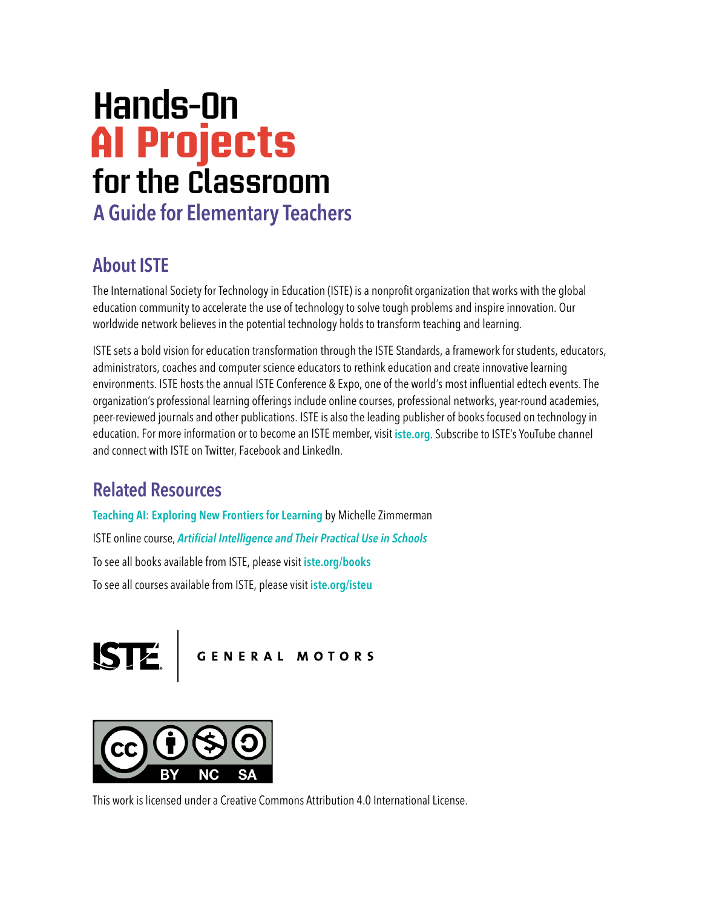# Hands-On AI Projects for the Classroom

## A Guide for Elementary Teachers

## About ISTE

The International Society for Technology in Education (ISTE) is a nonprofit organization that works with the global education community to accelerate the use of technology to solve tough problems and inspire innovation. Our worldwide network believes in the potential technology holds to transform teaching and learning.

ISTE sets a bold vision for education transformation through the ISTE Standards, a framework for students, educators, administrators, coaches and computer science educators to rethink education and create innovative learning environments. ISTE hosts the annual ISTE Conference & Expo, one of the world's most influential edtech events. The organization's professional learning offerings include online courses, professional networks, year-round academies, peer-reviewed journals and other publications. ISTE is also the leading publisher of books focused on technology in education. For more information or to become an ISTE member, visit **iste.org**. Subscribe to ISTE's YouTube channel and connect with ISTE on Twitter, Facebook and LinkedIn.

## Related Resources

**Teaching AI: Exploring New Frontiers for Learning** by Michelle Zimmerman

ISTE online course, ***Artificial Intelligence and Their Practical Use in Schools***

To see all books available from ISTE, please visit **iste.org/books**

To see all courses available from ISTE, please visit **iste.org/isteu**

ISTE | GENERAL MOTORS

CC BY NC SA

This work is licensed under a Creative Commons Attribution 4.0 International License.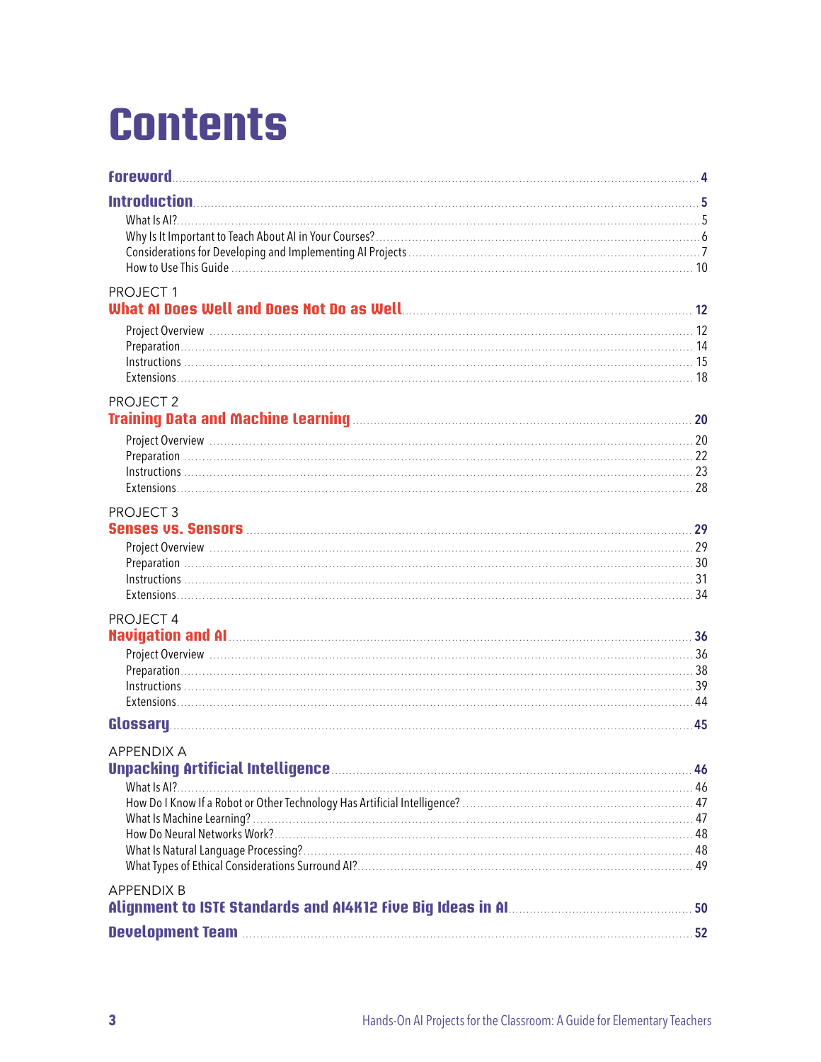# Contents

**Foreword** ..... 4

**Introduction** ..... 5

- What Is AI? ..... 5
- Why Is It Important to Teach About AI in Your Courses? ..... 6
- Considerations for Developing and Implementing AI Projects ..... 7
- How to Use This Guide ..... 10

PROJECT 1
**What AI Does Well and Does Not Do as Well** ..... 12

- Project Overview ..... 12
- Preparation ..... 14
- Instructions ..... 15
- Extensions ..... 18

PROJECT 2
**Training Data and Machine Learning** ..... 20

- Project Overview ..... 20
- Preparation ..... 22
- Instructions ..... 23
- Extensions ..... 28

PROJECT 3
**Senses vs. Sensors** ..... 29

- Project Overview ..... 29
- Preparation ..... 30
- Instructions ..... 31
- Extensions ..... 34

PROJECT 4
**Navigation and AI** ..... 36

- Project Overview ..... 36
- Preparation ..... 38
- Instructions ..... 39
- Extensions ..... 44

**Glossary** ..... 45

APPENDIX A
**Unpacking Artificial Intelligence** ..... 46

- What Is AI? ..... 46
- How Do I Know If a Robot or Other Technology Has Artificial Intelligence? ..... 47
- What Is Machine Learning? ..... 47
- How Do Neural Networks Work? ..... 48
- What Is Natural Language Processing? ..... 48
- What Types of Ethical Considerations Surround AI? ..... 49

APPENDIX B
**Alignment to ISTE Standards and AI4K12 Five Big Ideas in AI** ..... 50

**Development Team** ..... 52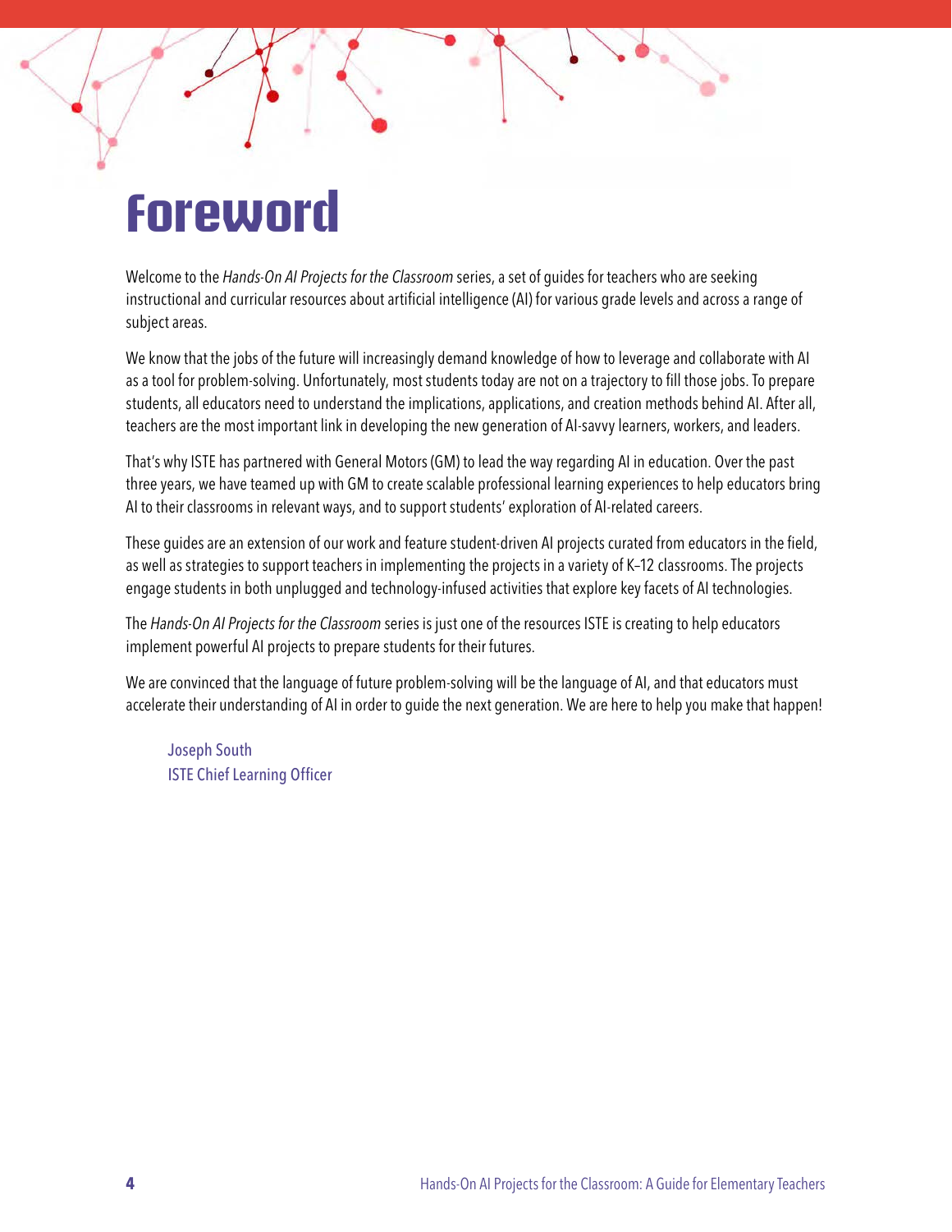# Foreword

Welcome to the *Hands-On AI Projects for the Classroom* series, a set of guides for teachers who are seeking instructional and curricular resources about artificial intelligence (AI) for various grade levels and across a range of subject areas.

We know that the jobs of the future will increasingly demand knowledge of how to leverage and collaborate with AI as a tool for problem-solving. Unfortunately, most students today are not on a trajectory to fill those jobs. To prepare students, all educators need to understand the implications, applications, and creation methods behind AI. After all, teachers are the most important link in developing the new generation of AI-savvy learners, workers, and leaders.

That's why ISTE has partnered with General Motors (GM) to lead the way regarding AI in education. Over the past three years, we have teamed up with GM to create scalable professional learning experiences to help educators bring AI to their classrooms in relevant ways, and to support students' exploration of AI-related careers.

These guides are an extension of our work and feature student-driven AI projects curated from educators in the field, as well as strategies to support teachers in implementing the projects in a variety of K–12 classrooms. The projects engage students in both unplugged and technology-infused activities that explore key facets of AI technologies.

The *Hands-On AI Projects for the Classroom* series is just one of the resources ISTE is creating to help educators implement powerful AI projects to prepare students for their futures.

We are convinced that the language of future problem-solving will be the language of AI, and that educators must accelerate their understanding of AI in order to guide the next generation. We are here to help you make that happen!

Joseph South
ISTE Chief Learning Officer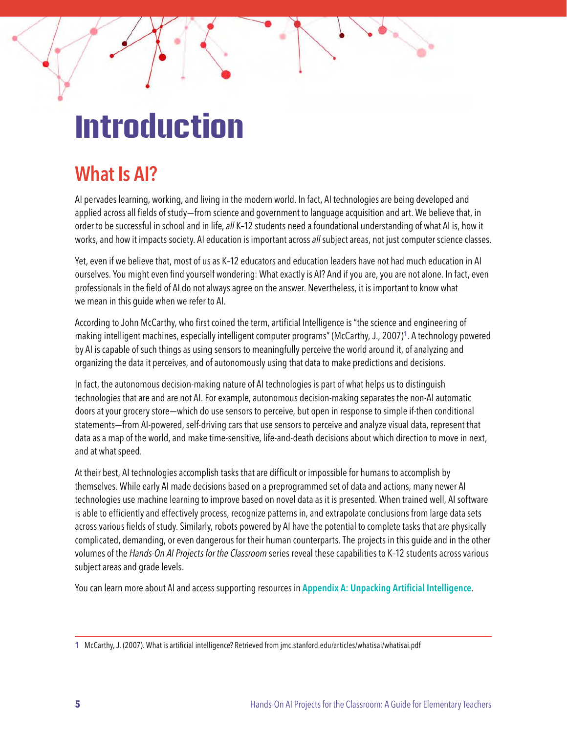# Introduction

## What Is AI?

AI pervades learning, working, and living in the modern world. In fact, AI technologies are being developed and applied across all fields of study—from science and government to language acquisition and art. We believe that, in order to be successful in school and in life, *all* K–12 students need a foundational understanding of what AI is, how it works, and how it impacts society. AI education is important across *all* subject areas, not just computer science classes.

Yet, even if we believe that, most of us as K–12 educators and education leaders have not had much education in AI ourselves. You might even find yourself wondering: What exactly is AI? And if you are, you are not alone. In fact, even professionals in the field of AI do not always agree on the answer. Nevertheless, it is important to know what we mean in this guide when we refer to AI.

According to John McCarthy, who first coined the term, artificial Intelligence is "the science and engineering of making intelligent machines, especially intelligent computer programs" (McCarthy, J., 2007)[1]. A technology powered by AI is capable of such things as using sensors to meaningfully perceive the world around it, of analyzing and organizing the data it perceives, and of autonomously using that data to make predictions and decisions.

In fact, the autonomous decision-making nature of AI technologies is part of what helps us to distinguish technologies that are and are not AI. For example, autonomous decision-making separates the non-AI automatic doors at your grocery store—which do use sensors to perceive, but open in response to simple if-then conditional statements—from AI-powered, self-driving cars that use sensors to perceive and analyze visual data, represent that data as a map of the world, and make time-sensitive, life-and-death decisions about which direction to move in next, and at what speed.

At their best, AI technologies accomplish tasks that are difficult or impossible for humans to accomplish by themselves. While early AI made decisions based on a preprogrammed set of data and actions, many newer AI technologies use machine learning to improve based on novel data as it is presented. When trained well, AI software is able to efficiently and effectively process, recognize patterns in, and extrapolate conclusions from large data sets across various fields of study. Similarly, robots powered by AI have the potential to complete tasks that are physically complicated, demanding, or even dangerous for their human counterparts. The projects in this guide and in the other volumes of the *Hands-On AI Projects for the Classroom* series reveal these capabilities to K–12 students across various subject areas and grade levels.

You can learn more about AI and access supporting resources in **Appendix A: Unpacking Artificial Intelligence**.

---

1 McCarthy, J. (2007). What is artificial intelligence? Retrieved from jmc.stanford.edu/articles/whatisai/whatisai.pdf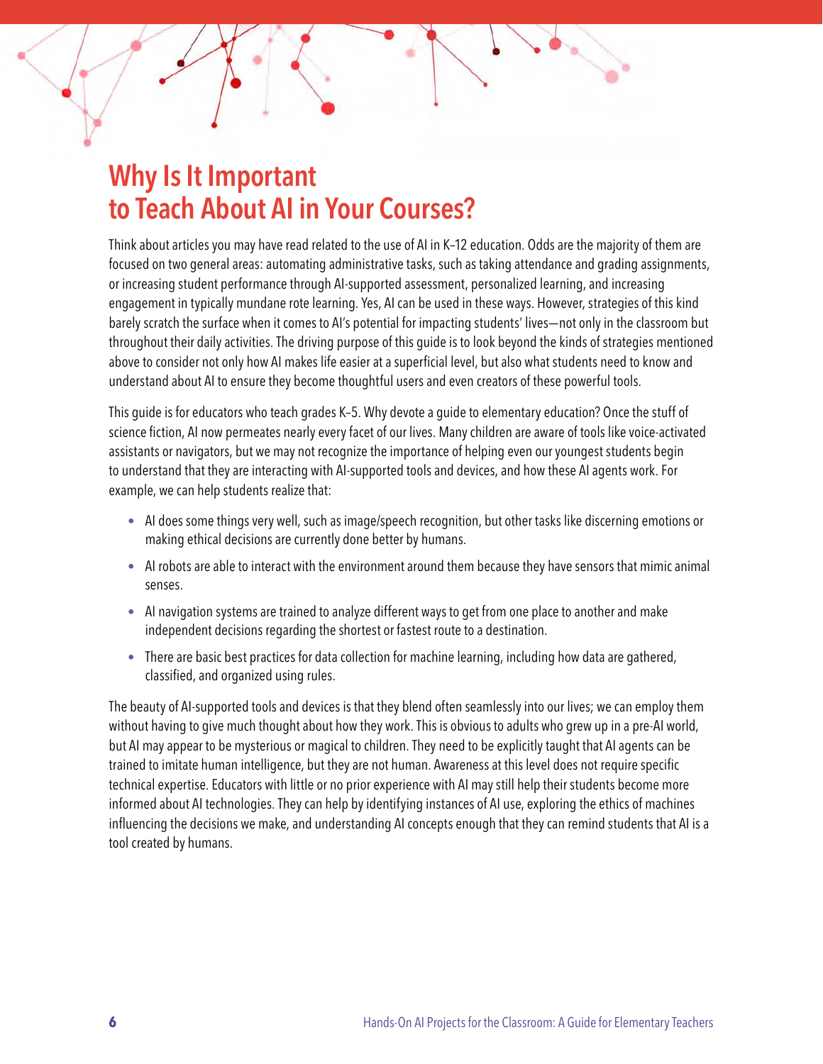# Why Is It Important to Teach About AI in Your Courses?

Think about articles you may have read related to the use of AI in K–12 education. Odds are the majority of them are focused on two general areas: automating administrative tasks, such as taking attendance and grading assignments, or increasing student performance through AI-supported assessment, personalized learning, and increasing engagement in typically mundane rote learning. Yes, AI can be used in these ways. However, strategies of this kind barely scratch the surface when it comes to AI's potential for impacting students' lives—not only in the classroom but throughout their daily activities. The driving purpose of this guide is to look beyond the kinds of strategies mentioned above to consider not only how AI makes life easier at a superficial level, but also what students need to know and understand about AI to ensure they become thoughtful users and even creators of these powerful tools.

This guide is for educators who teach grades K–5. Why devote a guide to elementary education? Once the stuff of science fiction, AI now permeates nearly every facet of our lives. Many children are aware of tools like voice-activated assistants or navigators, but we may not recognize the importance of helping even our youngest students begin to understand that they are interacting with AI-supported tools and devices, and how these AI agents work. For example, we can help students realize that:

- AI does some things very well, such as image/speech recognition, but other tasks like discerning emotions or making ethical decisions are currently done better by humans.
- AI robots are able to interact with the environment around them because they have sensors that mimic animal senses.
- AI navigation systems are trained to analyze different ways to get from one place to another and make independent decisions regarding the shortest or fastest route to a destination.
- There are basic best practices for data collection for machine learning, including how data are gathered, classified, and organized using rules.

The beauty of AI-supported tools and devices is that they blend often seamlessly into our lives; we can employ them without having to give much thought about how they work. This is obvious to adults who grew up in a pre-AI world, but AI may appear to be mysterious or magical to children. They need to be explicitly taught that AI agents can be trained to imitate human intelligence, but they are not human. Awareness at this level does not require specific technical expertise. Educators with little or no prior experience with AI may still help their students become more informed about AI technologies. They can help by identifying instances of AI use, exploring the ethics of machines influencing the decisions we make, and understanding AI concepts enough that they can remind students that AI is a tool created by humans.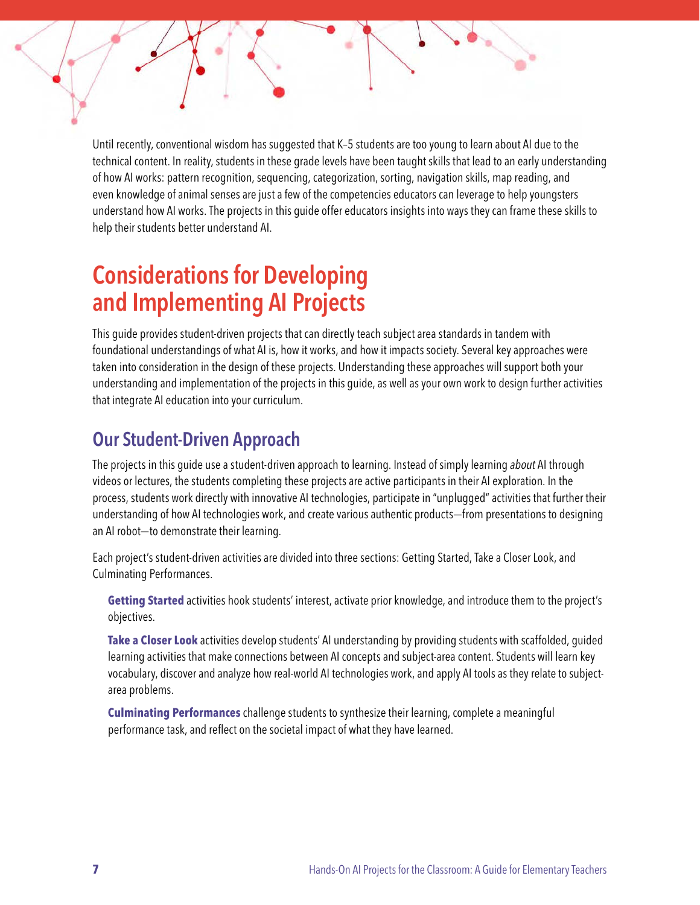Until recently, conventional wisdom has suggested that K–5 students are too young to learn about AI due to the technical content. In reality, students in these grade levels have been taught skills that lead to an early understanding of how AI works: pattern recognition, sequencing, categorization, sorting, navigation skills, map reading, and even knowledge of animal senses are just a few of the competencies educators can leverage to help youngsters understand how AI works. The projects in this guide offer educators insights into ways they can frame these skills to help their students better understand AI.

# Considerations for Developing and Implementing AI Projects

This guide provides student-driven projects that can directly teach subject area standards in tandem with foundational understandings of what AI is, how it works, and how it impacts society. Several key approaches were taken into consideration in the design of these projects. Understanding these approaches will support both your understanding and implementation of the projects in this guide, as well as your own work to design further activities that integrate AI education into your curriculum.

## Our Student-Driven Approach

The projects in this guide use a student-driven approach to learning. Instead of simply learning *about* AI through videos or lectures, the students completing these projects are active participants in their AI exploration. In the process, students work directly with innovative AI technologies, participate in "unplugged" activities that further their understanding of how AI technologies work, and create various authentic products—from presentations to designing an AI robot—to demonstrate their learning.

Each project's student-driven activities are divided into three sections: Getting Started, Take a Closer Look, and Culminating Performances.

**Getting Started** activities hook students' interest, activate prior knowledge, and introduce them to the project's objectives.

**Take a Closer Look** activities develop students' AI understanding by providing students with scaffolded, guided learning activities that make connections between AI concepts and subject-area content. Students will learn key vocabulary, discover and analyze how real-world AI technologies work, and apply AI tools as they relate to subject-area problems.

**Culminating Performances** challenge students to synthesize their learning, complete a meaningful performance task, and reflect on the societal impact of what they have learned.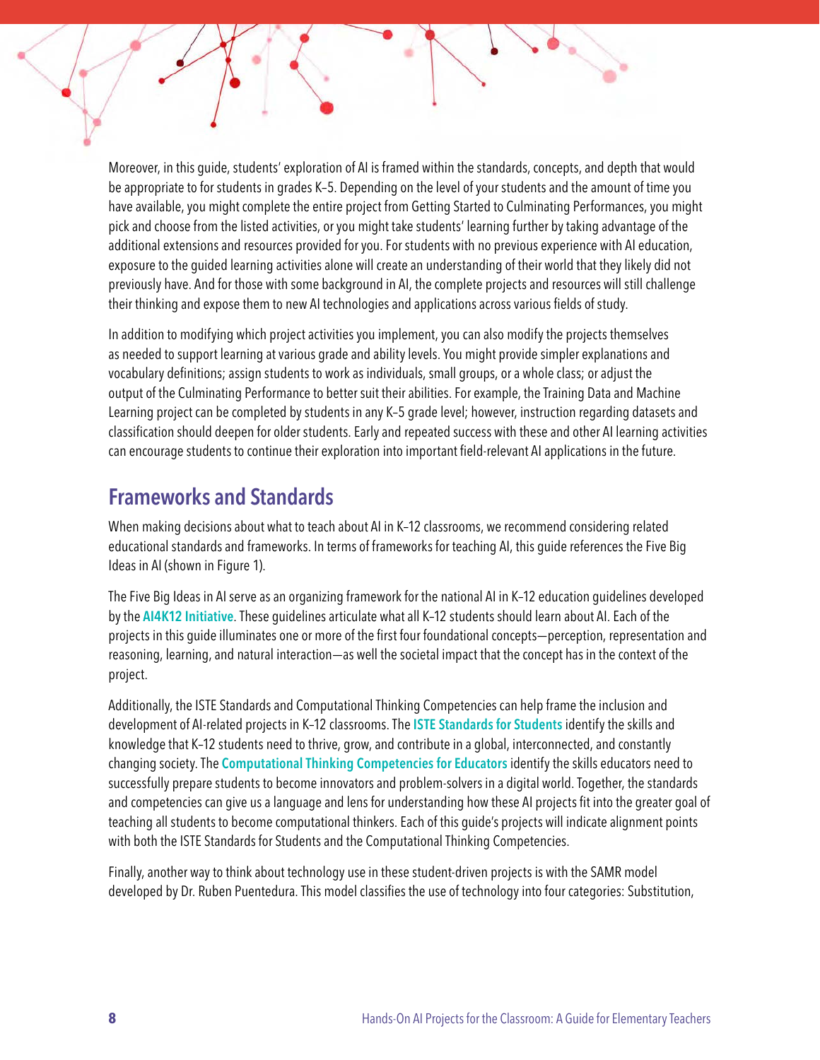Moreover, in this guide, students' exploration of AI is framed within the standards, concepts, and depth that would be appropriate to for students in grades K–5. Depending on the level of your students and the amount of time you have available, you might complete the entire project from Getting Started to Culminating Performances, you might pick and choose from the listed activities, or you might take students' learning further by taking advantage of the additional extensions and resources provided for you. For students with no previous experience with AI education, exposure to the guided learning activities alone will create an understanding of their world that they likely did not previously have. And for those with some background in AI, the complete projects and resources will still challenge their thinking and expose them to new AI technologies and applications across various fields of study.

In addition to modifying which project activities you implement, you can also modify the projects themselves as needed to support learning at various grade and ability levels. You might provide simpler explanations and vocabulary definitions; assign students to work as individuals, small groups, or a whole class; or adjust the output of the Culminating Performance to better suit their abilities. For example, the Training Data and Machine Learning project can be completed by students in any K–5 grade level; however, instruction regarding datasets and classification should deepen for older students. Early and repeated success with these and other AI learning activities can encourage students to continue their exploration into important field-relevant AI applications in the future.

## Frameworks and Standards

When making decisions about what to teach about AI in K–12 classrooms, we recommend considering related educational standards and frameworks. In terms of frameworks for teaching AI, this guide references the Five Big Ideas in AI (shown in Figure 1).

The Five Big Ideas in AI serve as an organizing framework for the national AI in K–12 education guidelines developed by the **AI4K12 Initiative**. These guidelines articulate what all K–12 students should learn about AI. Each of the projects in this guide illuminates one or more of the first four foundational concepts—perception, representation and reasoning, learning, and natural interaction—as well the societal impact that the concept has in the context of the project.

Additionally, the ISTE Standards and Computational Thinking Competencies can help frame the inclusion and development of AI-related projects in K–12 classrooms. The **ISTE Standards for Students** identify the skills and knowledge that K–12 students need to thrive, grow, and contribute in a global, interconnected, and constantly changing society. The **Computational Thinking Competencies for Educators** identify the skills educators need to successfully prepare students to become innovators and problem-solvers in a digital world. Together, the standards and competencies can give us a language and lens for understanding how these AI projects fit into the greater goal of teaching all students to become computational thinkers. Each of this guide's projects will indicate alignment points with both the ISTE Standards for Students and the Computational Thinking Competencies.

Finally, another way to think about technology use in these student-driven projects is with the SAMR model developed by Dr. Ruben Puentedura. This model classifies the use of technology into four categories: Substitution,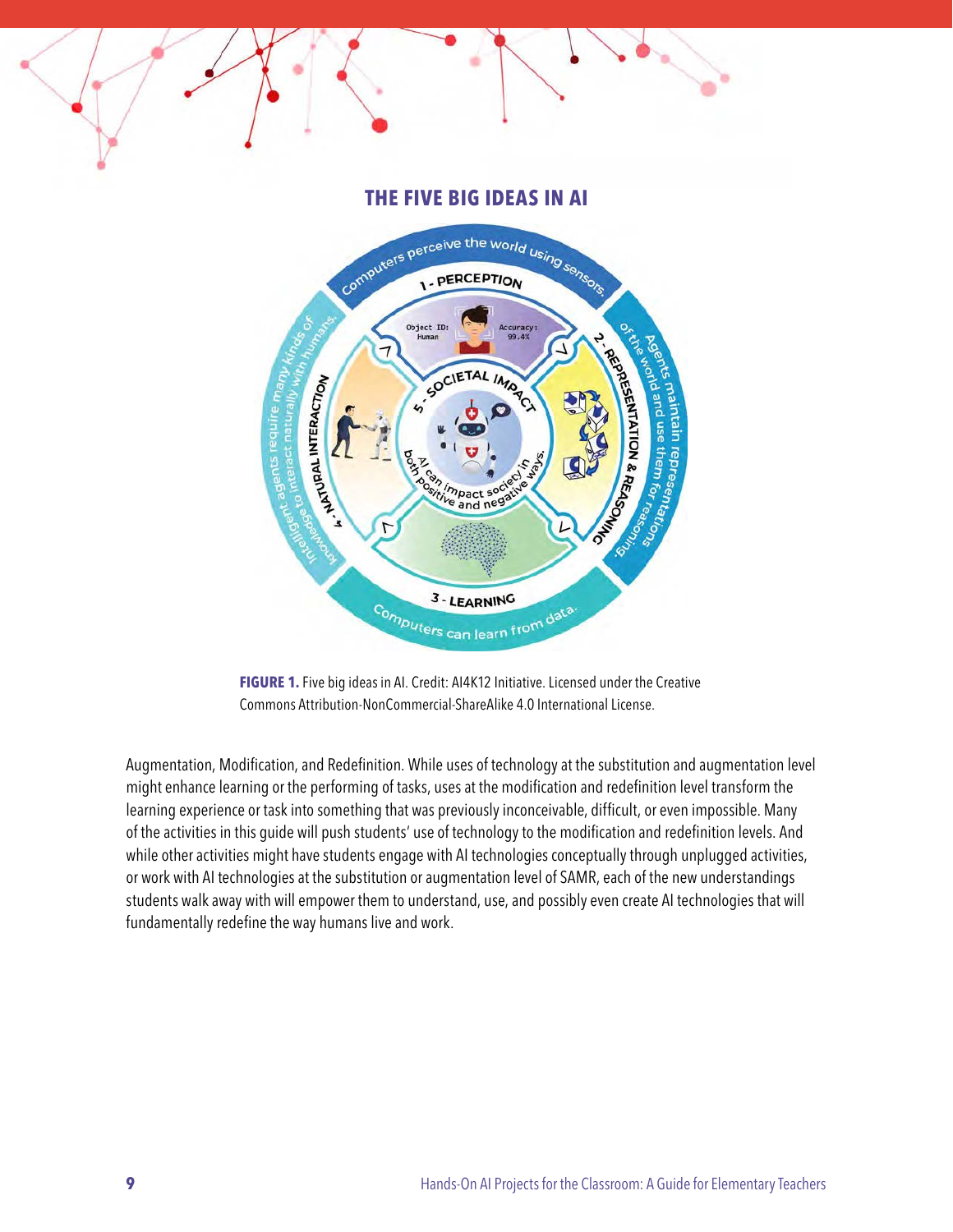## THE FIVE BIG IDEAS IN AI

**FIGURE 1.** Five big ideas in AI. Credit: AI4K12 Initiative. Licensed under the Creative Commons Attribution-NonCommercial-ShareAlike 4.0 International License.

Augmentation, Modification, and Redefinition. While uses of technology at the substitution and augmentation level might enhance learning or the performing of tasks, uses at the modification and redefinition level transform the learning experience or task into something that was previously inconceivable, difficult, or even impossible. Many of the activities in this guide will push students' use of technology to the modification and redefinition levels. And while other activities might have students engage with AI technologies conceptually through unplugged activities, or work with AI technologies at the substitution or augmentation level of SAMR, each of the new understandings students walk away with will empower them to understand, use, and possibly even create AI technologies that will fundamentally redefine the way humans live and work.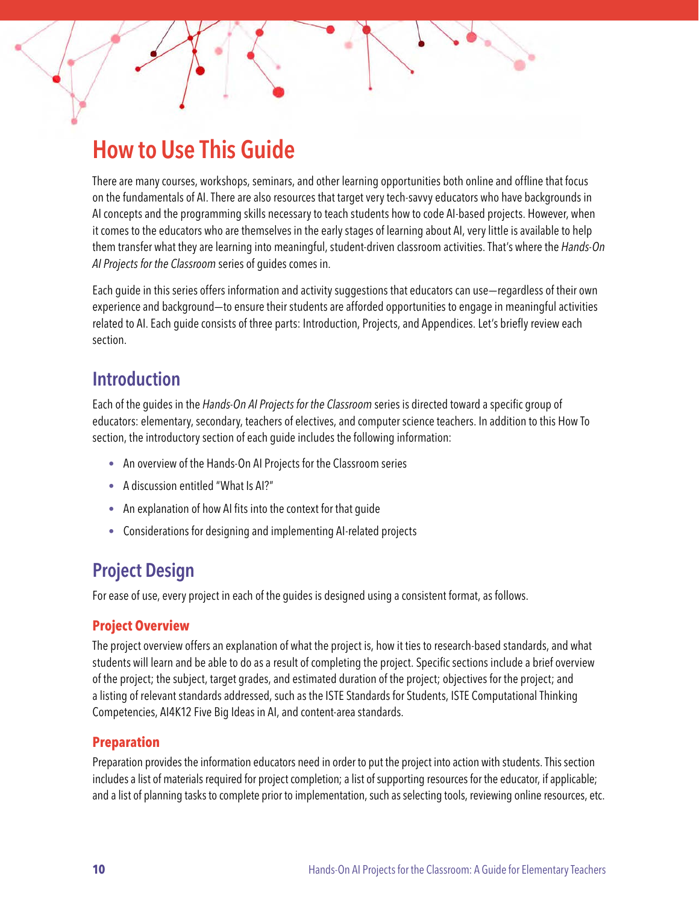# How to Use This Guide

There are many courses, workshops, seminars, and other learning opportunities both online and offline that focus on the fundamentals of AI. There are also resources that target very tech-savvy educators who have backgrounds in AI concepts and the programming skills necessary to teach students how to code AI-based projects. However, when it comes to the educators who are themselves in the early stages of learning about AI, very little is available to help them transfer what they are learning into meaningful, student-driven classroom activities. That's where the *Hands-On AI Projects for the Classroom* series of guides comes in.

Each guide in this series offers information and activity suggestions that educators can use—regardless of their own experience and background—to ensure their students are afforded opportunities to engage in meaningful activities related to AI. Each guide consists of three parts: Introduction, Projects, and Appendices. Let's briefly review each section.

## Introduction

Each of the guides in the *Hands-On AI Projects for the Classroom* series is directed toward a specific group of educators: elementary, secondary, teachers of electives, and computer science teachers. In addition to this How To section, the introductory section of each guide includes the following information:

- An overview of the Hands-On AI Projects for the Classroom series
- A discussion entitled "What Is AI?"
- An explanation of how AI fits into the context for that guide
- Considerations for designing and implementing AI-related projects

## Project Design

For ease of use, every project in each of the guides is designed using a consistent format, as follows.

### Project Overview

The project overview offers an explanation of what the project is, how it ties to research-based standards, and what students will learn and be able to do as a result of completing the project. Specific sections include a brief overview of the project; the subject, target grades, and estimated duration of the project; objectives for the project; and a listing of relevant standards addressed, such as the ISTE Standards for Students, ISTE Computational Thinking Competencies, AI4K12 Five Big Ideas in AI, and content-area standards.

### Preparation

Preparation provides the information educators need in order to put the project into action with students. This section includes a list of materials required for project completion; a list of supporting resources for the educator, if applicable; and a list of planning tasks to complete prior to implementation, such as selecting tools, reviewing online resources, etc.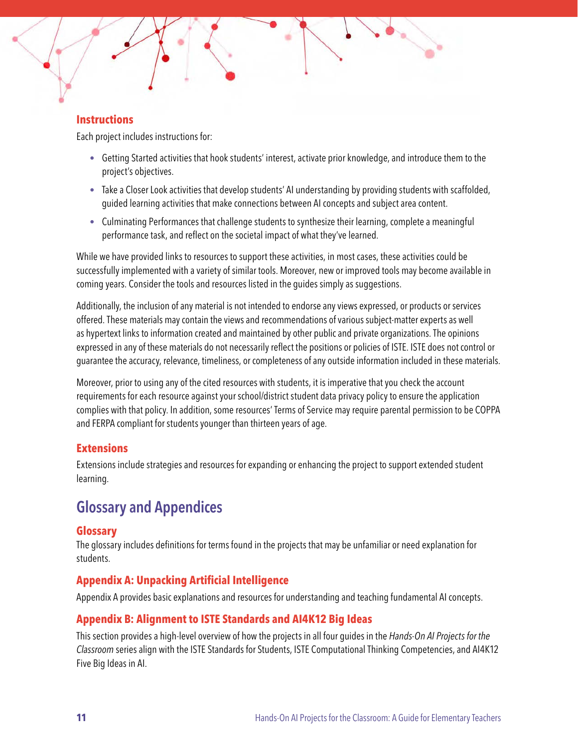### Instructions

Each project includes instructions for:

- Getting Started activities that hook students' interest, activate prior knowledge, and introduce them to the project's objectives.
- Take a Closer Look activities that develop students' AI understanding by providing students with scaffolded, guided learning activities that make connections between AI concepts and subject area content.
- Culminating Performances that challenge students to synthesize their learning, complete a meaningful performance task, and reflect on the societal impact of what they've learned.

While we have provided links to resources to support these activities, in most cases, these activities could be successfully implemented with a variety of similar tools. Moreover, new or improved tools may become available in coming years. Consider the tools and resources listed in the guides simply as suggestions.

Additionally, the inclusion of any material is not intended to endorse any views expressed, or products or services offered. These materials may contain the views and recommendations of various subject-matter experts as well as hypertext links to information created and maintained by other public and private organizations. The opinions expressed in any of these materials do not necessarily reflect the positions or policies of ISTE. ISTE does not control or guarantee the accuracy, relevance, timeliness, or completeness of any outside information included in these materials.

Moreover, prior to using any of the cited resources with students, it is imperative that you check the account requirements for each resource against your school/district student data privacy policy to ensure the application complies with that policy. In addition, some resources' Terms of Service may require parental permission to be COPPA and FERPA compliant for students younger than thirteen years of age.

### Extensions

Extensions include strategies and resources for expanding or enhancing the project to support extended student learning.

## Glossary and Appendices

### Glossary

The glossary includes definitions for terms found in the projects that may be unfamiliar or need explanation for students.

### Appendix A: Unpacking Artificial Intelligence

Appendix A provides basic explanations and resources for understanding and teaching fundamental AI concepts.

### Appendix B: Alignment to ISTE Standards and AI4K12 Big Ideas

This section provides a high-level overview of how the projects in all four guides in the *Hands-On AI Projects for the Classroom* series align with the ISTE Standards for Students, ISTE Computational Thinking Competencies, and AI4K12 Five Big Ideas in AI.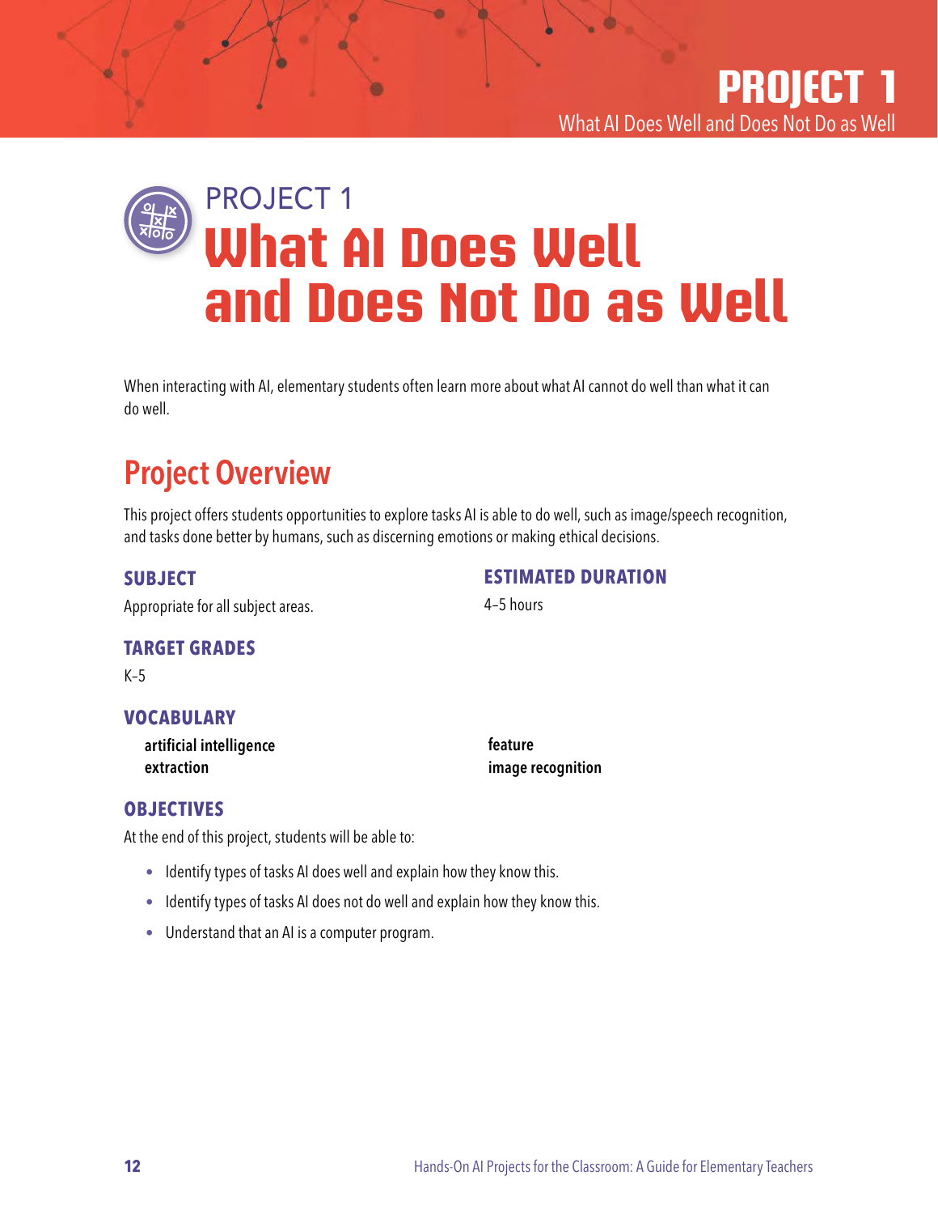# PROJECT 1
# What AI Does Well and Does Not Do as Well

When interacting with AI, elementary students often learn more about what AI cannot do well than what it can do well.

## Project Overview

This project offers students opportunities to explore tasks AI is able to do well, such as image/speech recognition, and tasks done better by humans, such as discerning emotions or making ethical decisions.

### SUBJECT

Appropriate for all subject areas.

### ESTIMATED DURATION

4–5 hours

### TARGET GRADES

K–5

### VOCABULARY

**artificial intelligence**
**extraction**
**feature**
**image recognition**

### OBJECTIVES

At the end of this project, students will be able to:

- Identify types of tasks AI does well and explain how they know this.
- Identify types of tasks AI does not do well and explain how they know this.
- Understand that an AI is a computer program.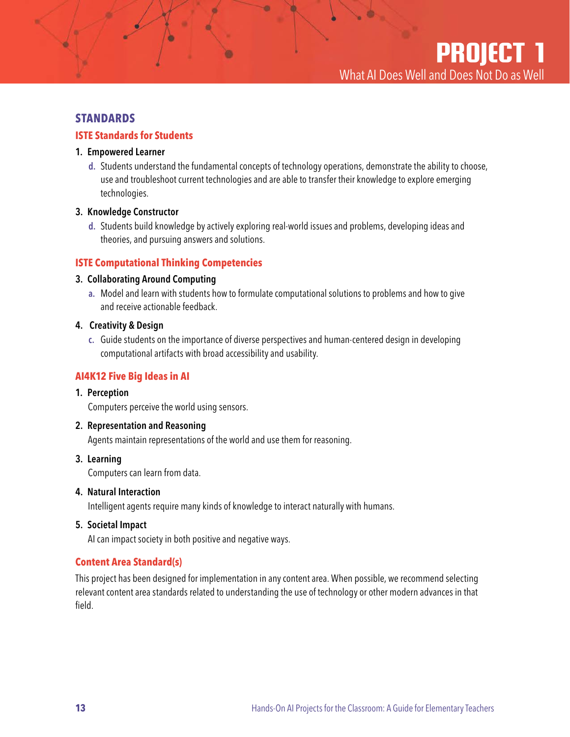# PROJECT 1

## What AI Does Well and Does Not Do as Well

### STANDARDS

#### ISTE Standards for Students

1. **Empowered Learner**

   d. Students understand the fundamental concepts of technology operations, demonstrate the ability to choose, use and troubleshoot current technologies and are able to transfer their knowledge to explore emerging technologies.

3. **Knowledge Constructor**

   d. Students build knowledge by actively exploring real-world issues and problems, developing ideas and theories, and pursuing answers and solutions.

#### ISTE Computational Thinking Competencies

3. **Collaborating Around Computing**

   a. Model and learn with students how to formulate computational solutions to problems and how to give and receive actionable feedback.

4. **Creativity & Design**

   c. Guide students on the importance of diverse perspectives and human-centered design in developing computational artifacts with broad accessibility and usability.

#### AI4K12 Five Big Ideas in AI

1. **Perception**

   Computers perceive the world using sensors.

2. **Representation and Reasoning**

   Agents maintain representations of the world and use them for reasoning.

3. **Learning**

   Computers can learn from data.

4. **Natural Interaction**

   Intelligent agents require many kinds of knowledge to interact naturally with humans.

5. **Societal Impact**

   AI can impact society in both positive and negative ways.

#### Content Area Standard(s)

This project has been designed for implementation in any content area. When possible, we recommend selecting relevant content area standards related to understanding the use of technology or other modern advances in that field.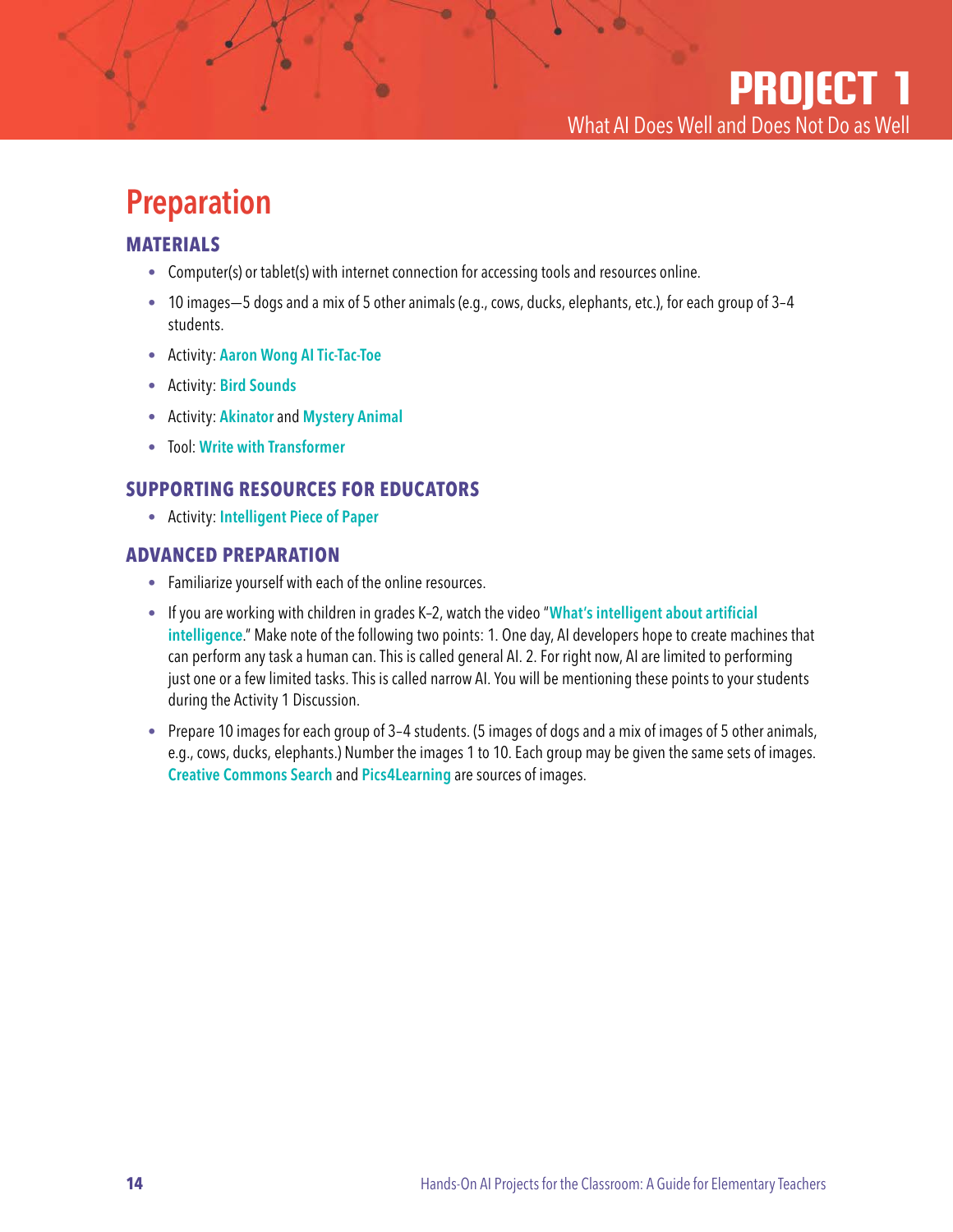# PROJECT 1

What AI Does Well and Does Not Do as Well

## Preparation

### MATERIALS

- Computer(s) or tablet(s) with internet connection for accessing tools and resources online.
- 10 images—5 dogs and a mix of 5 other animals (e.g., cows, ducks, elephants, etc.), for each group of 3–4 students.
- Activity: Aaron Wong AI Tic-Tac-Toe
- Activity: Bird Sounds
- Activity: Akinator and Mystery Animal
- Tool: Write with Transformer

### SUPPORTING RESOURCES FOR EDUCATORS

- Activity: Intelligent Piece of Paper

### ADVANCED PREPARATION

- Familiarize yourself with each of the online resources.
- If you are working with children in grades K–2, watch the video "What's intelligent about artificial intelligence." Make note of the following two points: 1. One day, AI developers hope to create machines that can perform any task a human can. This is called general AI. 2. For right now, AI are limited to performing just one or a few limited tasks. This is called narrow AI. You will be mentioning these points to your students during the Activity 1 Discussion.
- Prepare 10 images for each group of 3–4 students. (5 images of dogs and a mix of images of 5 other animals, e.g., cows, ducks, elephants.) Number the images 1 to 10. Each group may be given the same sets of images. Creative Commons Search and Pics4Learning are sources of images.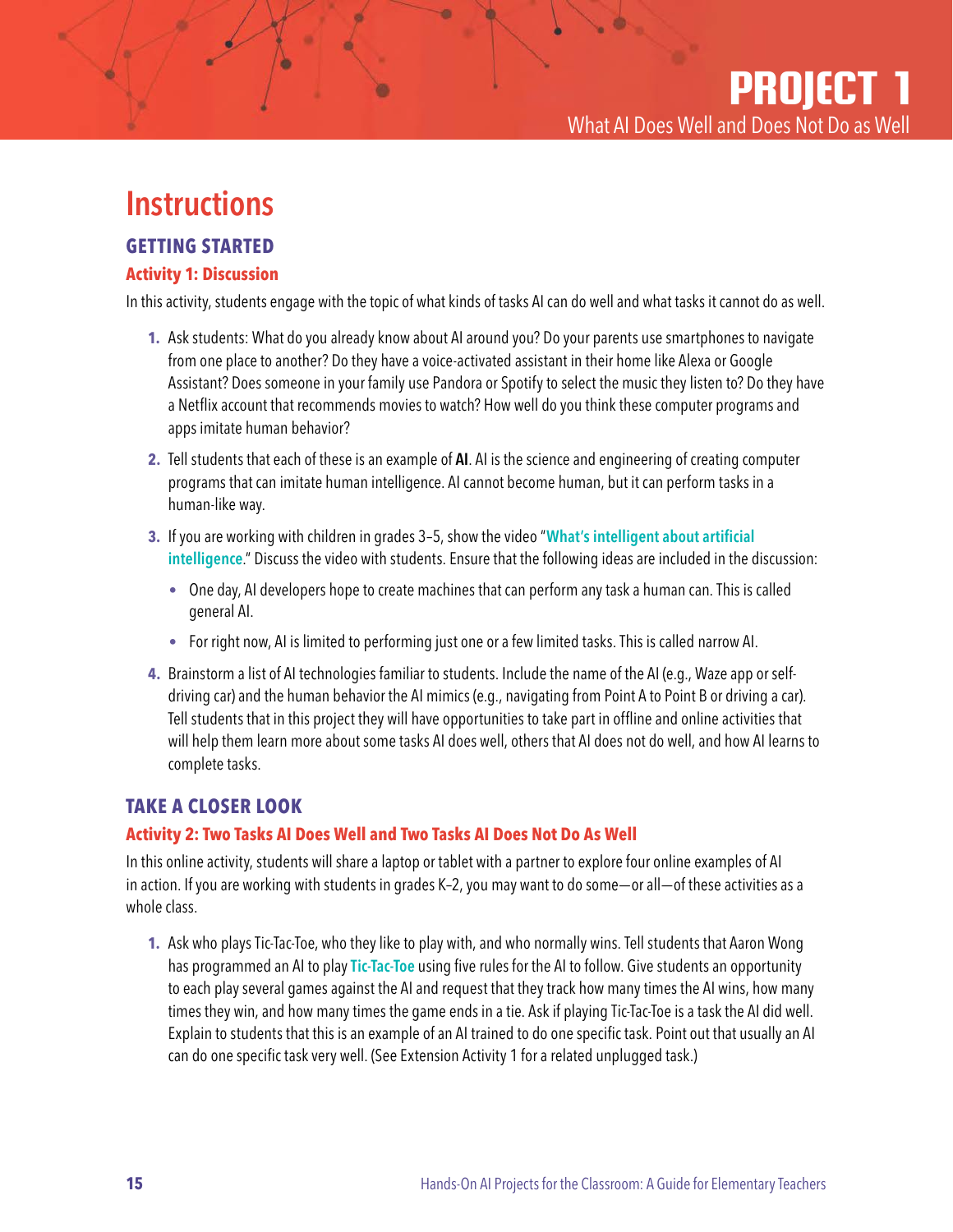# PROJECT 1

What AI Does Well and Does Not Do as Well

## Instructions

### GETTING STARTED

#### Activity 1: Discussion

In this activity, students engage with the topic of what kinds of tasks AI can do well and what tasks it cannot do as well.

1. Ask students: What do you already know about AI around you? Do your parents use smartphones to navigate from one place to another? Do they have a voice-activated assistant in their home like Alexa or Google Assistant? Does someone in your family use Pandora or Spotify to select the music they listen to? Do they have a Netflix account that recommends movies to watch? How well do you think these computer programs and apps imitate human behavior?
2. Tell students that each of these is an example of **AI**. AI is the science and engineering of creating computer programs that can imitate human intelligence. AI cannot become human, but it can perform tasks in a human-like way.
3. If you are working with children in grades 3–5, show the video "What's intelligent about artificial intelligence." Discuss the video with students. Ensure that the following ideas are included in the discussion:
   - One day, AI developers hope to create machines that can perform any task a human can. This is called general AI.
   - For right now, AI is limited to performing just one or a few limited tasks. This is called narrow AI.
4. Brainstorm a list of AI technologies familiar to students. Include the name of the AI (e.g., Waze app or self-driving car) and the human behavior the AI mimics (e.g., navigating from Point A to Point B or driving a car). Tell students that in this project they will have opportunities to take part in offline and online activities that will help them learn more about some tasks AI does well, others that AI does not do well, and how AI learns to complete tasks.

### TAKE A CLOSER LOOK

#### Activity 2: Two Tasks AI Does Well and Two Tasks AI Does Not Do As Well

In this online activity, students will share a laptop or tablet with a partner to explore four online examples of AI in action. If you are working with students in grades K–2, you may want to do some—or all—of these activities as a whole class.

1. Ask who plays Tic-Tac-Toe, who they like to play with, and who normally wins. Tell students that Aaron Wong has programmed an AI to play Tic-Tac-Toe using five rules for the AI to follow. Give students an opportunity to each play several games against the AI and request that they track how many times the AI wins, how many times they win, and how many times the game ends in a tie. Ask if playing Tic-Tac-Toe is a task the AI did well. Explain to students that this is an example of an AI trained to do one specific task. Point out that usually an AI can do one specific task very well. (See Extension Activity 1 for a related unplugged task.)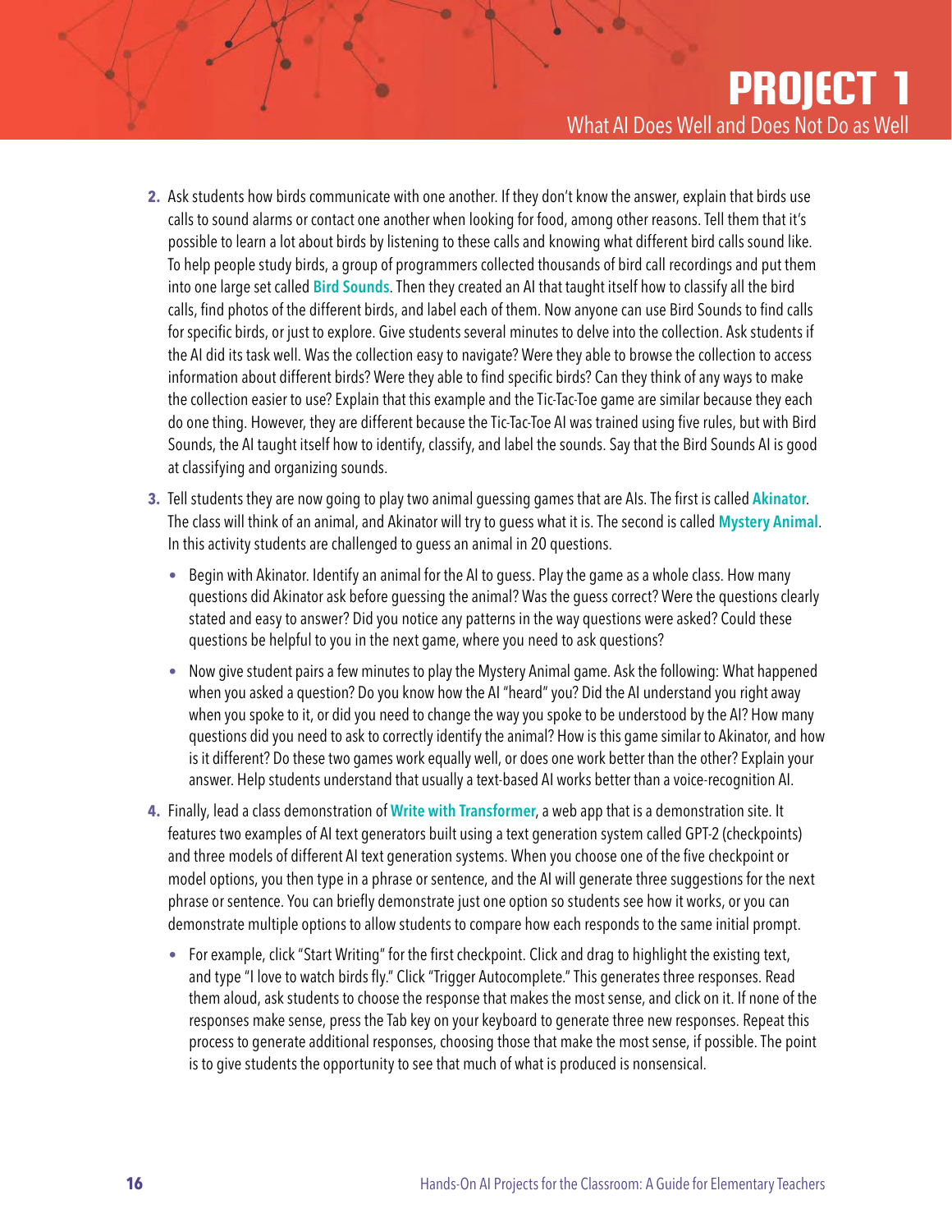2. Ask students how birds communicate with one another. If they don't know the answer, explain that birds use calls to sound alarms or contact one another when looking for food, among other reasons. Tell them that it's possible to learn a lot about birds by listening to these calls and knowing what different bird calls sound like. To help people study birds, a group of programmers collected thousands of bird call recordings and put them into one large set called **Bird Sounds**. Then they created an AI that taught itself how to classify all the bird calls, find photos of the different birds, and label each of them. Now anyone can use Bird Sounds to find calls for specific birds, or just to explore. Give students several minutes to delve into the collection. Ask students if the AI did its task well. Was the collection easy to navigate? Were they able to browse the collection to access information about different birds? Were they able to find specific birds? Can they think of any ways to make the collection easier to use? Explain that this example and the Tic-Tac-Toe game are similar because they each do one thing. However, they are different because the Tic-Tac-Toe AI was trained using five rules, but with Bird Sounds, the AI taught itself how to identify, classify, and label the sounds. Say that the Bird Sounds AI is good at classifying and organizing sounds.

3. Tell students they are now going to play two animal guessing games that are AIs. The first is called **Akinator**. The class will think of an animal, and Akinator will try to guess what it is. The second is called **Mystery Animal**. In this activity students are challenged to guess an animal in 20 questions.

   - Begin with Akinator. Identify an animal for the AI to guess. Play the game as a whole class. How many questions did Akinator ask before guessing the animal? Was the guess correct? Were the questions clearly stated and easy to answer? Did you notice any patterns in the way questions were asked? Could these questions be helpful to you in the next game, where you need to ask questions?

   - Now give student pairs a few minutes to play the Mystery Animal game. Ask the following: What happened when you asked a question? Do you know how the AI "heard" you? Did the AI understand you right away when you spoke to it, or did you need to change the way you spoke to be understood by the AI? How many questions did you need to ask to correctly identify the animal? How is this game similar to Akinator, and how is it different? Do these two games work equally well, or does one work better than the other? Explain your answer. Help students understand that usually a text-based AI works better than a voice-recognition AI.

4. Finally, lead a class demonstration of **Write with Transformer**, a web app that is a demonstration site. It features two examples of AI text generators built using a text generation system called GPT-2 (checkpoints) and three models of different AI text generation systems. When you choose one of the five checkpoint or model options, you then type in a phrase or sentence, and the AI will generate three suggestions for the next phrase or sentence. You can briefly demonstrate just one option so students see how it works, or you can demonstrate multiple options to allow students to compare how each responds to the same initial prompt.

   - For example, click "Start Writing" for the first checkpoint. Click and drag to highlight the existing text, and type "I love to watch birds fly." Click "Trigger Autocomplete." This generates three responses. Read them aloud, ask students to choose the response that makes the most sense, and click on it. If none of the responses make sense, press the Tab key on your keyboard to generate three new responses. Repeat this process to generate additional responses, choosing those that make the most sense, if possible. The point is to give students the opportunity to see that much of what is produced is nonsensical.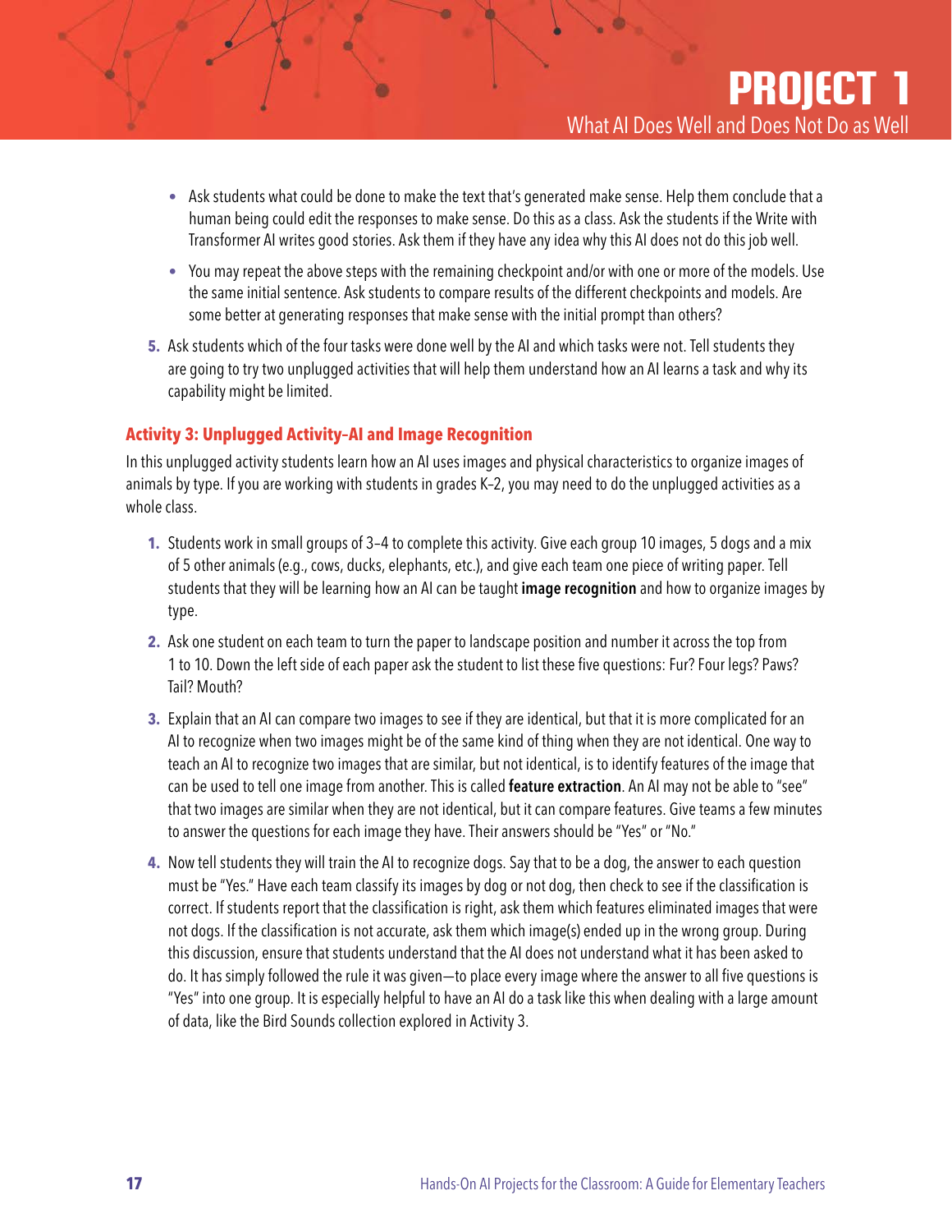- Ask students what could be done to make the text that's generated make sense. Help them conclude that a human being could edit the responses to make sense. Do this as a class. Ask the students if the Write with Transformer AI writes good stories. Ask them if they have any idea why this AI does not do this job well.
- You may repeat the above steps with the remaining checkpoint and/or with one or more of the models. Use the same initial sentence. Ask students to compare results of the different checkpoints and models. Are some better at generating responses that make sense with the initial prompt than others?

5. Ask students which of the four tasks were done well by the AI and which tasks were not. Tell students they are going to try two unplugged activities that will help them understand how an AI learns a task and why its capability might be limited.

### Activity 3: Unplugged Activity–AI and Image Recognition

In this unplugged activity students learn how an AI uses images and physical characteristics to organize images of animals by type. If you are working with students in grades K–2, you may need to do the unplugged activities as a whole class.

1. Students work in small groups of 3–4 to complete this activity. Give each group 10 images, 5 dogs and a mix of 5 other animals (e.g., cows, ducks, elephants, etc.), and give each team one piece of writing paper. Tell students that they will be learning how an AI can be taught **image recognition** and how to organize images by type.
2. Ask one student on each team to turn the paper to landscape position and number it across the top from 1 to 10. Down the left side of each paper ask the student to list these five questions: Fur? Four legs? Paws? Tail? Mouth?
3. Explain that an AI can compare two images to see if they are identical, but that it is more complicated for an AI to recognize when two images might be of the same kind of thing when they are not identical. One way to teach an AI to recognize two images that are similar, but not identical, is to identify features of the image that can be used to tell one image from another. This is called **feature extraction**. An AI may not be able to "see" that two images are similar when they are not identical, but it can compare features. Give teams a few minutes to answer the questions for each image they have. Their answers should be "Yes" or "No."
4. Now tell students they will train the AI to recognize dogs. Say that to be a dog, the answer to each question must be "Yes." Have each team classify its images by dog or not dog, then check to see if the classification is correct. If students report that the classification is right, ask them which features eliminated images that were not dogs. If the classification is not accurate, ask them which image(s) ended up in the wrong group. During this discussion, ensure that students understand that the AI does not understand what it has been asked to do. It has simply followed the rule it was given—to place every image where the answer to all five questions is "Yes" into one group. It is especially helpful to have an AI do a task like this when dealing with a large amount of data, like the Bird Sounds collection explored in Activity 3.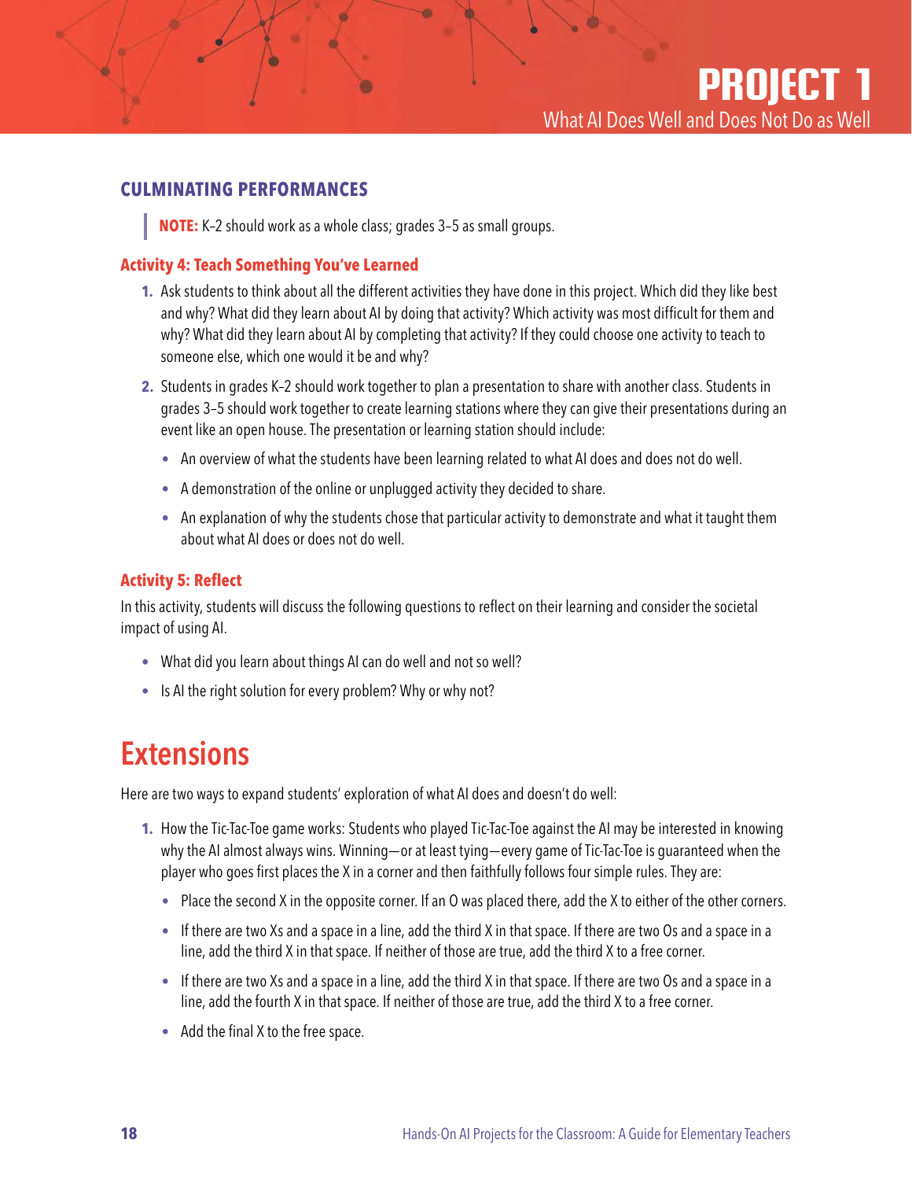## CULMINATING PERFORMANCES

> **NOTE:** K–2 should work as a whole class; grades 3–5 as small groups.

### Activity 4: Teach Something You've Learned

1. Ask students to think about all the different activities they have done in this project. Which did they like best and why? What did they learn about AI by doing that activity? Which activity was most difficult for them and why? What did they learn about AI by completing that activity? If they could choose one activity to teach to someone else, which one would it be and why?
2. Students in grades K–2 should work together to plan a presentation to share with another class. Students in grades 3–5 should work together to create learning stations where they can give their presentations during an event like an open house. The presentation or learning station should include:
   - An overview of what the students have been learning related to what AI does and does not do well.
   - A demonstration of the online or unplugged activity they decided to share.
   - An explanation of why the students chose that particular activity to demonstrate and what it taught them about what AI does or does not do well.

### Activity 5: Reflect

In this activity, students will discuss the following questions to reflect on their learning and consider the societal impact of using AI.

- What did you learn about things AI can do well and not so well?
- Is AI the right solution for every problem? Why or why not?

# Extensions

Here are two ways to expand students' exploration of what AI does and doesn't do well:

1. How the Tic-Tac-Toe game works: Students who played Tic-Tac-Toe against the AI may be interested in knowing why the AI almost always wins. Winning—or at least tying—every game of Tic-Tac-Toe is guaranteed when the player who goes first places the X in a corner and then faithfully follows four simple rules. They are:
   - Place the second X in the opposite corner. If an O was placed there, add the X to either of the other corners.
   - If there are two Xs and a space in a line, add the third X in that space. If there are two Os and a space in a line, add the third X in that space. If neither of those are true, add the third X to a free corner.
   - If there are two Xs and a space in a line, add the third X in that space. If there are two Os and a space in a line, add the fourth X in that space. If neither of those are true, add the third X to a free corner.
   - Add the final X to the free space.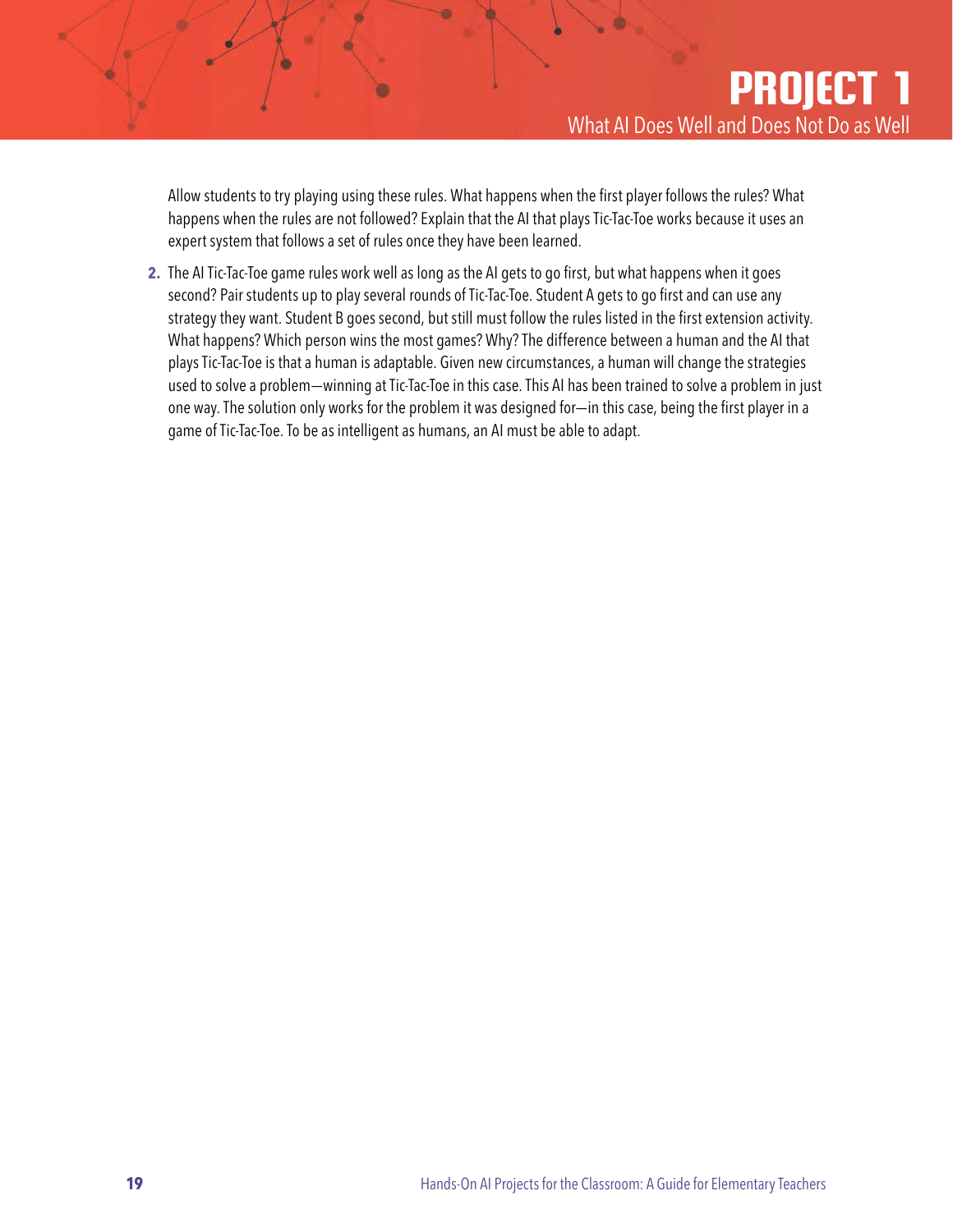Allow students to try playing using these rules. What happens when the first player follows the rules? What happens when the rules are not followed? Explain that the AI that plays Tic-Tac-Toe works because it uses an expert system that follows a set of rules once they have been learned.

2. The AI Tic-Tac-Toe game rules work well as long as the AI gets to go first, but what happens when it goes second? Pair students up to play several rounds of Tic-Tac-Toe. Student A gets to go first and can use any strategy they want. Student B goes second, but still must follow the rules listed in the first extension activity. What happens? Which person wins the most games? Why? The difference between a human and the AI that plays Tic-Tac-Toe is that a human is adaptable. Given new circumstances, a human will change the strategies used to solve a problem—winning at Tic-Tac-Toe in this case. This AI has been trained to solve a problem in just one way. The solution only works for the problem it was designed for—in this case, being the first player in a game of Tic-Tac-Toe. To be as intelligent as humans, an AI must be able to adapt.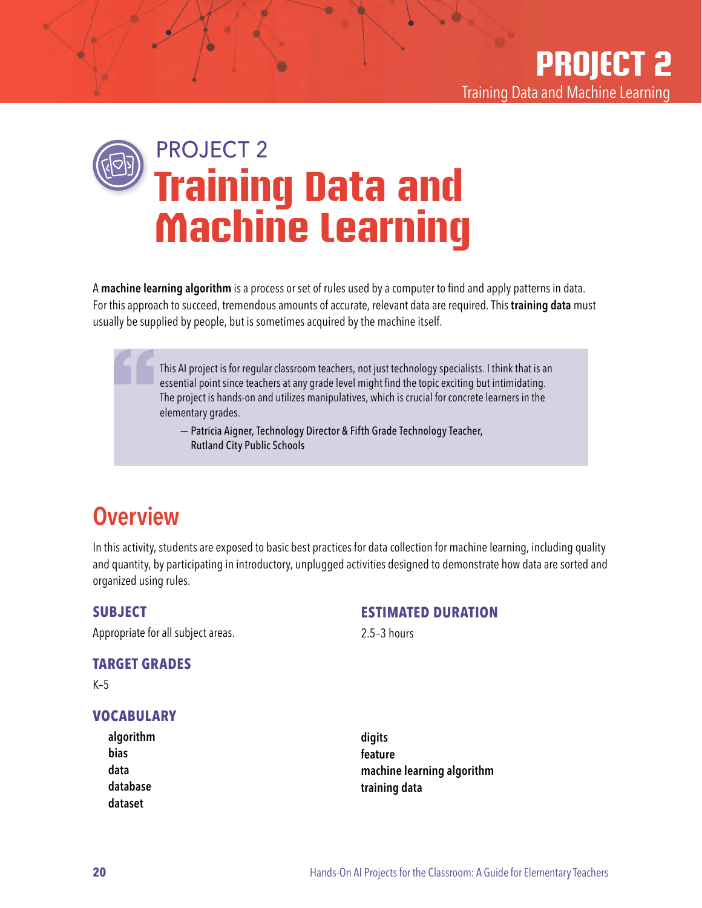# PROJECT 2

# Training Data and Machine Learning

A **machine learning algorithm** is a process or set of rules used by a computer to find and apply patterns in data. For this approach to succeed, tremendous amounts of accurate, relevant data are required. This **training data** must usually be supplied by people, but is sometimes acquired by the machine itself.

> This AI project is for regular classroom teachers, not just technology specialists. I think that is an essential point since teachers at any grade level might find the topic exciting but intimidating. The project is hands-on and utilizes manipulatives, which is crucial for concrete learners in the elementary grades.
>
> — Patricia Aigner, Technology Director & Fifth Grade Technology Teacher, Rutland City Public Schools

## Overview

In this activity, students are exposed to basic best practices for data collection for machine learning, including quality and quantity, by participating in introductory, unplugged activities designed to demonstrate how data are sorted and organized using rules.

### SUBJECT

Appropriate for all subject areas.

### TARGET GRADES

K–5

### ESTIMATED DURATION

2.5–3 hours

### VOCABULARY

- **algorithm**
- **bias**
- **data**
- **database**
- **dataset**
- **digits**
- **feature**
- **machine learning algorithm**
- **training data**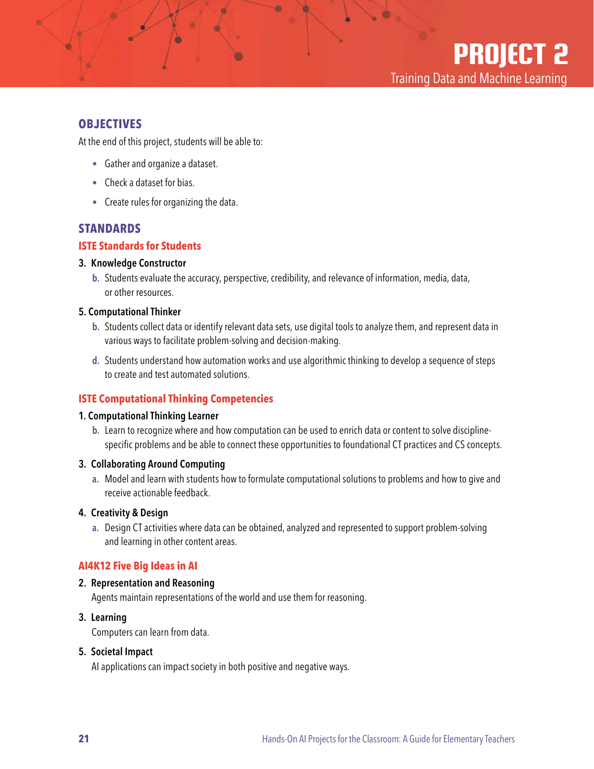# PROJECT 2

Training Data and Machine Learning

## OBJECTIVES

At the end of this project, students will be able to:

- Gather and organize a dataset.
- Check a dataset for bias.
- Create rules for organizing the data.

## STANDARDS

### ISTE Standards for Students

**3. Knowledge Constructor**

**b.** Students evaluate the accuracy, perspective, credibility, and relevance of information, media, data, or other resources.

**5. Computational Thinker**

**b.** Students collect data or identify relevant data sets, use digital tools to analyze them, and represent data in various ways to facilitate problem-solving and decision-making.

**d.** Students understand how automation works and use algorithmic thinking to develop a sequence of steps to create and test automated solutions.

### ISTE Computational Thinking Competencies

**1. Computational Thinking Learner**

**b.** Learn to recognize where and how computation can be used to enrich data or content to solve discipline-specific problems and be able to connect these opportunities to foundational CT practices and CS concepts.

**3. Collaborating Around Computing**

**a.** Model and learn with students how to formulate computational solutions to problems and how to give and receive actionable feedback.

**4. Creativity & Design**

**a.** Design CT activities where data can be obtained, analyzed and represented to support problem-solving and learning in other content areas.

### AI4K12 Five Big Ideas in AI

**2. Representation and Reasoning**

Agents maintain representations of the world and use them for reasoning.

**3. Learning**

Computers can learn from data.

**5. Societal Impact**

AI applications can impact society in both positive and negative ways.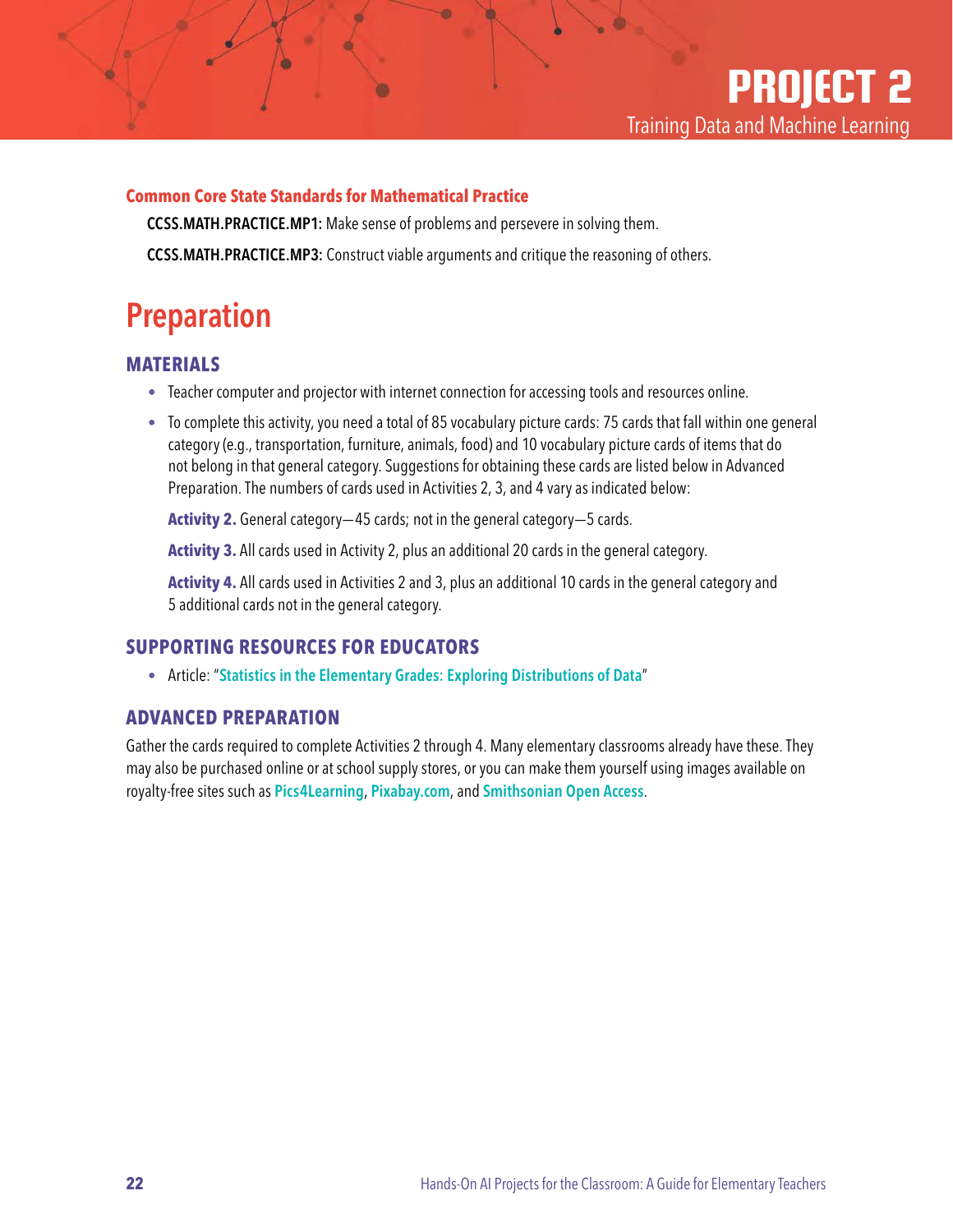# PROJECT 2

Training Data and Machine Learning

**Common Core State Standards for Mathematical Practice**

**CCSS.MATH.PRACTICE.MP1:** Make sense of problems and persevere in solving them.

**CCSS.MATH.PRACTICE.MP3:** Construct viable arguments and critique the reasoning of others.

## Preparation

### MATERIALS

- Teacher computer and projector with internet connection for accessing tools and resources online.
- To complete this activity, you need a total of 85 vocabulary picture cards: 75 cards that fall within one general category (e.g., transportation, furniture, animals, food) and 10 vocabulary picture cards of items that do not belong in that general category. Suggestions for obtaining these cards are listed below in Advanced Preparation. The numbers of cards used in Activities 2, 3, and 4 vary as indicated below:

  **Activity 2.** General category—45 cards; not in the general category—5 cards.

  **Activity 3.** All cards used in Activity 2, plus an additional 20 cards in the general category.

  **Activity 4.** All cards used in Activities 2 and 3, plus an additional 10 cards in the general category and 5 additional cards not in the general category.

### SUPPORTING RESOURCES FOR EDUCATORS

- Article: "**Statistics in the Elementary Grades: Exploring Distributions of Data**"

### ADVANCED PREPARATION

Gather the cards required to complete Activities 2 through 4. Many elementary classrooms already have these. They may also be purchased online or at school supply stores, or you can make them yourself using images available on royalty-free sites such as **Pics4Learning**, **Pixabay.com**, and **Smithsonian Open Access**.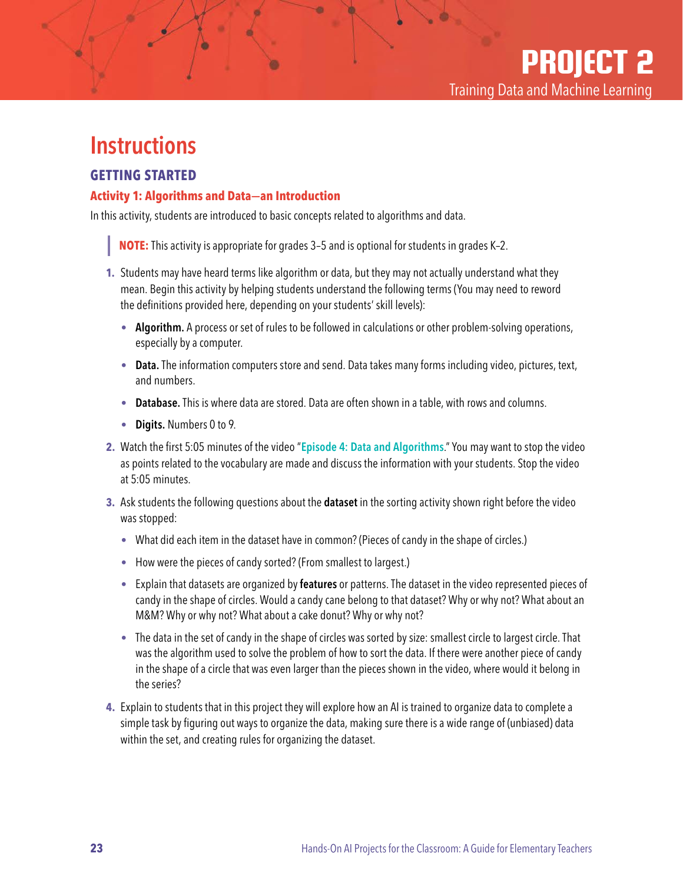# Instructions

## GETTING STARTED

### Activity 1: Algorithms and Data—an Introduction

In this activity, students are introduced to basic concepts related to algorithms and data.

> **NOTE:** This activity is appropriate for grades 3–5 and is optional for students in grades K–2.

1. Students may have heard terms like algorithm or data, but they may not actually understand what they mean. Begin this activity by helping students understand the following terms (You may need to reword the definitions provided here, depending on your students' skill levels):
   - **Algorithm.** A process or set of rules to be followed in calculations or other problem-solving operations, especially by a computer.
   - **Data.** The information computers store and send. Data takes many forms including video, pictures, text, and numbers.
   - **Database.** This is where data are stored. Data are often shown in a table, with rows and columns.
   - **Digits.** Numbers 0 to 9.
2. Watch the first 5:05 minutes of the video "Episode 4: Data and Algorithms." You may want to stop the video as points related to the vocabulary are made and discuss the information with your students. Stop the video at 5:05 minutes.
3. Ask students the following questions about the **dataset** in the sorting activity shown right before the video was stopped:
   - What did each item in the dataset have in common? (Pieces of candy in the shape of circles.)
   - How were the pieces of candy sorted? (From smallest to largest.)
   - Explain that datasets are organized by **features** or patterns. The dataset in the video represented pieces of candy in the shape of circles. Would a candy cane belong to that dataset? Why or why not? What about an M&M? Why or why not? What about a cake donut? Why or why not?
   - The data in the set of candy in the shape of circles was sorted by size: smallest circle to largest circle. That was the algorithm used to solve the problem of how to sort the data. If there were another piece of candy in the shape of a circle that was even larger than the pieces shown in the video, where would it belong in the series?
4. Explain to students that in this project they will explore how an AI is trained to organize data to complete a simple task by figuring out ways to organize the data, making sure there is a wide range of (unbiased) data within the set, and creating rules for organizing the dataset.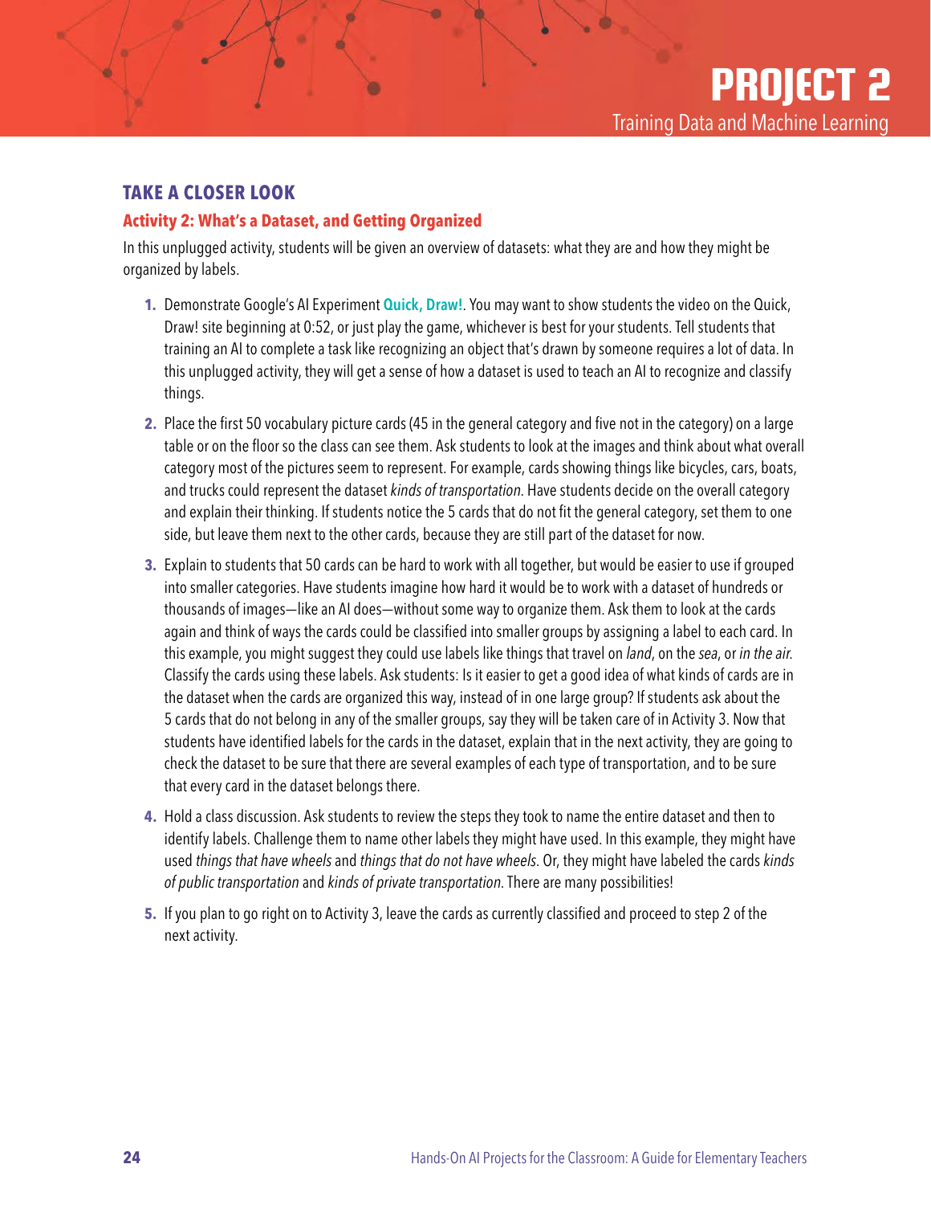## TAKE A CLOSER LOOK

### Activity 2: What's a Dataset, and Getting Organized

In this unplugged activity, students will be given an overview of datasets: what they are and how they might be organized by labels.

1. Demonstrate Google's AI Experiment **Quick, Draw!**. You may want to show students the video on the Quick, Draw! site beginning at 0:52, or just play the game, whichever is best for your students. Tell students that training an AI to complete a task like recognizing an object that's drawn by someone requires a lot of data. In this unplugged activity, they will get a sense of how a dataset is used to teach an AI to recognize and classify things.
2. Place the first 50 vocabulary picture cards (45 in the general category and five not in the category) on a large table or on the floor so the class can see them. Ask students to look at the images and think about what overall category most of the pictures seem to represent. For example, cards showing things like bicycles, cars, boats, and trucks could represent the dataset *kinds of transportation*. Have students decide on the overall category and explain their thinking. If students notice the 5 cards that do not fit the general category, set them to one side, but leave them next to the other cards, because they are still part of the dataset for now.
3. Explain to students that 50 cards can be hard to work with all together, but would be easier to use if grouped into smaller categories. Have students imagine how hard it would be to work with a dataset of hundreds or thousands of images—like an AI does—without some way to organize them. Ask them to look at the cards again and think of ways the cards could be classified into smaller groups by assigning a label to each card. In this example, you might suggest they could use labels like things that travel on *land*, on the *sea*, or *in the air*. Classify the cards using these labels. Ask students: Is it easier to get a good idea of what kinds of cards are in the dataset when the cards are organized this way, instead of in one large group? If students ask about the 5 cards that do not belong in any of the smaller groups, say they will be taken care of in Activity 3. Now that students have identified labels for the cards in the dataset, explain that in the next activity, they are going to check the dataset to be sure that there are several examples of each type of transportation, and to be sure that every card in the dataset belongs there.
4. Hold a class discussion. Ask students to review the steps they took to name the entire dataset and then to identify labels. Challenge them to name other labels they might have used. In this example, they might have used *things that have wheels* and *things that do not have wheels*. Or, they might have labeled the cards *kinds of public transportation* and *kinds of private transportation*. There are many possibilities!
5. If you plan to go right on to Activity 3, leave the cards as currently classified and proceed to step 2 of the next activity.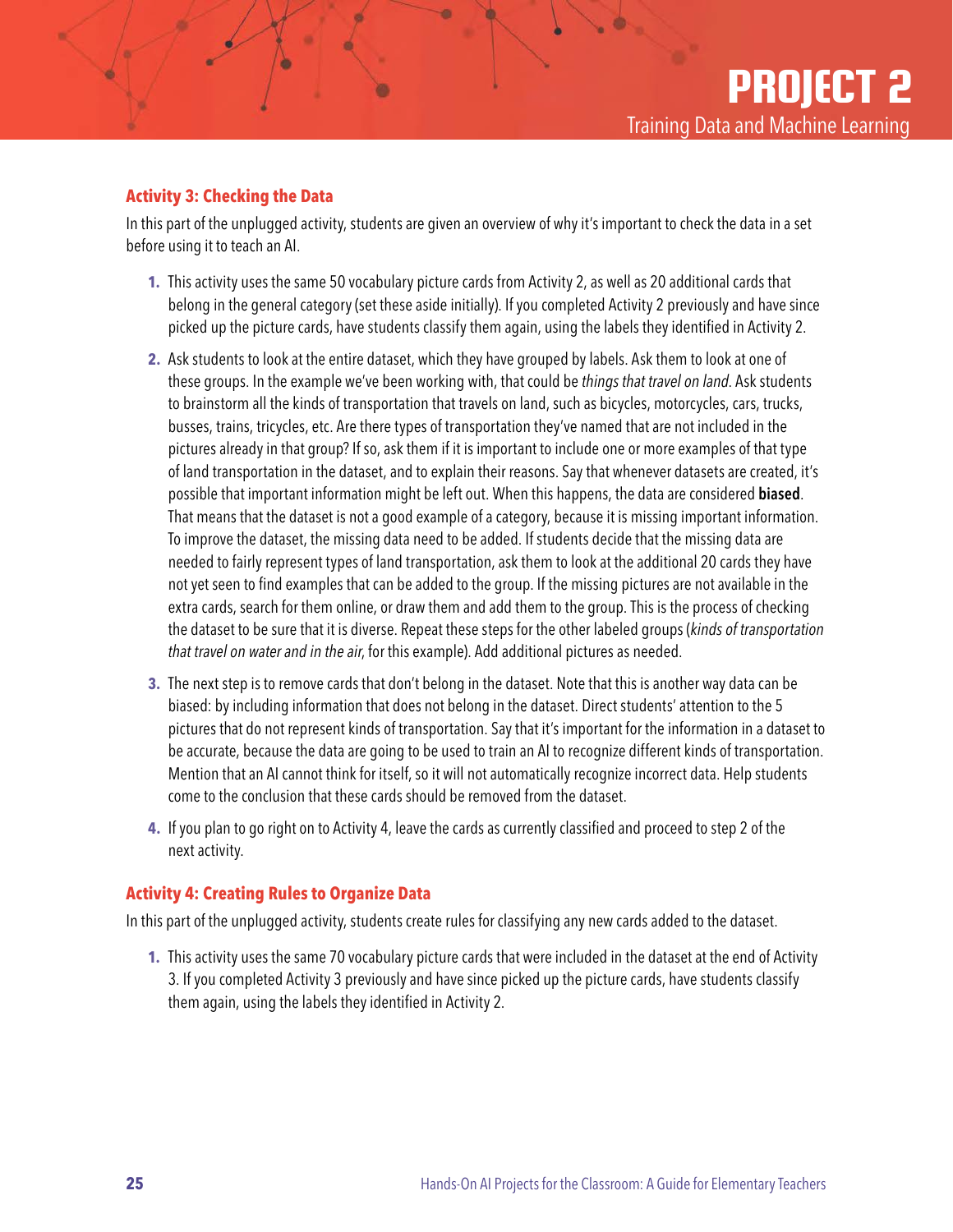### Activity 3: Checking the Data

In this part of the unplugged activity, students are given an overview of why it's important to check the data in a set before using it to teach an AI.

1. This activity uses the same 50 vocabulary picture cards from Activity 2, as well as 20 additional cards that belong in the general category (set these aside initially). If you completed Activity 2 previously and have since picked up the picture cards, have students classify them again, using the labels they identified in Activity 2.
2. Ask students to look at the entire dataset, which they have grouped by labels. Ask them to look at one of these groups. In the example we've been working with, that could be *things that travel on land*. Ask students to brainstorm all the kinds of transportation that travels on land, such as bicycles, motorcycles, cars, trucks, busses, trains, tricycles, etc. Are there types of transportation they've named that are not included in the pictures already in that group? If so, ask them if it is important to include one or more examples of that type of land transportation in the dataset, and to explain their reasons. Say that whenever datasets are created, it's possible that important information might be left out. When this happens, the data are considered **biased**. That means that the dataset is not a good example of a category, because it is missing important information. To improve the dataset, the missing data need to be added. If students decide that the missing data are needed to fairly represent types of land transportation, ask them to look at the additional 20 cards they have not yet seen to find examples that can be added to the group. If the missing pictures are not available in the extra cards, search for them online, or draw them and add them to the group. This is the process of checking the dataset to be sure that it is diverse. Repeat these steps for the other labeled groups (*kinds of transportation that travel on water and in the air*, for this example). Add additional pictures as needed.
3. The next step is to remove cards that don't belong in the dataset. Note that this is another way data can be biased: by including information that does not belong in the dataset. Direct students' attention to the 5 pictures that do not represent kinds of transportation. Say that it's important for the information in a dataset to be accurate, because the data are going to be used to train an AI to recognize different kinds of transportation. Mention that an AI cannot think for itself, so it will not automatically recognize incorrect data. Help students come to the conclusion that these cards should be removed from the dataset.
4. If you plan to go right on to Activity 4, leave the cards as currently classified and proceed to step 2 of the next activity.

### Activity 4: Creating Rules to Organize Data

In this part of the unplugged activity, students create rules for classifying any new cards added to the dataset.

1. This activity uses the same 70 vocabulary picture cards that were included in the dataset at the end of Activity 3. If you completed Activity 3 previously and have since picked up the picture cards, have students classify them again, using the labels they identified in Activity 2.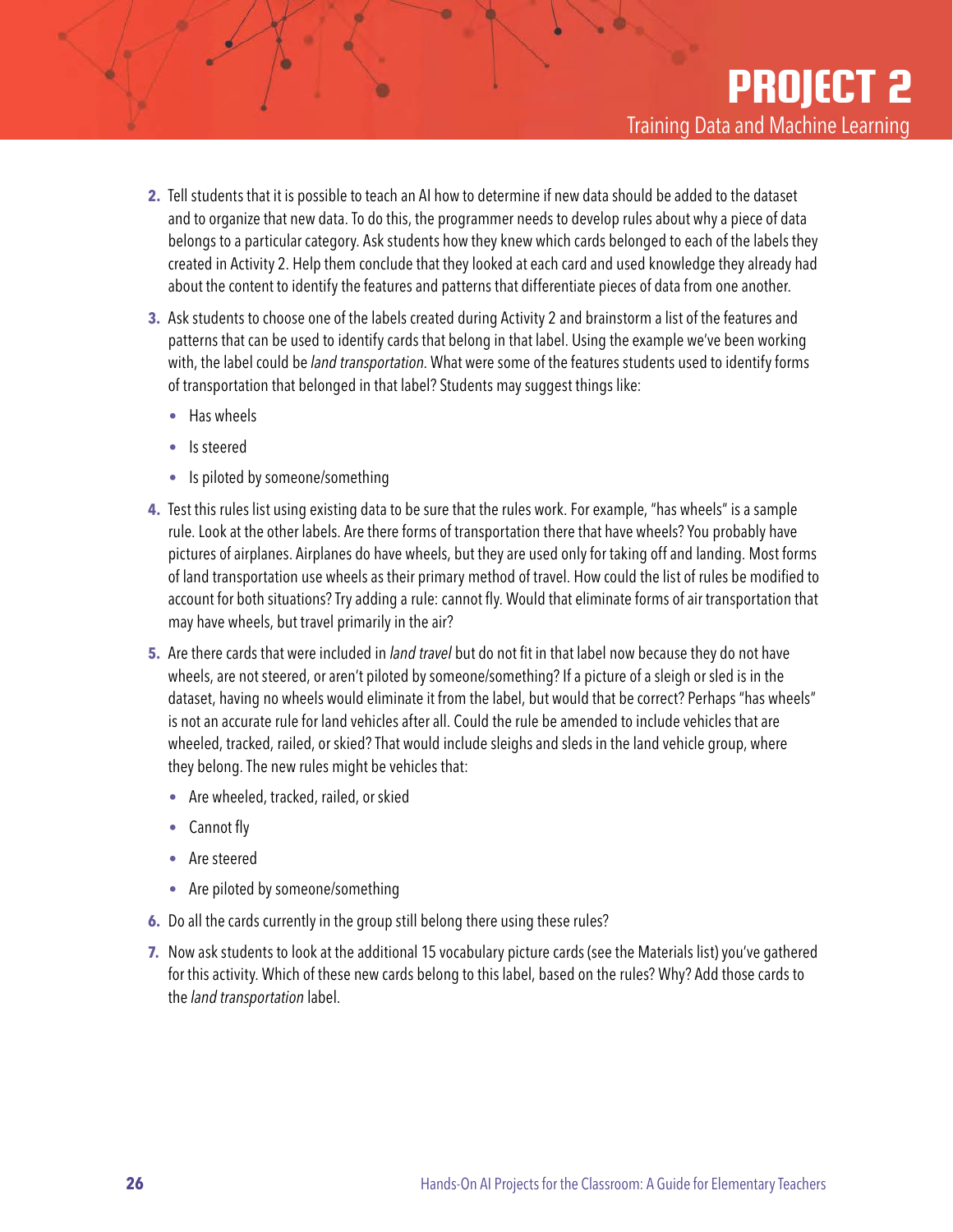2. Tell students that it is possible to teach an AI how to determine if new data should be added to the dataset and to organize that new data. To do this, the programmer needs to develop rules about why a piece of data belongs to a particular category. Ask students how they knew which cards belonged to each of the labels they created in Activity 2. Help them conclude that they looked at each card and used knowledge they already had about the content to identify the features and patterns that differentiate pieces of data from one another.

3. Ask students to choose one of the labels created during Activity 2 and brainstorm a list of the features and patterns that can be used to identify cards that belong in that label. Using the example we've been working with, the label could be *land transportation*. What were some of the features students used to identify forms of transportation that belonged in that label? Students may suggest things like:
   - Has wheels
   - Is steered
   - Is piloted by someone/something

4. Test this rules list using existing data to be sure that the rules work. For example, "has wheels" is a sample rule. Look at the other labels. Are there forms of transportation there that have wheels? You probably have pictures of airplanes. Airplanes do have wheels, but they are used only for taking off and landing. Most forms of land transportation use wheels as their primary method of travel. How could the list of rules be modified to account for both situations? Try adding a rule: cannot fly. Would that eliminate forms of air transportation that may have wheels, but travel primarily in the air?

5. Are there cards that were included in *land travel* but do not fit in that label now because they do not have wheels, are not steered, or aren't piloted by someone/something? If a picture of a sleigh or sled is in the dataset, having no wheels would eliminate it from the label, but would that be correct? Perhaps "has wheels" is not an accurate rule for land vehicles after all. Could the rule be amended to include vehicles that are wheeled, tracked, railed, or skied? That would include sleighs and sleds in the land vehicle group, where they belong. The new rules might be vehicles that:
   - Are wheeled, tracked, railed, or skied
   - Cannot fly
   - Are steered
   - Are piloted by someone/something

6. Do all the cards currently in the group still belong there using these rules?

7. Now ask students to look at the additional 15 vocabulary picture cards (see the Materials list) you've gathered for this activity. Which of these new cards belong to this label, based on the rules? Why? Add those cards to the *land transportation* label.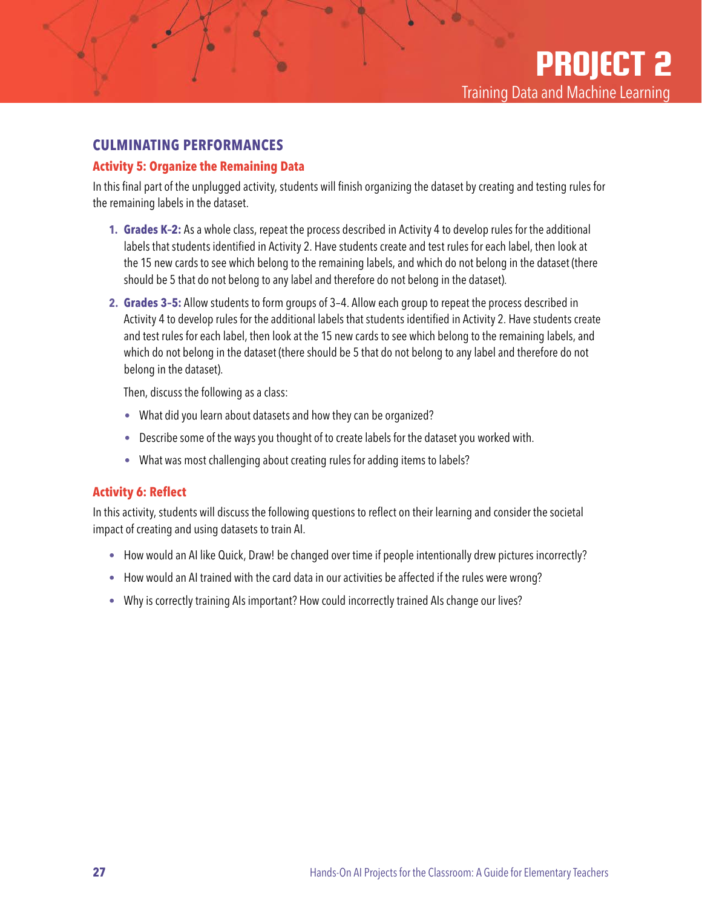## CULMINATING PERFORMANCES

### Activity 5: Organize the Remaining Data

In this final part of the unplugged activity, students will finish organizing the dataset by creating and testing rules for the remaining labels in the dataset.

1. **Grades K–2:** As a whole class, repeat the process described in Activity 4 to develop rules for the additional labels that students identified in Activity 2. Have students create and test rules for each label, then look at the 15 new cards to see which belong to the remaining labels, and which do not belong in the dataset (there should be 5 that do not belong to any label and therefore do not belong in the dataset).
2. **Grades 3–5:** Allow students to form groups of 3–4. Allow each group to repeat the process described in Activity 4 to develop rules for the additional labels that students identified in Activity 2. Have students create and test rules for each label, then look at the 15 new cards to see which belong to the remaining labels, and which do not belong in the dataset (there should be 5 that do not belong to any label and therefore do not belong in the dataset).

   Then, discuss the following as a class:

   - What did you learn about datasets and how they can be organized?
   - Describe some of the ways you thought of to create labels for the dataset you worked with.
   - What was most challenging about creating rules for adding items to labels?

### Activity 6: Reflect

In this activity, students will discuss the following questions to reflect on their learning and consider the societal impact of creating and using datasets to train AI.

- How would an AI like Quick, Draw! be changed over time if people intentionally drew pictures incorrectly?
- How would an AI trained with the card data in our activities be affected if the rules were wrong?
- Why is correctly training AIs important? How could incorrectly trained AIs change our lives?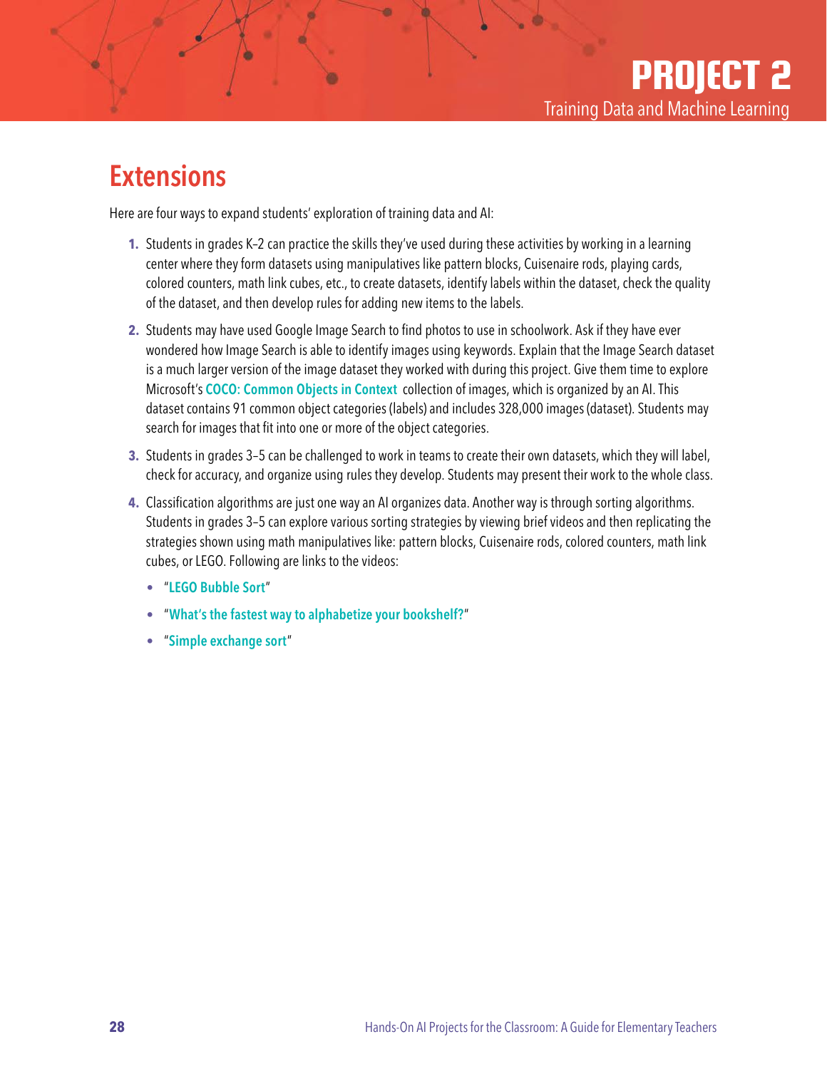## Extensions

Here are four ways to expand students' exploration of training data and AI:

1. Students in grades K–2 can practice the skills they've used during these activities by working in a learning center where they form datasets using manipulatives like pattern blocks, Cuisenaire rods, playing cards, colored counters, math link cubes, etc., to create datasets, identify labels within the dataset, check the quality of the dataset, and then develop rules for adding new items to the labels.

2. Students may have used Google Image Search to find photos to use in schoolwork. Ask if they have ever wondered how Image Search is able to identify images using keywords. Explain that the Image Search dataset is a much larger version of the image dataset they worked with during this project. Give them time to explore Microsoft's **COCO: Common Objects in Context** collection of images, which is organized by an AI. This dataset contains 91 common object categories (labels) and includes 328,000 images (dataset). Students may search for images that fit into one or more of the object categories.

3. Students in grades 3–5 can be challenged to work in teams to create their own datasets, which they will label, check for accuracy, and organize using rules they develop. Students may present their work to the whole class.

4. Classification algorithms are just one way an AI organizes data. Another way is through sorting algorithms. Students in grades 3–5 can explore various sorting strategies by viewing brief videos and then replicating the strategies shown using math manipulatives like: pattern blocks, Cuisenaire rods, colored counters, math link cubes, or LEGO. Following are links to the videos:
   - "**LEGO Bubble Sort**"
   - "**What's the fastest way to alphabetize your bookshelf?**"
   - "**Simple exchange sort**"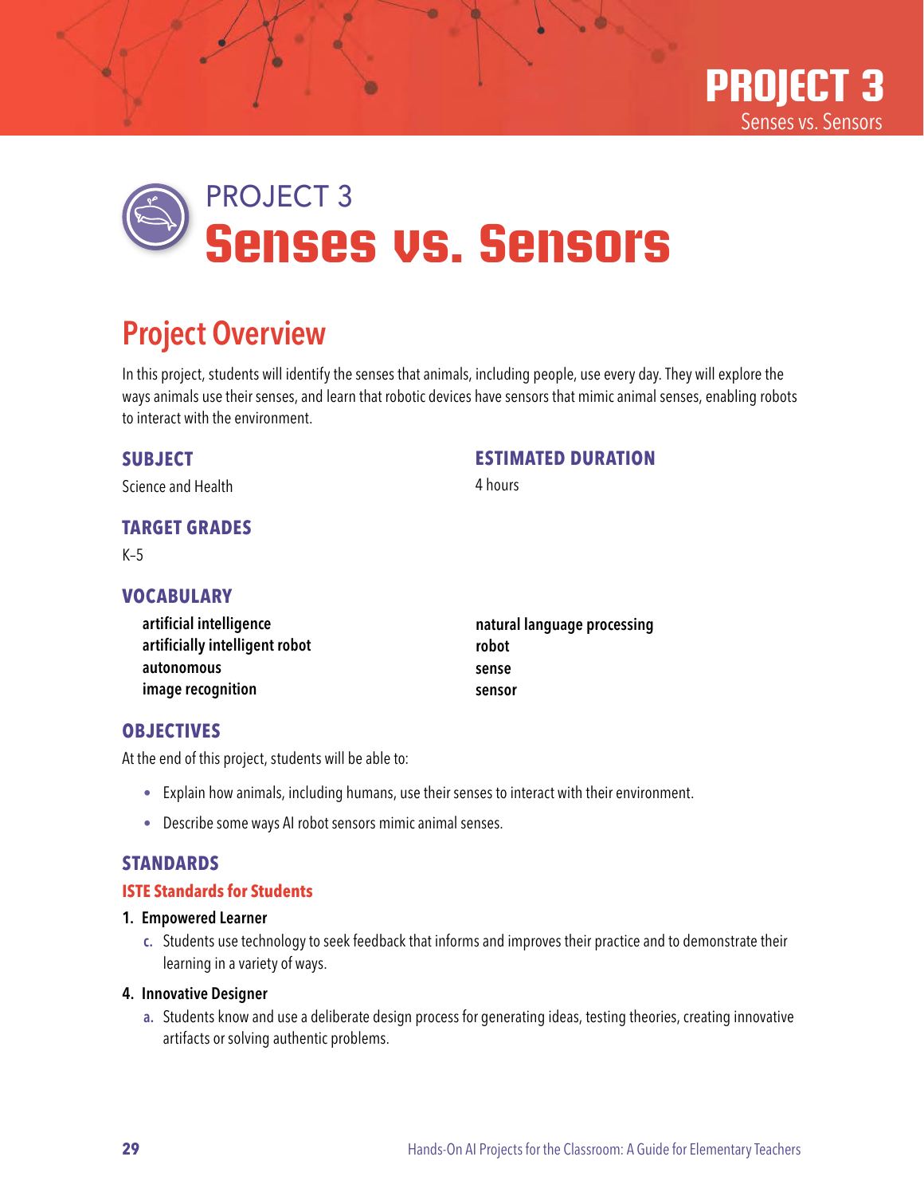# PROJECT 3
# Senses vs. Sensors

## Project Overview

In this project, students will identify the senses that animals, including people, use every day. They will explore the ways animals use their senses, and learn that robotic devices have sensors that mimic animal senses, enabling robots to interact with the environment.

### SUBJECT

Science and Health

### ESTIMATED DURATION

4 hours

### TARGET GRADES

K–5

### VOCABULARY

**artificial intelligence**
**artificially intelligent robot**
**autonomous**
**image recognition**
**natural language processing**
**robot**
**sense**
**sensor**

### OBJECTIVES

At the end of this project, students will be able to:

- Explain how animals, including humans, use their senses to interact with their environment.
- Describe some ways AI robot sensors mimic animal senses.

### STANDARDS

#### ISTE Standards for Students

**1. Empowered Learner**

c. Students use technology to seek feedback that informs and improves their practice and to demonstrate their learning in a variety of ways.

**4. Innovative Designer**

a. Students know and use a deliberate design process for generating ideas, testing theories, creating innovative artifacts or solving authentic problems.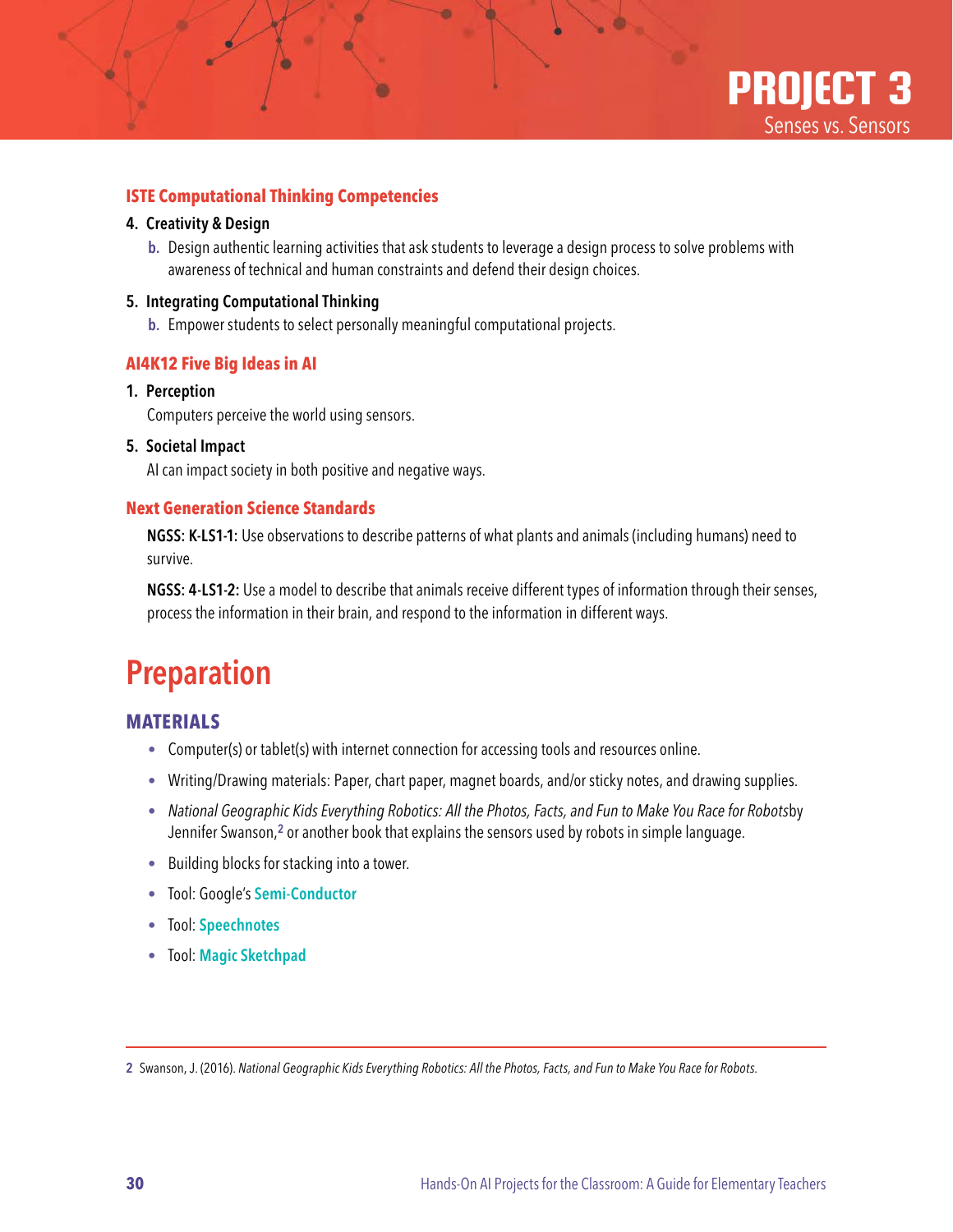# PROJECT 3
Senses vs. Sensors

### ISTE Computational Thinking Competencies

4. **Creativity & Design**
   - **b.** Design authentic learning activities that ask students to leverage a design process to solve problems with awareness of technical and human constraints and defend their design choices.

5. **Integrating Computational Thinking**
   - **b.** Empower students to select personally meaningful computational projects.

### AI4K12 Five Big Ideas in AI

1. **Perception**
   Computers perceive the world using sensors.

5. **Societal Impact**
   AI can impact society in both positive and negative ways.

### Next Generation Science Standards

**NGSS: K-LS1-1:** Use observations to describe patterns of what plants and animals (including humans) need to survive.

**NGSS: 4-LS1-2:** Use a model to describe that animals receive different types of information through their senses, process the information in their brain, and respond to the information in different ways.

## Preparation

### MATERIALS

- Computer(s) or tablet(s) with internet connection for accessing tools and resources online.
- Writing/Drawing materials: Paper, chart paper, magnet boards, and/or sticky notes, and drawing supplies.
- *National Geographic Kids Everything Robotics: All the Photos, Facts, and Fun to Make You Race for Robots* by Jennifer Swanson,[2] or another book that explains the sensors used by robots in simple language.
- Building blocks for stacking into a tower.
- Tool: Google's **Semi-Conductor**
- Tool: **Speechnotes**
- Tool: **Magic Sketchpad**

---

2 Swanson, J. (2016). *National Geographic Kids Everything Robotics: All the Photos, Facts, and Fun to Make You Race for Robots.*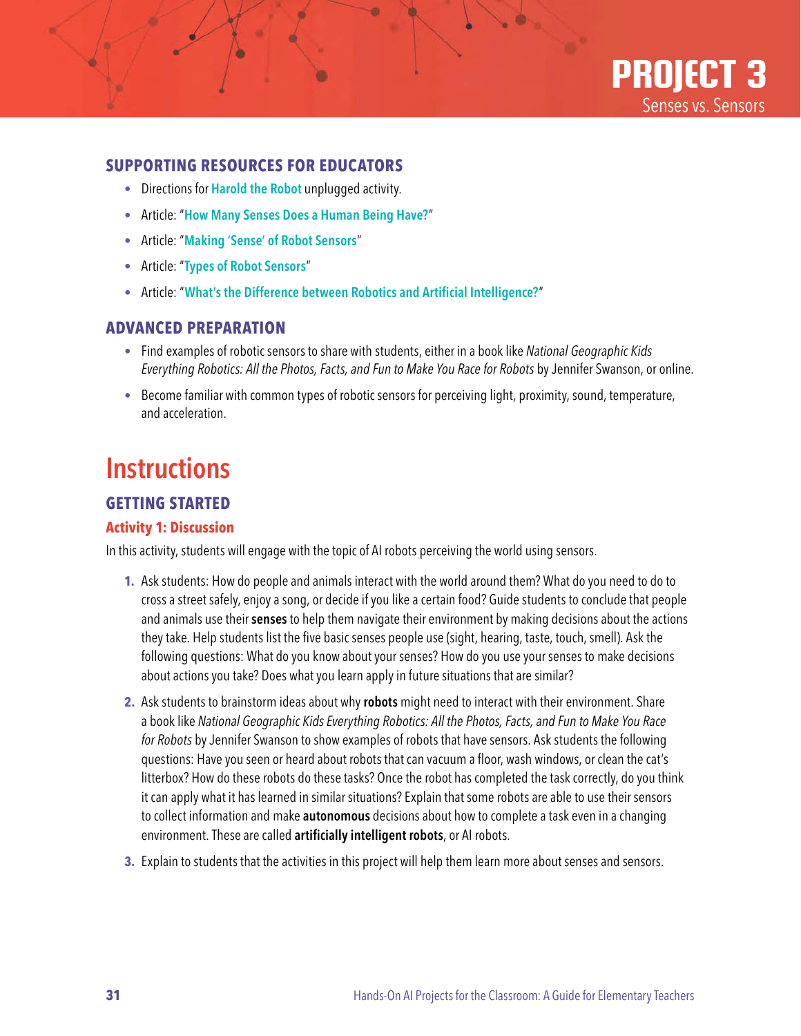# PROJECT 3
Senses vs. Sensors

## SUPPORTING RESOURCES FOR EDUCATORS

- Directions for **Harold the Robot** unplugged activity.
- Article: "**How Many Senses Does a Human Being Have?**"
- Article: "**Making 'Sense' of Robot Sensors**"
- Article: "**Types of Robot Sensors**"
- Article: "**What's the Difference between Robotics and Artificial Intelligence?**"

## ADVANCED PREPARATION

- Find examples of robotic sensors to share with students, either in a book like *National Geographic Kids Everything Robotics: All the Photos, Facts, and Fun to Make You Race for Robots* by Jennifer Swanson, or online.
- Become familiar with common types of robotic sensors for perceiving light, proximity, sound, temperature, and acceleration.

# Instructions

## GETTING STARTED

### Activity 1: Discussion

In this activity, students will engage with the topic of AI robots perceiving the world using sensors.

1. Ask students: How do people and animals interact with the world around them? What do you need to do to cross a street safely, enjoy a song, or decide if you like a certain food? Guide students to conclude that people and animals use their **senses** to help them navigate their environment by making decisions about the actions they take. Help students list the five basic senses people use (sight, hearing, taste, touch, smell). Ask the following questions: What do you know about your senses? How do you use your senses to make decisions about actions you take? Does what you learn apply in future situations that are similar?
2. Ask students to brainstorm ideas about why **robots** might need to interact with their environment. Share a book like *National Geographic Kids Everything Robotics: All the Photos, Facts, and Fun to Make You Race for Robots* by Jennifer Swanson to show examples of robots that have sensors. Ask students the following questions: Have you seen or heard about robots that can vacuum a floor, wash windows, or clean the cat's litterbox? How do these robots do these tasks? Once the robot has completed the task correctly, do you think it can apply what it has learned in similar situations? Explain that some robots are able to use their sensors to collect information and make **autonomous** decisions about how to complete a task even in a changing environment. These are called **artificially intelligent robots**, or AI robots.
3. Explain to students that the activities in this project will help them learn more about senses and sensors.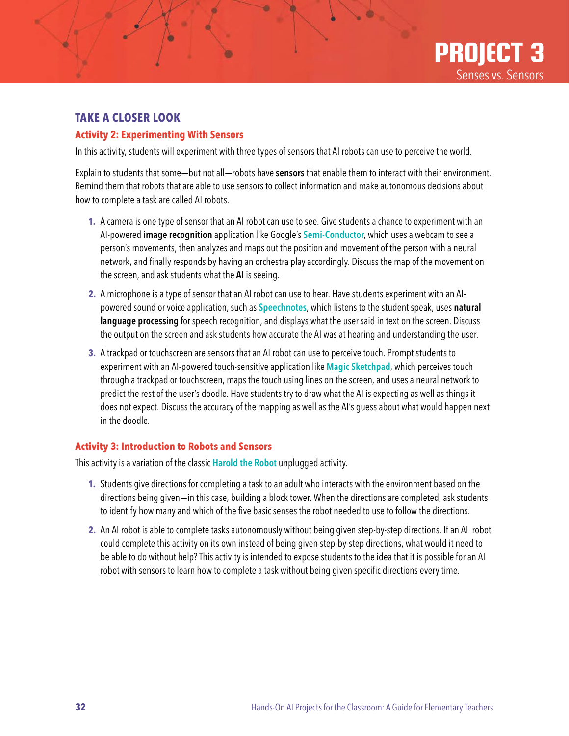## TAKE A CLOSER LOOK

### Activity 2: Experimenting With Sensors

In this activity, students will experiment with three types of sensors that AI robots can use to perceive the world.

Explain to students that some—but not all—robots have **sensors** that enable them to interact with their environment. Remind them that robots that are able to use sensors to collect information and make autonomous decisions about how to complete a task are called AI robots.

1. A camera is one type of sensor that an AI robot can use to see. Give students a chance to experiment with an AI-powered **image recognition** application like Google's Semi-Conductor, which uses a webcam to see a person's movements, then analyzes and maps out the position and movement of the person with a neural network, and finally responds by having an orchestra play accordingly. Discuss the map of the movement on the screen, and ask students what the **AI** is seeing.
2. A microphone is a type of sensor that an AI robot can use to hear. Have students experiment with an AI-powered sound or voice application, such as Speechnotes, which listens to the student speak, uses **natural language processing** for speech recognition, and displays what the user said in text on the screen. Discuss the output on the screen and ask students how accurate the AI was at hearing and understanding the user.
3. A trackpad or touchscreen are sensors that an AI robot can use to perceive touch. Prompt students to experiment with an AI-powered touch-sensitive application like Magic Sketchpad, which perceives touch through a trackpad or touchscreen, maps the touch using lines on the screen, and uses a neural network to predict the rest of the user's doodle. Have students try to draw what the AI is expecting as well as things it does not expect. Discuss the accuracy of the mapping as well as the AI's guess about what would happen next in the doodle.

### Activity 3: Introduction to Robots and Sensors

This activity is a variation of the classic Harold the Robot unplugged activity.

1. Students give directions for completing a task to an adult who interacts with the environment based on the directions being given—in this case, building a block tower. When the directions are completed, ask students to identify how many and which of the five basic senses the robot needed to use to follow the directions.
2. An AI robot is able to complete tasks autonomously without being given step-by-step directions. If an AI robot could complete this activity on its own instead of being given step-by-step directions, what would it need to be able to do without help? This activity is intended to expose students to the idea that it is possible for an AI robot with sensors to learn how to complete a task without being given specific directions every time.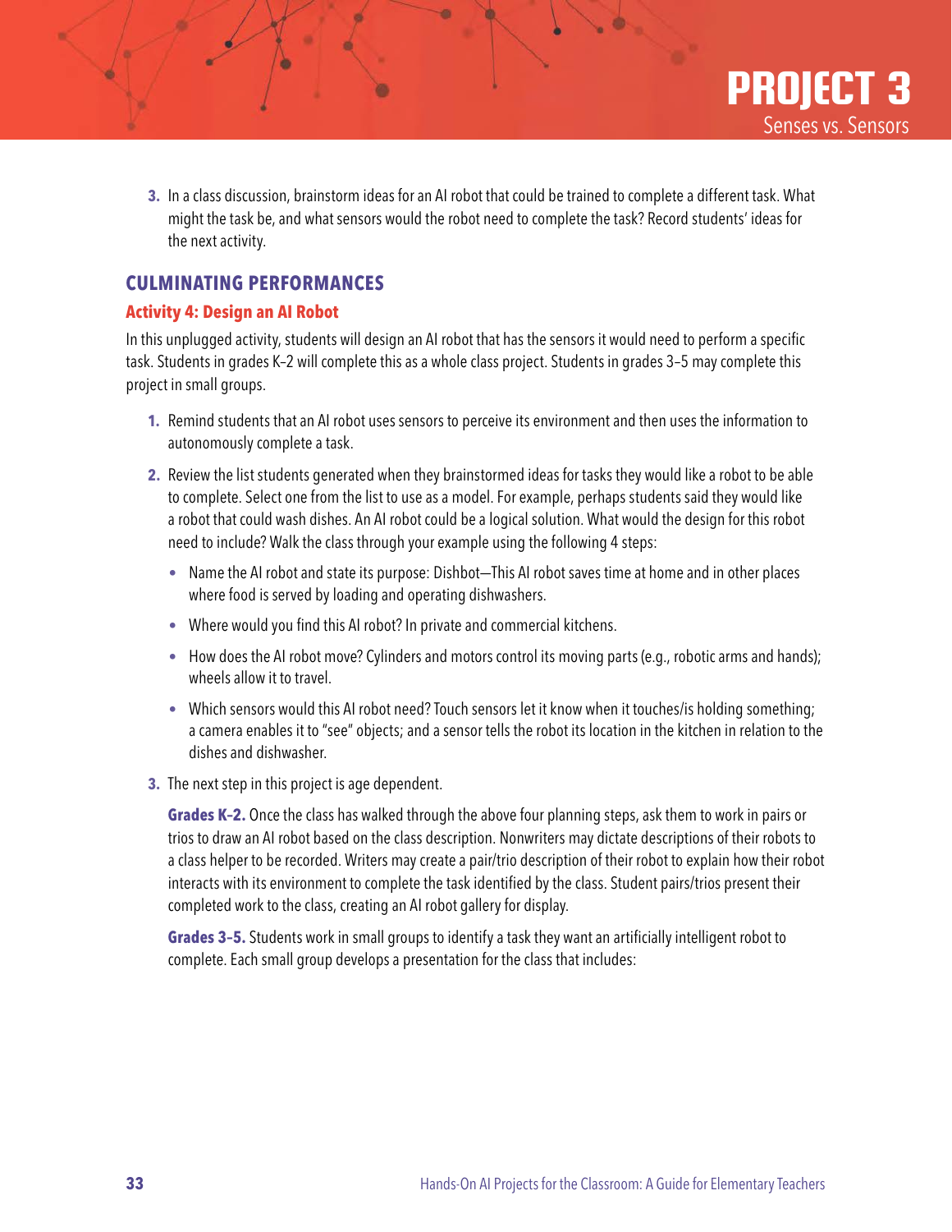3. In a class discussion, brainstorm ideas for an AI robot that could be trained to complete a different task. What might the task be, and what sensors would the robot need to complete the task? Record students' ideas for the next activity.

## CULMINATING PERFORMANCES

### Activity 4: Design an AI Robot

In this unplugged activity, students will design an AI robot that has the sensors it would need to perform a specific task. Students in grades K–2 will complete this as a whole class project. Students in grades 3–5 may complete this project in small groups.

1. Remind students that an AI robot uses sensors to perceive its environment and then uses the information to autonomously complete a task.
2. Review the list students generated when they brainstormed ideas for tasks they would like a robot to be able to complete. Select one from the list to use as a model. For example, perhaps students said they would like a robot that could wash dishes. An AI robot could be a logical solution. What would the design for this robot need to include? Walk the class through your example using the following 4 steps:
   - Name the AI robot and state its purpose: Dishbot—This AI robot saves time at home and in other places where food is served by loading and operating dishwashers.
   - Where would you find this AI robot? In private and commercial kitchens.
   - How does the AI robot move? Cylinders and motors control its moving parts (e.g., robotic arms and hands); wheels allow it to travel.
   - Which sensors would this AI robot need? Touch sensors let it know when it touches/is holding something; a camera enables it to "see" objects; and a sensor tells the robot its location in the kitchen in relation to the dishes and dishwasher.
3. The next step in this project is age dependent.

   **Grades K–2.** Once the class has walked through the above four planning steps, ask them to work in pairs or trios to draw an AI robot based on the class description. Nonwriters may dictate descriptions of their robots to a class helper to be recorded. Writers may create a pair/trio description of their robot to explain how their robot interacts with its environment to complete the task identified by the class. Student pairs/trios present their completed work to the class, creating an AI robot gallery for display.

   **Grades 3–5.** Students work in small groups to identify a task they want an artificially intelligent robot to complete. Each small group develops a presentation for the class that includes: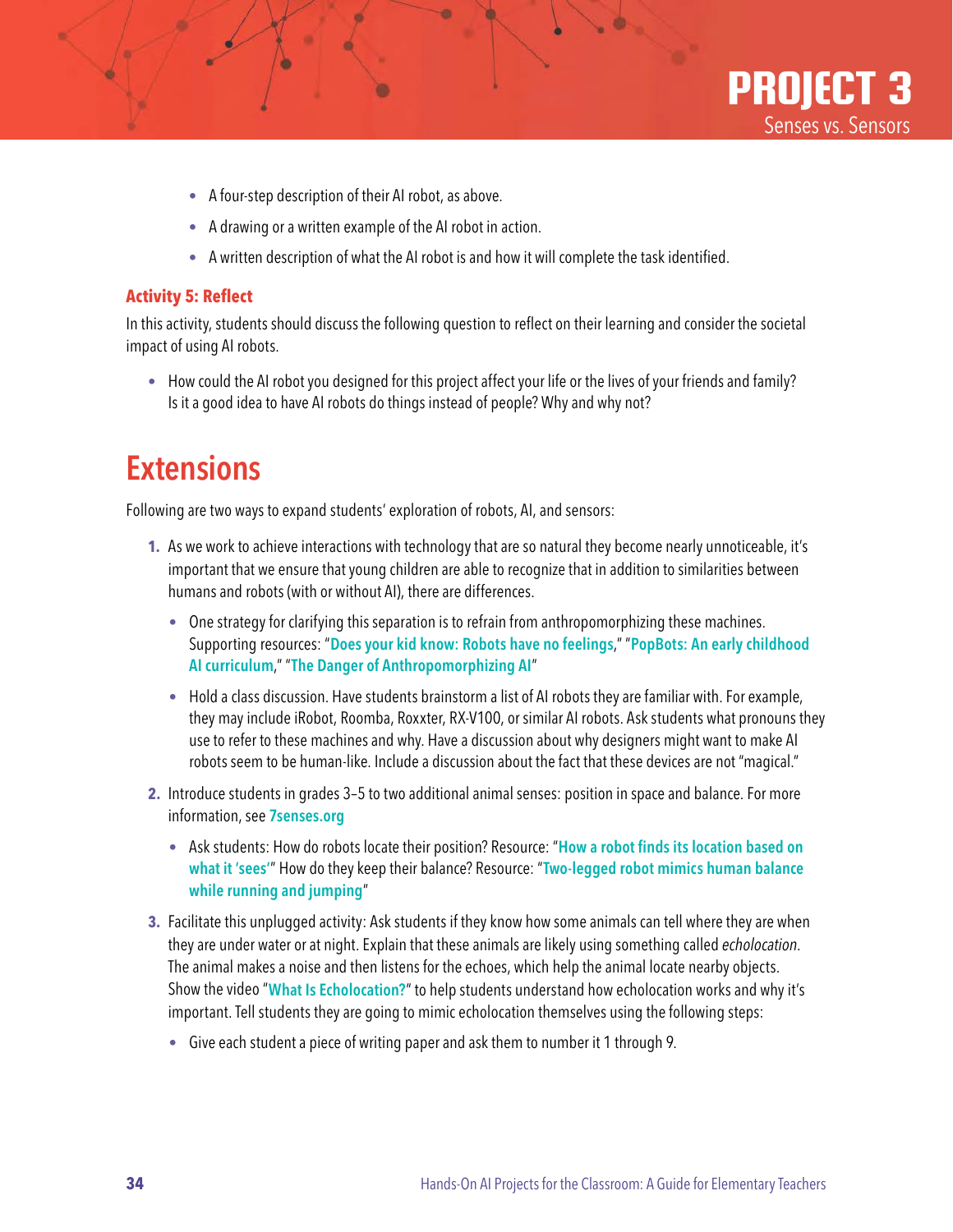- A four-step description of their AI robot, as above.
- A drawing or a written example of the AI robot in action.
- A written description of what the AI robot is and how it will complete the task identified.

### Activity 5: Reflect

In this activity, students should discuss the following question to reflect on their learning and consider the societal impact of using AI robots.

- How could the AI robot you designed for this project affect your life or the lives of your friends and family? Is it a good idea to have AI robots do things instead of people? Why and why not?

## Extensions

Following are two ways to expand students' exploration of robots, AI, and sensors:

1. As we work to achieve interactions with technology that are so natural they become nearly unnoticeable, it's important that we ensure that young children are able to recognize that in addition to similarities between humans and robots (with or without AI), there are differences.
   - One strategy for clarifying this separation is to refrain from anthropomorphizing these machines. Supporting resources: "**Does your kid know: Robots have no feelings**," "**PopBots: An early childhood AI curriculum**," "**The Danger of Anthropomorphizing AI**"
   - Hold a class discussion. Have students brainstorm a list of AI robots they are familiar with. For example, they may include iRobot, Roomba, Roxxter, RX-V100, or similar AI robots. Ask students what pronouns they use to refer to these machines and why. Have a discussion about why designers might want to make AI robots seem to be human-like. Include a discussion about the fact that these devices are not "magical."
2. Introduce students in grades 3–5 to two additional animal senses: position in space and balance. For more information, see **7senses.org**
   - Ask students: How do robots locate their position? Resource: "**How a robot finds its location based on what it 'sees'**" How do they keep their balance? Resource: "**Two-legged robot mimics human balance while running and jumping**"
3. Facilitate this unplugged activity: Ask students if they know how some animals can tell where they are when they are under water or at night. Explain that these animals are likely using something called *echolocation*. The animal makes a noise and then listens for the echoes, which help the animal locate nearby objects. Show the video "**What Is Echolocation?**" to help students understand how echolocation works and why it's important. Tell students they are going to mimic echolocation themselves using the following steps:
   - Give each student a piece of writing paper and ask them to number it 1 through 9.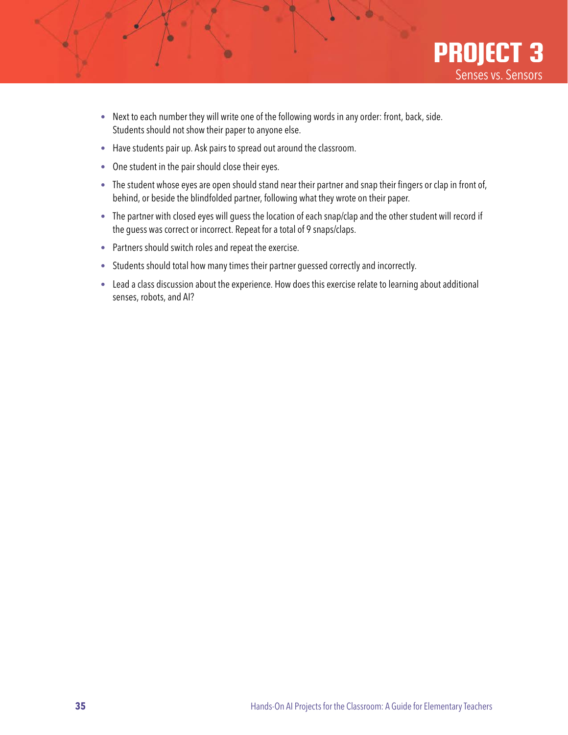- Next to each number they will write one of the following words in any order: front, back, side. Students should not show their paper to anyone else.
- Have students pair up. Ask pairs to spread out around the classroom.
- One student in the pair should close their eyes.
- The student whose eyes are open should stand near their partner and snap their fingers or clap in front of, behind, or beside the blindfolded partner, following what they wrote on their paper.
- The partner with closed eyes will guess the location of each snap/clap and the other student will record if the guess was correct or incorrect. Repeat for a total of 9 snaps/claps.
- Partners should switch roles and repeat the exercise.
- Students should total how many times their partner guessed correctly and incorrectly.
- Lead a class discussion about the experience. How does this exercise relate to learning about additional senses, robots, and AI?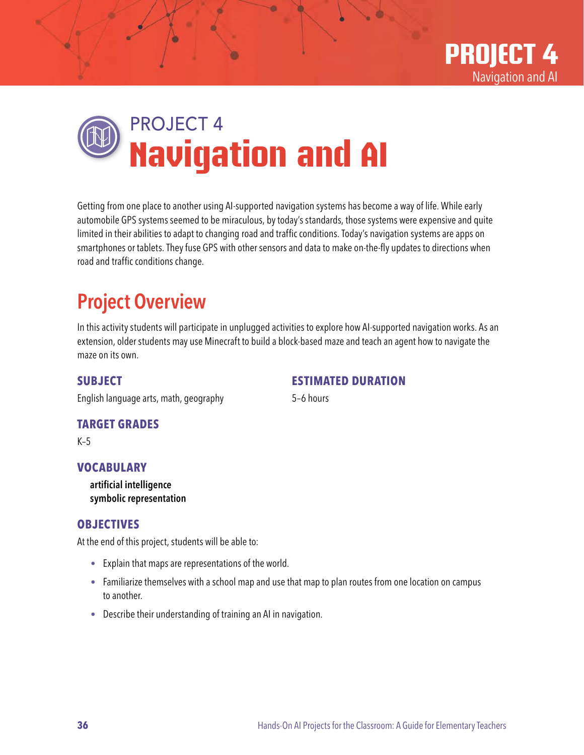# PROJECT 4
# Navigation and AI

Getting from one place to another using AI-supported navigation systems has become a way of life. While early automobile GPS systems seemed to be miraculous, by today's standards, those systems were expensive and quite limited in their abilities to adapt to changing road and traffic conditions. Today's navigation systems are apps on smartphones or tablets. They fuse GPS with other sensors and data to make on-the-fly updates to directions when road and traffic conditions change.

## Project Overview

In this activity students will participate in unplugged activities to explore how AI-supported navigation works. As an extension, older students may use Minecraft to build a block-based maze and teach an agent how to navigate the maze on its own.

### SUBJECT

English language arts, math, geography

### ESTIMATED DURATION

5–6 hours

### TARGET GRADES

K–5

### VOCABULARY

**artificial intelligence**
**symbolic representation**

### OBJECTIVES

At the end of this project, students will be able to:

- Explain that maps are representations of the world.
- Familiarize themselves with a school map and use that map to plan routes from one location on campus to another.
- Describe their understanding of training an AI in navigation.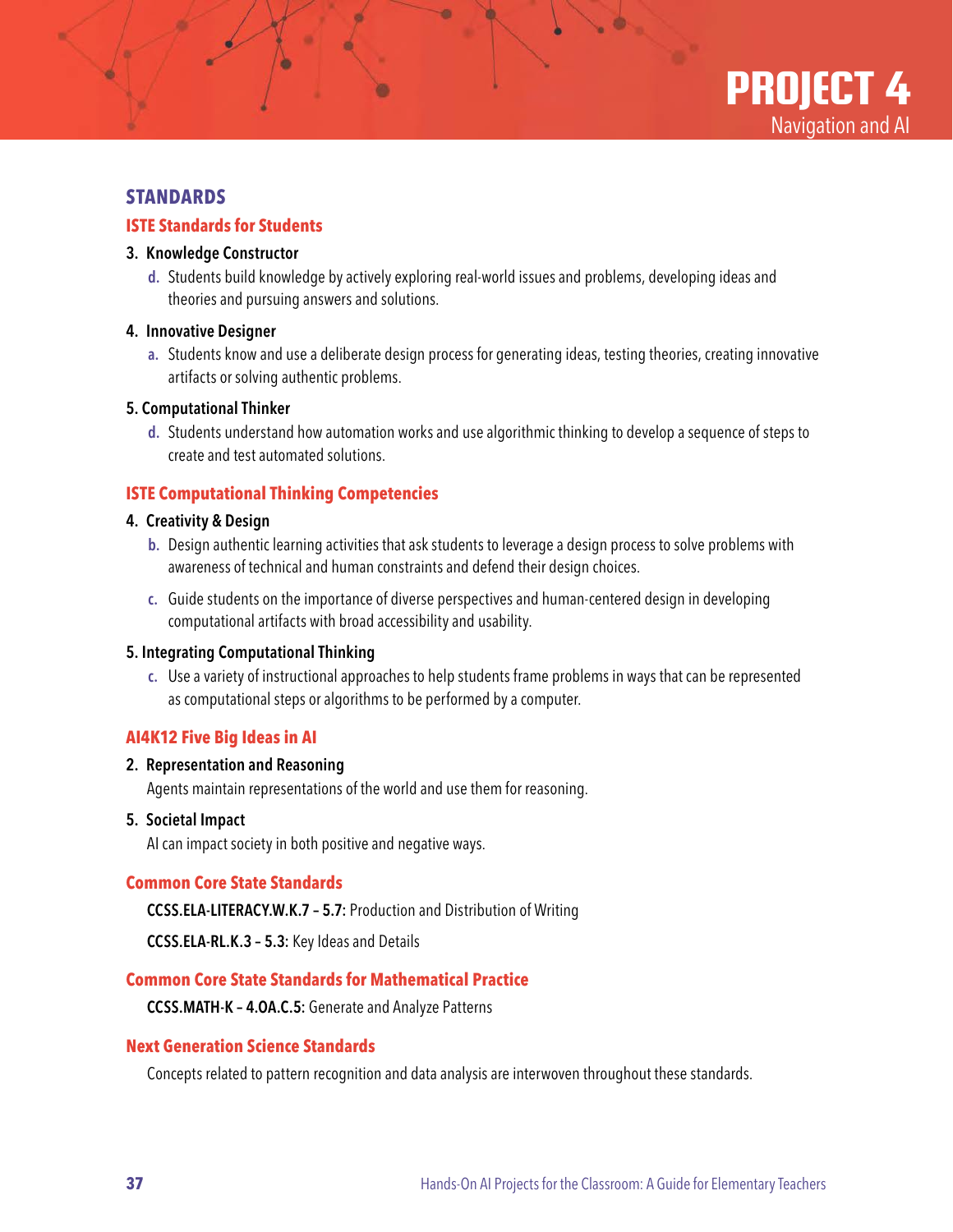# PROJECT 4

Navigation and AI

## STANDARDS

### ISTE Standards for Students

**3. Knowledge Constructor**

- **d.** Students build knowledge by actively exploring real-world issues and problems, developing ideas and theories and pursuing answers and solutions.

**4. Innovative Designer**

- **a.** Students know and use a deliberate design process for generating ideas, testing theories, creating innovative artifacts or solving authentic problems.

**5. Computational Thinker**

- **d.** Students understand how automation works and use algorithmic thinking to develop a sequence of steps to create and test automated solutions.

### ISTE Computational Thinking Competencies

**4. Creativity & Design**

- **b.** Design authentic learning activities that ask students to leverage a design process to solve problems with awareness of technical and human constraints and defend their design choices.
- **c.** Guide students on the importance of diverse perspectives and human-centered design in developing computational artifacts with broad accessibility and usability.

**5. Integrating Computational Thinking**

- **c.** Use a variety of instructional approaches to help students frame problems in ways that can be represented as computational steps or algorithms to be performed by a computer.

### AI4K12 Five Big Ideas in AI

**2. Representation and Reasoning**

Agents maintain representations of the world and use them for reasoning.

**5. Societal Impact**

AI can impact society in both positive and negative ways.

### Common Core State Standards

**CCSS.ELA-LITERACY.W.K.7 – 5.7:** Production and Distribution of Writing

**CCSS.ELA-RL.K.3 – 5.3:** Key Ideas and Details

### Common Core State Standards for Mathematical Practice

**CCSS.MATH-K – 4.OA.C.5:** Generate and Analyze Patterns

### Next Generation Science Standards

Concepts related to pattern recognition and data analysis are interwoven throughout these standards.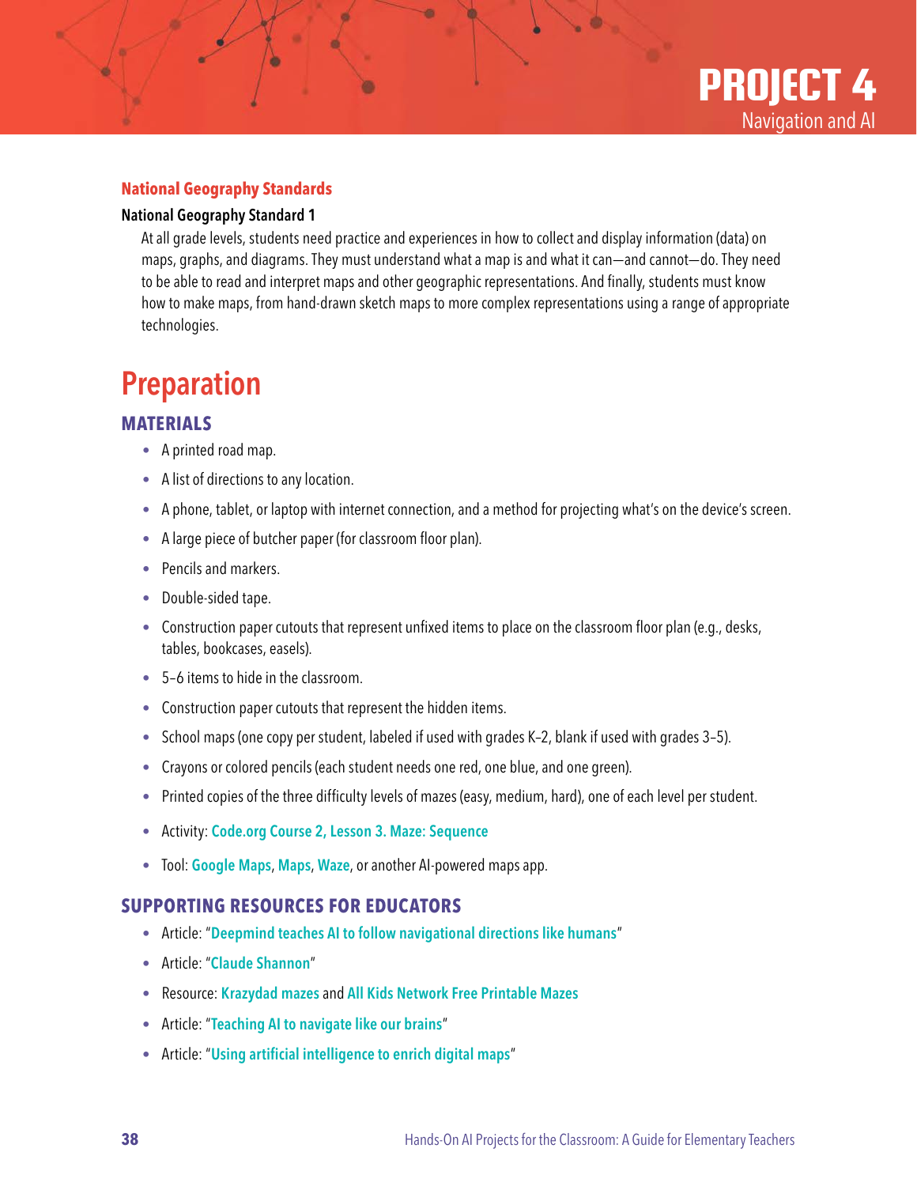# PROJECT 4
Navigation and AI

### National Geography Standards

**National Geography Standard 1**

At all grade levels, students need practice and experiences in how to collect and display information (data) on maps, graphs, and diagrams. They must understand what a map is and what it can—and cannot—do. They need to be able to read and interpret maps and other geographic representations. And finally, students must know how to make maps, from hand-drawn sketch maps to more complex representations using a range of appropriate technologies.

## Preparation

### MATERIALS

- A printed road map.
- A list of directions to any location.
- A phone, tablet, or laptop with internet connection, and a method for projecting what's on the device's screen.
- A large piece of butcher paper (for classroom floor plan).
- Pencils and markers.
- Double-sided tape.
- Construction paper cutouts that represent unfixed items to place on the classroom floor plan (e.g., desks, tables, bookcases, easels).
- 5–6 items to hide in the classroom.
- Construction paper cutouts that represent the hidden items.
- School maps (one copy per student, labeled if used with grades K–2, blank if used with grades 3–5).
- Crayons or colored pencils (each student needs one red, one blue, and one green).
- Printed copies of the three difficulty levels of mazes (easy, medium, hard), one of each level per student.
- Activity: **Code.org Course 2, Lesson 3. Maze: Sequence**
- Tool: **Google Maps**, **Maps**, **Waze**, or another AI-powered maps app.

### SUPPORTING RESOURCES FOR EDUCATORS

- Article: "**Deepmind teaches AI to follow navigational directions like humans**"
- Article: "**Claude Shannon**"
- Resource: **Krazydad mazes** and **All Kids Network Free Printable Mazes**
- Article: "**Teaching AI to navigate like our brains**"
- Article: "**Using artificial intelligence to enrich digital maps**"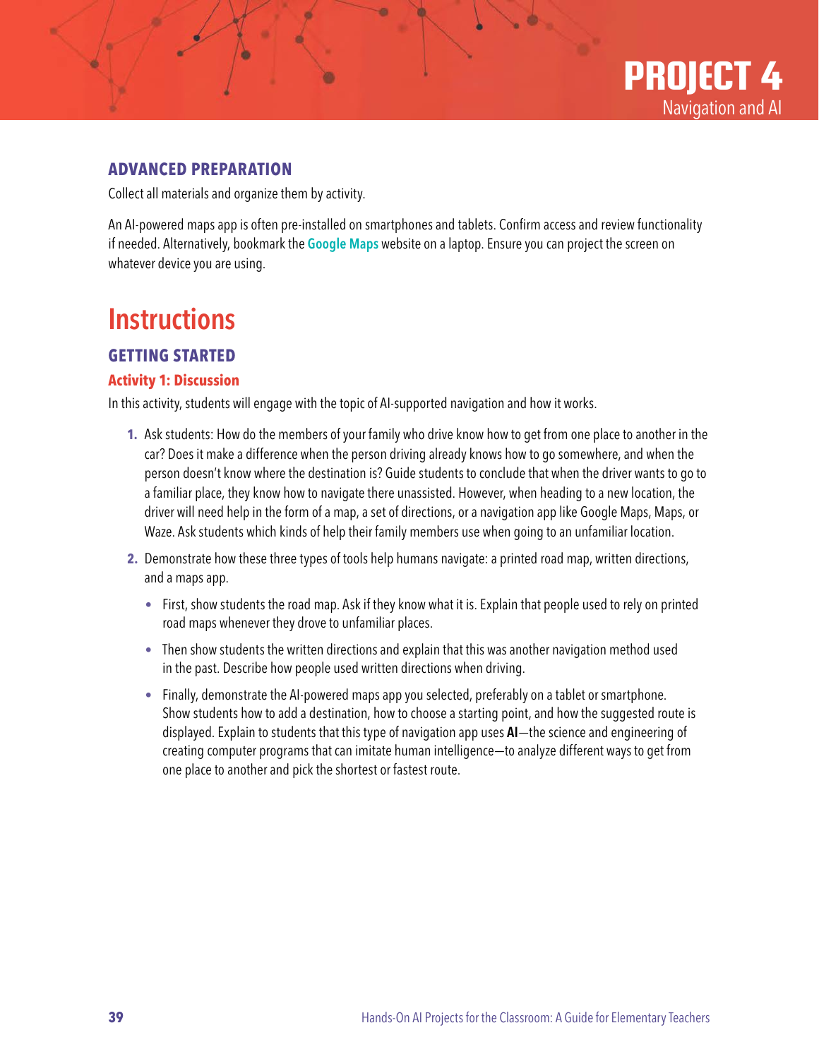# PROJECT 4
Navigation and AI

### ADVANCED PREPARATION

Collect all materials and organize them by activity.

An AI-powered maps app is often pre-installed on smartphones and tablets. Confirm access and review functionality if needed. Alternatively, bookmark the **Google Maps** website on a laptop. Ensure you can project the screen on whatever device you are using.

## Instructions

### GETTING STARTED

#### Activity 1: Discussion

In this activity, students will engage with the topic of AI-supported navigation and how it works.

1. Ask students: How do the members of your family who drive know how to get from one place to another in the car? Does it make a difference when the person driving already knows how to go somewhere, and when the person doesn't know where the destination is? Guide students to conclude that when the driver wants to go to a familiar place, they know how to navigate there unassisted. However, when heading to a new location, the driver will need help in the form of a map, a set of directions, or a navigation app like Google Maps, Maps, or Waze. Ask students which kinds of help their family members use when going to an unfamiliar location.
2. Demonstrate how these three types of tools help humans navigate: a printed road map, written directions, and a maps app.
   - First, show students the road map. Ask if they know what it is. Explain that people used to rely on printed road maps whenever they drove to unfamiliar places.
   - Then show students the written directions and explain that this was another navigation method used in the past. Describe how people used written directions when driving.
   - Finally, demonstrate the AI-powered maps app you selected, preferably on a tablet or smartphone. Show students how to add a destination, how to choose a starting point, and how the suggested route is displayed. Explain to students that this type of navigation app uses **AI**—the science and engineering of creating computer programs that can imitate human intelligence—to analyze different ways to get from one place to another and pick the shortest or fastest route.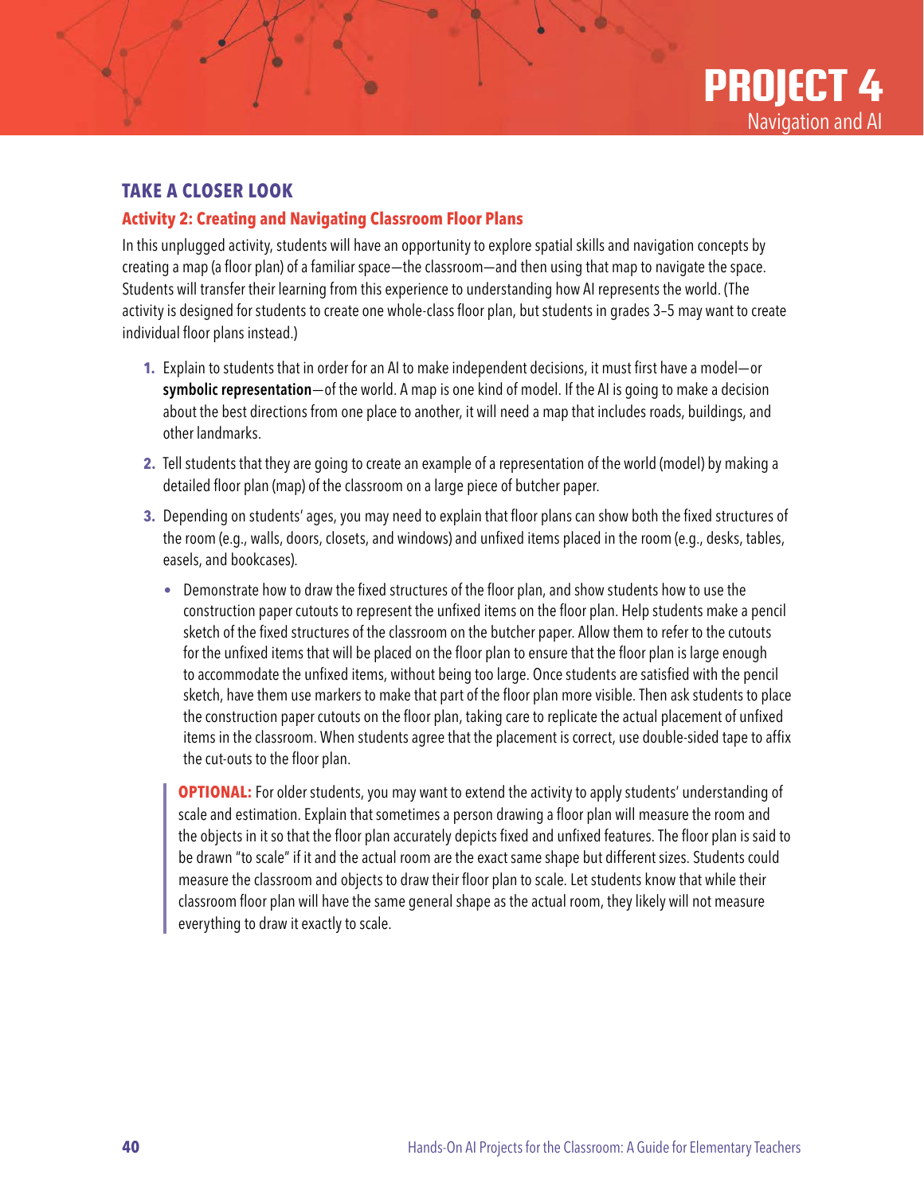## TAKE A CLOSER LOOK

### Activity 2: Creating and Navigating Classroom Floor Plans

In this unplugged activity, students will have an opportunity to explore spatial skills and navigation concepts by creating a map (a floor plan) of a familiar space—the classroom—and then using that map to navigate the space. Students will transfer their learning from this experience to understanding how AI represents the world. (The activity is designed for students to create one whole-class floor plan, but students in grades 3–5 may want to create individual floor plans instead.)

1. Explain to students that in order for an AI to make independent decisions, it must first have a model—or **symbolic representation**—of the world. A map is one kind of model. If the AI is going to make a decision about the best directions from one place to another, it will need a map that includes roads, buildings, and other landmarks.
2. Tell students that they are going to create an example of a representation of the world (model) by making a detailed floor plan (map) of the classroom on a large piece of butcher paper.
3. Depending on students' ages, you may need to explain that floor plans can show both the fixed structures of the room (e.g., walls, doors, closets, and windows) and unfixed items placed in the room (e.g., desks, tables, easels, and bookcases).
   - Demonstrate how to draw the fixed structures of the floor plan, and show students how to use the construction paper cutouts to represent the unfixed items on the floor plan. Help students make a pencil sketch of the fixed structures of the classroom on the butcher paper. Allow them to refer to the cutouts for the unfixed items that will be placed on the floor plan to ensure that the floor plan is large enough to accommodate the unfixed items, without being too large. Once students are satisfied with the pencil sketch, have them use markers to make that part of the floor plan more visible. Then ask students to place the construction paper cutouts on the floor plan, taking care to replicate the actual placement of unfixed items in the classroom. When students agree that the placement is correct, use double-sided tape to affix the cut-outs to the floor plan.

   > **OPTIONAL:** For older students, you may want to extend the activity to apply students' understanding of scale and estimation. Explain that sometimes a person drawing a floor plan will measure the room and the objects in it so that the floor plan accurately depicts fixed and unfixed features. The floor plan is said to be drawn "to scale" if it and the actual room are the exact same shape but different sizes. Students could measure the classroom and objects to draw their floor plan to scale. Let students know that while their classroom floor plan will have the same general shape as the actual room, they likely will not measure everything to draw it exactly to scale.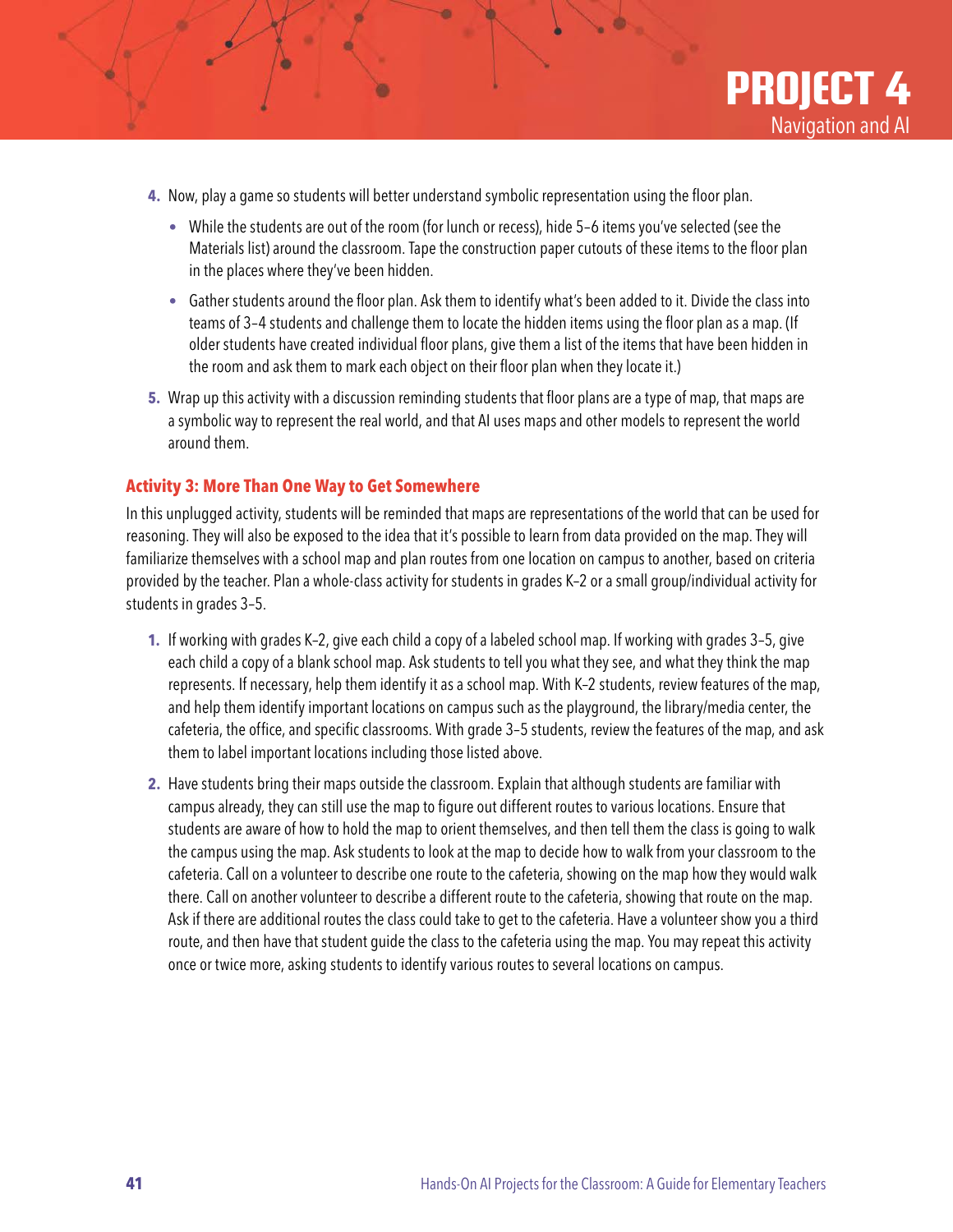4. Now, play a game so students will better understand symbolic representation using the floor plan.
   - While the students are out of the room (for lunch or recess), hide 5–6 items you've selected (see the Materials list) around the classroom. Tape the construction paper cutouts of these items to the floor plan in the places where they've been hidden.
   - Gather students around the floor plan. Ask them to identify what's been added to it. Divide the class into teams of 3–4 students and challenge them to locate the hidden items using the floor plan as a map. (If older students have created individual floor plans, give them a list of the items that have been hidden in the room and ask them to mark each object on their floor plan when they locate it.)
5. Wrap up this activity with a discussion reminding students that floor plans are a type of map, that maps are a symbolic way to represent the real world, and that AI uses maps and other models to represent the world around them.

### Activity 3: More Than One Way to Get Somewhere

In this unplugged activity, students will be reminded that maps are representations of the world that can be used for reasoning. They will also be exposed to the idea that it's possible to learn from data provided on the map. They will familiarize themselves with a school map and plan routes from one location on campus to another, based on criteria provided by the teacher. Plan a whole-class activity for students in grades K–2 or a small group/individual activity for students in grades 3–5.

1. If working with grades K–2, give each child a copy of a labeled school map. If working with grades 3–5, give each child a copy of a blank school map. Ask students to tell you what they see, and what they think the map represents. If necessary, help them identify it as a school map. With K–2 students, review features of the map, and help them identify important locations on campus such as the playground, the library/media center, the cafeteria, the office, and specific classrooms. With grade 3–5 students, review the features of the map, and ask them to label important locations including those listed above.
2. Have students bring their maps outside the classroom. Explain that although students are familiar with campus already, they can still use the map to figure out different routes to various locations. Ensure that students are aware of how to hold the map to orient themselves, and then tell them the class is going to walk the campus using the map. Ask students to look at the map to decide how to walk from your classroom to the cafeteria. Call on a volunteer to describe one route to the cafeteria, showing on the map how they would walk there. Call on another volunteer to describe a different route to the cafeteria, showing that route on the map. Ask if there are additional routes the class could take to get to the cafeteria. Have a volunteer show you a third route, and then have that student guide the class to the cafeteria using the map. You may repeat this activity once or twice more, asking students to identify various routes to several locations on campus.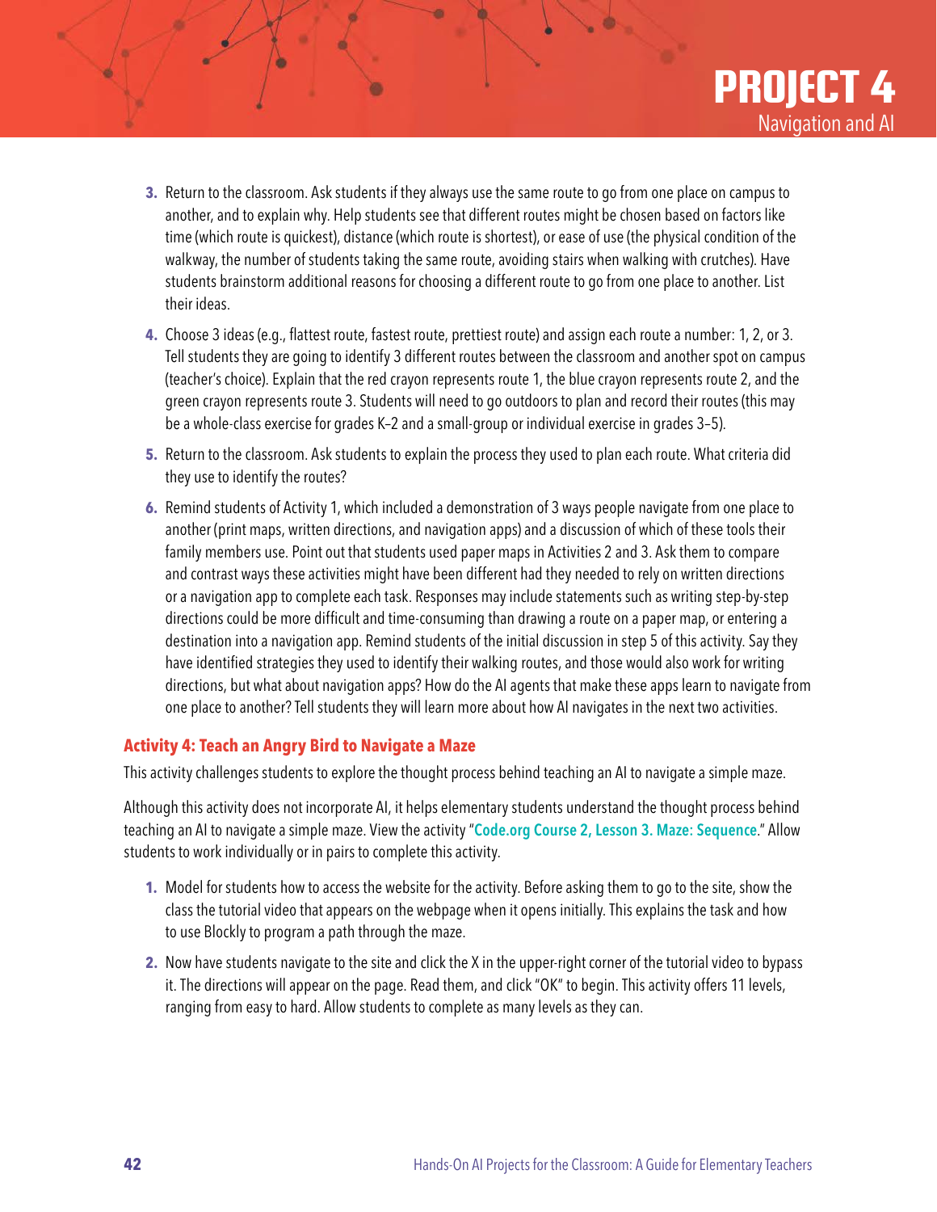3. Return to the classroom. Ask students if they always use the same route to go from one place on campus to another, and to explain why. Help students see that different routes might be chosen based on factors like time (which route is quickest), distance (which route is shortest), or ease of use (the physical condition of the walkway, the number of students taking the same route, avoiding stairs when walking with crutches). Have students brainstorm additional reasons for choosing a different route to go from one place to another. List their ideas.
4. Choose 3 ideas (e.g., flattest route, fastest route, prettiest route) and assign each route a number: 1, 2, or 3. Tell students they are going to identify 3 different routes between the classroom and another spot on campus (teacher's choice). Explain that the red crayon represents route 1, the blue crayon represents route 2, and the green crayon represents route 3. Students will need to go outdoors to plan and record their routes (this may be a whole-class exercise for grades K–2 and a small-group or individual exercise in grades 3–5).
5. Return to the classroom. Ask students to explain the process they used to plan each route. What criteria did they use to identify the routes?
6. Remind students of Activity 1, which included a demonstration of 3 ways people navigate from one place to another (print maps, written directions, and navigation apps) and a discussion of which of these tools their family members use. Point out that students used paper maps in Activities 2 and 3. Ask them to compare and contrast ways these activities might have been different had they needed to rely on written directions or a navigation app to complete each task. Responses may include statements such as writing step-by-step directions could be more difficult and time-consuming than drawing a route on a paper map, or entering a destination into a navigation app. Remind students of the initial discussion in step 5 of this activity. Say they have identified strategies they used to identify their walking routes, and those would also work for writing directions, but what about navigation apps? How do the AI agents that make these apps learn to navigate from one place to another? Tell students they will learn more about how AI navigates in the next two activities.

### Activity 4: Teach an Angry Bird to Navigate a Maze

This activity challenges students to explore the thought process behind teaching an AI to navigate a simple maze.

Although this activity does not incorporate AI, it helps elementary students understand the thought process behind teaching an AI to navigate a simple maze. View the activity "**Code.org Course 2, Lesson 3. Maze: Sequence**." Allow students to work individually or in pairs to complete this activity.

1. Model for students how to access the website for the activity. Before asking them to go to the site, show the class the tutorial video that appears on the webpage when it opens initially. This explains the task and how to use Blockly to program a path through the maze.
2. Now have students navigate to the site and click the X in the upper-right corner of the tutorial video to bypass it. The directions will appear on the page. Read them, and click "OK" to begin. This activity offers 11 levels, ranging from easy to hard. Allow students to complete as many levels as they can.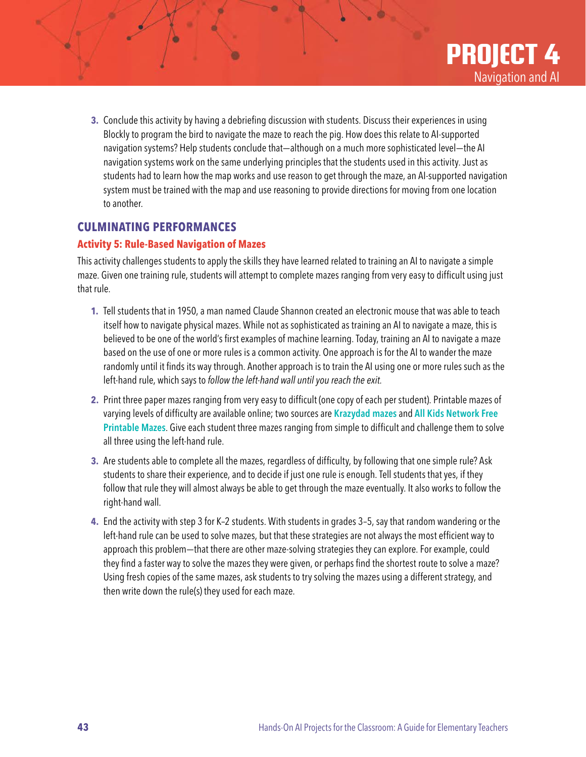3. Conclude this activity by having a debriefing discussion with students. Discuss their experiences in using Blockly to program the bird to navigate the maze to reach the pig. How does this relate to AI-supported navigation systems? Help students conclude that—although on a much more sophisticated level—the AI navigation systems work on the same underlying principles that the students used in this activity. Just as students had to learn how the map works and use reason to get through the maze, an AI-supported navigation system must be trained with the map and use reasoning to provide directions for moving from one location to another.

## CULMINATING PERFORMANCES

### Activity 5: Rule-Based Navigation of Mazes

This activity challenges students to apply the skills they have learned related to training an AI to navigate a simple maze. Given one training rule, students will attempt to complete mazes ranging from very easy to difficult using just that rule.

1. Tell students that in 1950, a man named Claude Shannon created an electronic mouse that was able to teach itself how to navigate physical mazes. While not as sophisticated as training an AI to navigate a maze, this is believed to be one of the world's first examples of machine learning. Today, training an AI to navigate a maze based on the use of one or more rules is a common activity. One approach is for the AI to wander the maze randomly until it finds its way through. Another approach is to train the AI using one or more rules such as the left-hand rule, which says to *follow the left-hand wall until you reach the exit.*

2. Print three paper mazes ranging from very easy to difficult (one copy of each per student). Printable mazes of varying levels of difficulty are available online; two sources are **Krazydad mazes** and **All Kids Network Free Printable Mazes**. Give each student three mazes ranging from simple to difficult and challenge them to solve all three using the left-hand rule.

3. Are students able to complete all the mazes, regardless of difficulty, by following that one simple rule? Ask students to share their experience, and to decide if just one rule is enough. Tell students that yes, if they follow that rule they will almost always be able to get through the maze eventually. It also works to follow the right-hand wall.

4. End the activity with step 3 for K–2 students. With students in grades 3–5, say that random wandering or the left-hand rule can be used to solve mazes, but that these strategies are not always the most efficient way to approach this problem—that there are other maze-solving strategies they can explore. For example, could they find a faster way to solve the mazes they were given, or perhaps find the shortest route to solve a maze? Using fresh copies of the same mazes, ask students to try solving the mazes using a different strategy, and then write down the rule(s) they used for each maze.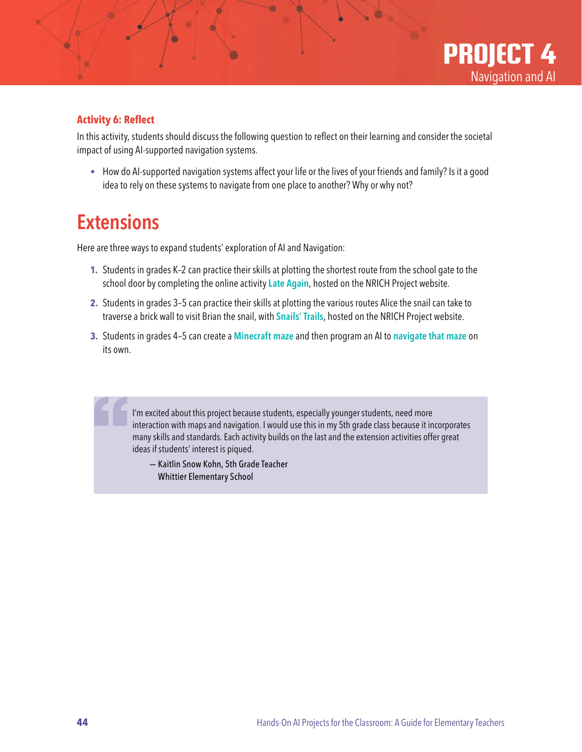### Activity 6: Reflect

In this activity, students should discuss the following question to reflect on their learning and consider the societal impact of using AI-supported navigation systems.

- How do AI-supported navigation systems affect your life or the lives of your friends and family? Is it a good idea to rely on these systems to navigate from one place to another? Why or why not?

## Extensions

Here are three ways to expand students' exploration of AI and Navigation:

1. Students in grades K–2 can practice their skills at plotting the shortest route from the school gate to the school door by completing the online activity **Late Again**, hosted on the NRICH Project website.
2. Students in grades 3–5 can practice their skills at plotting the various routes Alice the snail can take to traverse a brick wall to visit Brian the snail, with **Snails' Trails**, hosted on the NRICH Project website.
3. Students in grades 4–5 can create a **Minecraft maze** and then program an AI to **navigate that maze** on its own.

> I'm excited about this project because students, especially younger students, need more interaction with maps and navigation. I would use this in my 5th grade class because it incorporates many skills and standards. Each activity builds on the last and the extension activities offer great ideas if students' interest is piqued.
>
> — Kaitlin Snow Kohn, 5th Grade Teacher
> Whittier Elementary School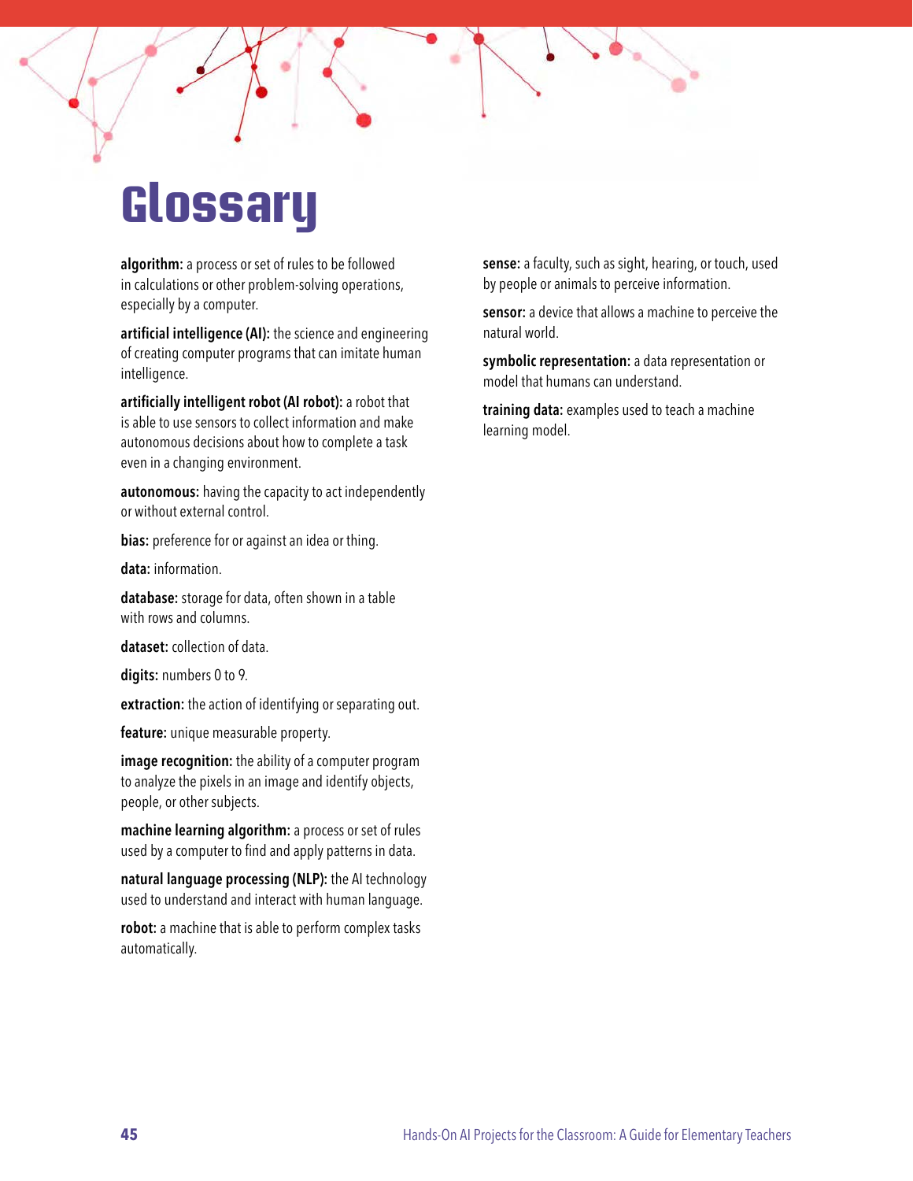# Glossary

**algorithm:** a process or set of rules to be followed in calculations or other problem-solving operations, especially by a computer.

**artificial intelligence (AI):** the science and engineering of creating computer programs that can imitate human intelligence.

**artificially intelligent robot (AI robot):** a robot that is able to use sensors to collect information and make autonomous decisions about how to complete a task even in a changing environment.

**autonomous:** having the capacity to act independently or without external control.

**bias:** preference for or against an idea or thing.

**data:** information.

**database:** storage for data, often shown in a table with rows and columns.

**dataset:** collection of data.

**digits:** numbers 0 to 9.

**extraction:** the action of identifying or separating out.

**feature:** unique measurable property.

**image recognition:** the ability of a computer program to analyze the pixels in an image and identify objects, people, or other subjects.

**machine learning algorithm:** a process or set of rules used by a computer to find and apply patterns in data.

**natural language processing (NLP):** the AI technology used to understand and interact with human language.

**robot:** a machine that is able to perform complex tasks automatically.

**sense:** a faculty, such as sight, hearing, or touch, used by people or animals to perceive information.

**sensor:** a device that allows a machine to perceive the natural world.

**symbolic representation:** a data representation or model that humans can understand.

**training data:** examples used to teach a machine learning model.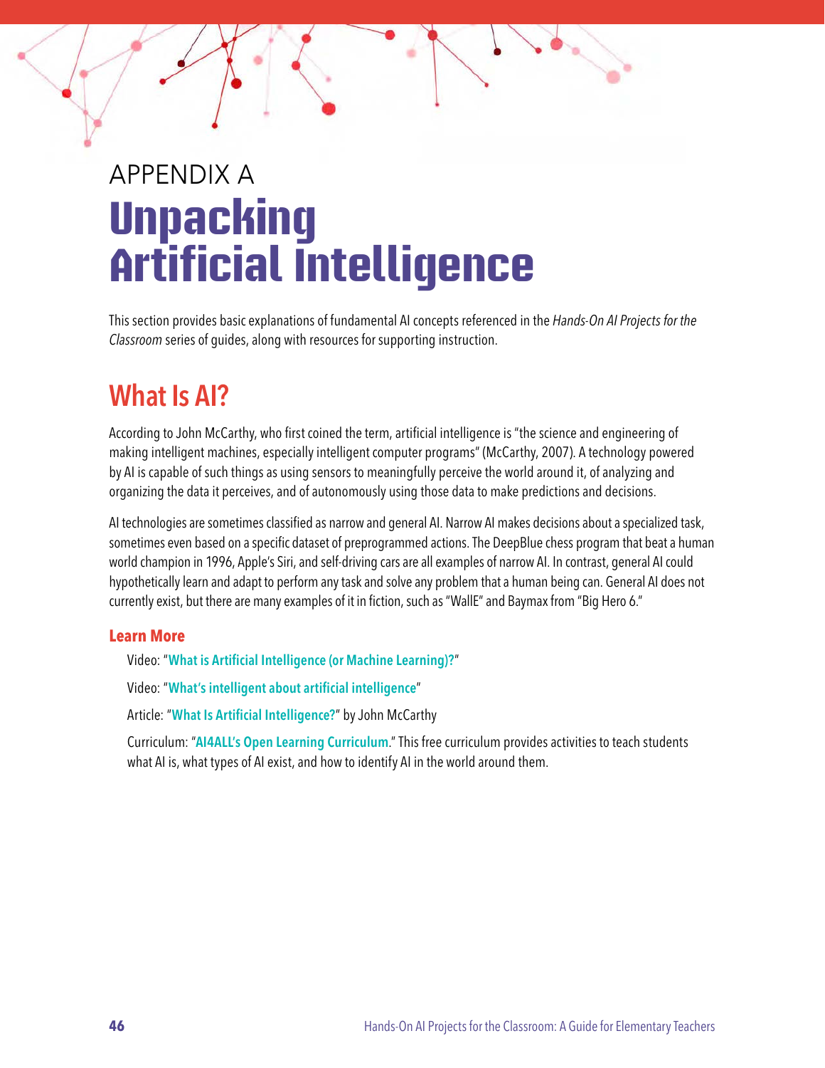APPENDIX A

# Unpacking Artificial Intelligence

This section provides basic explanations of fundamental AI concepts referenced in the *Hands-On AI Projects for the Classroom* series of guides, along with resources for supporting instruction.

## What Is AI?

According to John McCarthy, who first coined the term, artificial intelligence is "the science and engineering of making intelligent machines, especially intelligent computer programs" (McCarthy, 2007). A technology powered by AI is capable of such things as using sensors to meaningfully perceive the world around it, of analyzing and organizing the data it perceives, and of autonomously using those data to make predictions and decisions.

AI technologies are sometimes classified as narrow and general AI. Narrow AI makes decisions about a specialized task, sometimes even based on a specific dataset of preprogrammed actions. The DeepBlue chess program that beat a human world champion in 1996, Apple's Siri, and self-driving cars are all examples of narrow AI. In contrast, general AI could hypothetically learn and adapt to perform any task and solve any problem that a human being can. General AI does not currently exist, but there are many examples of it in fiction, such as "WallE" and Baymax from "Big Hero 6."

### Learn More

Video: "**What is Artificial Intelligence (or Machine Learning)?**"

Video: "**What's intelligent about artificial intelligence**"

Article: "**What Is Artificial Intelligence?**" by John McCarthy

Curriculum: "**AI4ALL's Open Learning Curriculum**." This free curriculum provides activities to teach students what AI is, what types of AI exist, and how to identify AI in the world around them.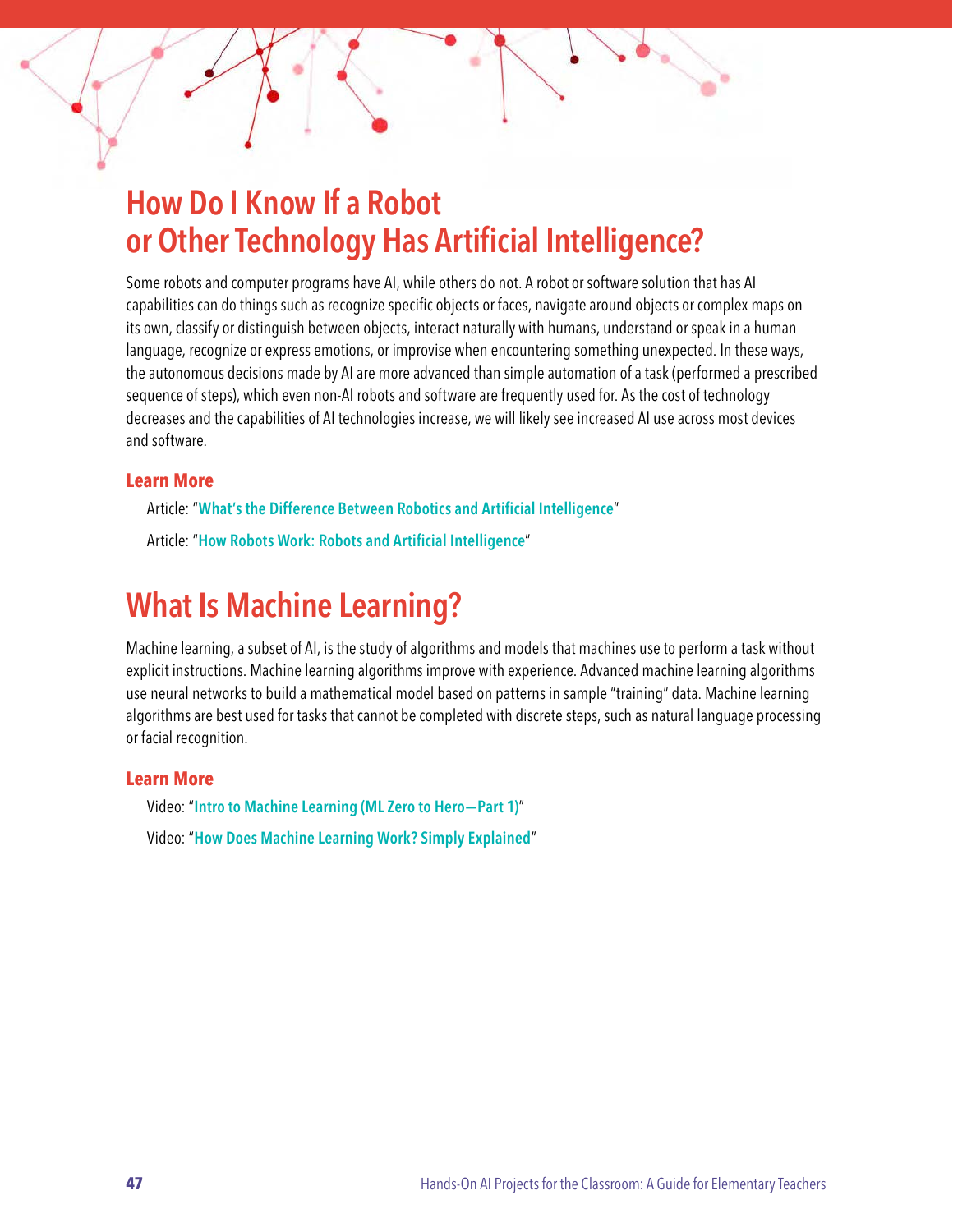## How Do I Know If a Robot or Other Technology Has Artificial Intelligence?

Some robots and computer programs have AI, while others do not. A robot or software solution that has AI capabilities can do things such as recognize specific objects or faces, navigate around objects or complex maps on its own, classify or distinguish between objects, interact naturally with humans, understand or speak in a human language, recognize or express emotions, or improvise when encountering something unexpected. In these ways, the autonomous decisions made by AI are more advanced than simple automation of a task (performed a prescribed sequence of steps), which even non-AI robots and software are frequently used for. As the cost of technology decreases and the capabilities of AI technologies increase, we will likely see increased AI use across most devices and software.

### Learn More

Article: "**What's the Difference Between Robotics and Artificial Intelligence**"

Article: "**How Robots Work: Robots and Artificial Intelligence**"

## What Is Machine Learning?

Machine learning, a subset of AI, is the study of algorithms and models that machines use to perform a task without explicit instructions. Machine learning algorithms improve with experience. Advanced machine learning algorithms use neural networks to build a mathematical model based on patterns in sample "training" data. Machine learning algorithms are best used for tasks that cannot be completed with discrete steps, such as natural language processing or facial recognition.

### Learn More

Video: "**Intro to Machine Learning (ML Zero to Hero—Part 1)**"

Video: "**How Does Machine Learning Work? Simply Explained**"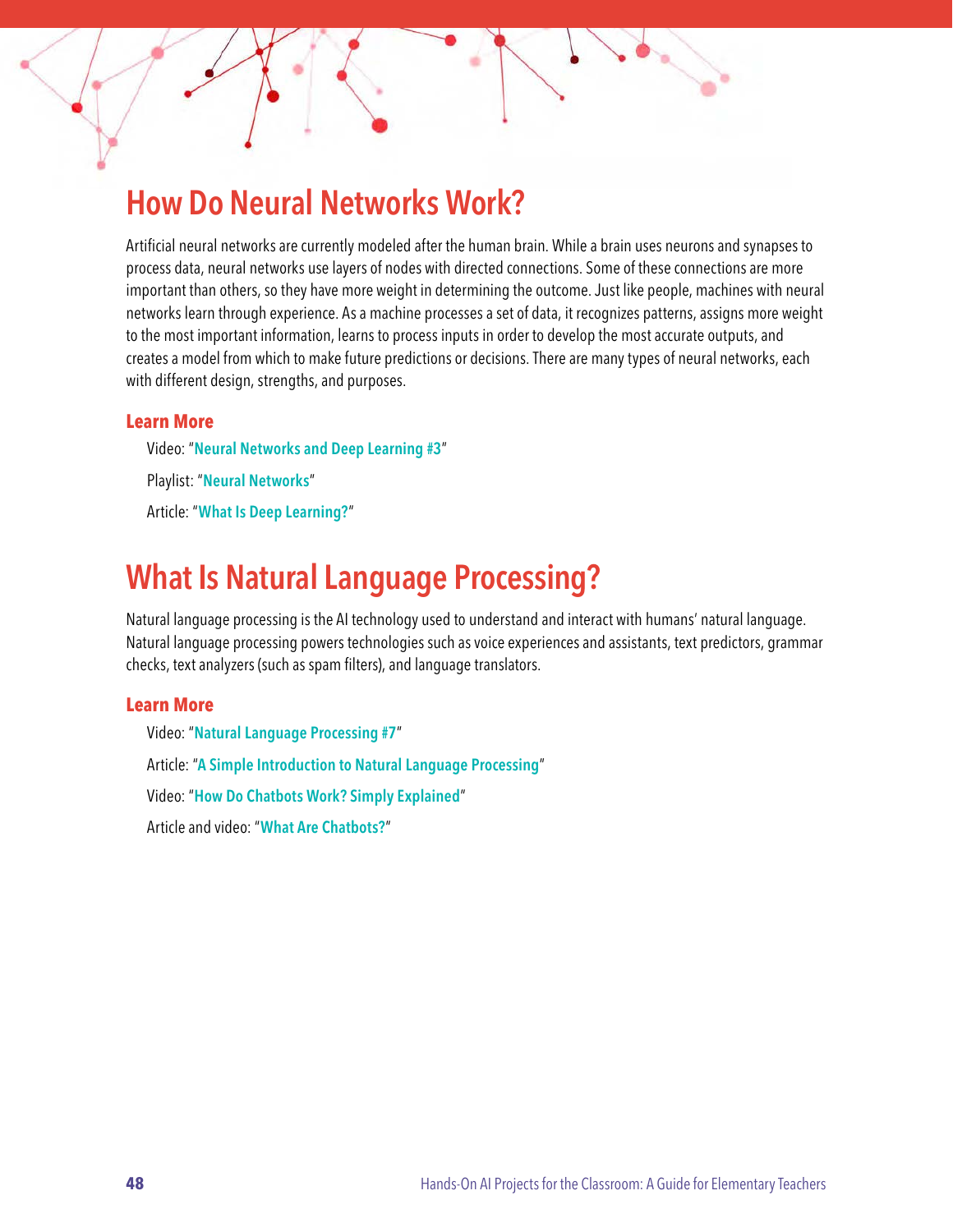## How Do Neural Networks Work?

Artificial neural networks are currently modeled after the human brain. While a brain uses neurons and synapses to process data, neural networks use layers of nodes with directed connections. Some of these connections are more important than others, so they have more weight in determining the outcome. Just like people, machines with neural networks learn through experience. As a machine processes a set of data, it recognizes patterns, assigns more weight to the most important information, learns to process inputs in order to develop the most accurate outputs, and creates a model from which to make future predictions or decisions. There are many types of neural networks, each with different design, strengths, and purposes.

### Learn More

Video: "Neural Networks and Deep Learning #3"

Playlist: "Neural Networks"

Article: "What Is Deep Learning?"

## What Is Natural Language Processing?

Natural language processing is the AI technology used to understand and interact with humans' natural language. Natural language processing powers technologies such as voice experiences and assistants, text predictors, grammar checks, text analyzers (such as spam filters), and language translators.

### Learn More

Video: "Natural Language Processing #7"

Article: "A Simple Introduction to Natural Language Processing"

Video: "How Do Chatbots Work? Simply Explained"

Article and video: "What Are Chatbots?"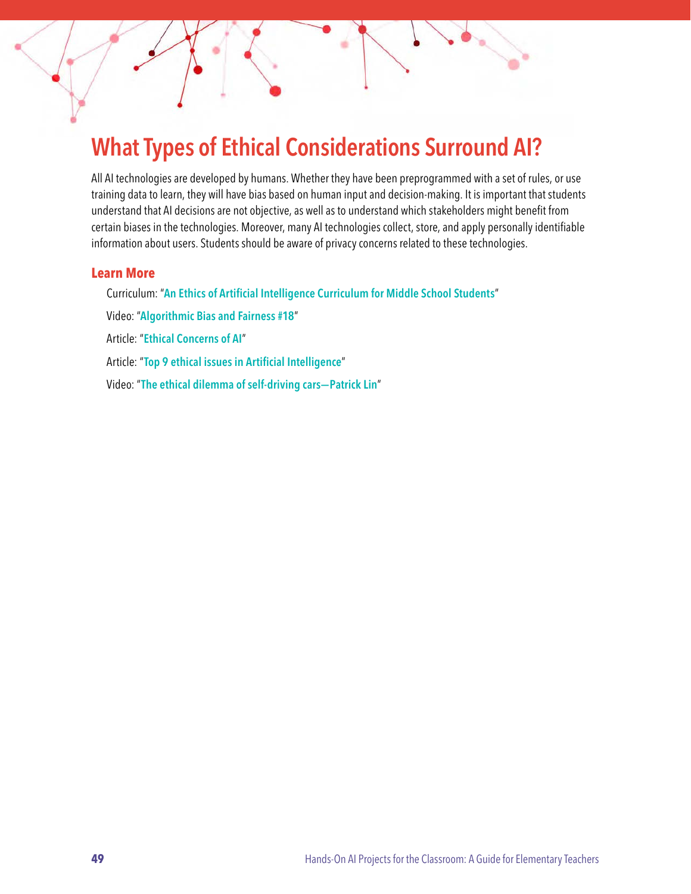# What Types of Ethical Considerations Surround AI?

All AI technologies are developed by humans. Whether they have been preprogrammed with a set of rules, or use training data to learn, they will have bias based on human input and decision-making. It is important that students understand that AI decisions are not objective, as well as to understand which stakeholders might benefit from certain biases in the technologies. Moreover, many AI technologies collect, store, and apply personally identifiable information about users. Students should be aware of privacy concerns related to these technologies.

## Learn More

Curriculum: "**An Ethics of Artificial Intelligence Curriculum for Middle School Students**"

Video: "**Algorithmic Bias and Fairness #18**"

Article: "**Ethical Concerns of AI**"

Article: "**Top 9 ethical issues in Artificial Intelligence**"

Video: "**The ethical dilemma of self-driving cars—Patrick Lin**"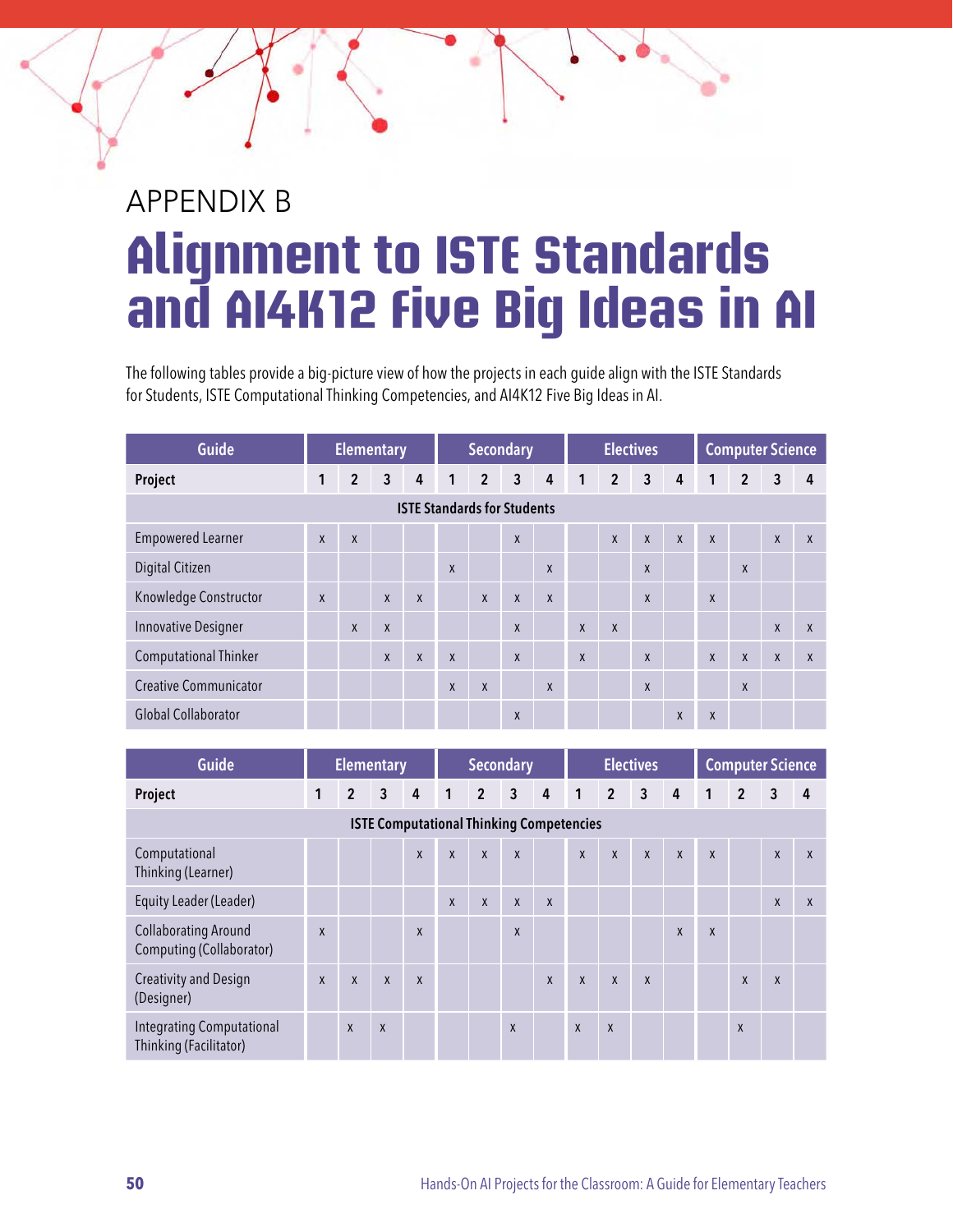APPENDIX B

# Alignment to ISTE Standards and AI4K12 Five Big Ideas in AI

The following tables provide a big-picture view of how the projects in each guide align with the ISTE Standards for Students, ISTE Computational Thinking Competencies, and AI4K12 Five Big Ideas in AI.

| Guide | Elementary | | | | Secondary | | | | Electives | | | | Computer Science | | | |
|---|---|---|---|---|---|---|---|---|---|---|---|---|---|---|---|---|
| **Project** | **1** | **2** | **3** | **4** | **1** | **2** | **3** | **4** | **1** | **2** | **3** | **4** | **1** | **2** | **3** | **4** |
| **ISTE Standards for Students** | | | | | | | | | | | | | | | | |
| Empowered Learner | x | x | | | | | x | | | x | x | x | x | | x | x |
| Digital Citizen | | | | | x | | | x | | | x | | | x | | |
| Knowledge Constructor | x | | x | x | | x | x | x | | | x | | x | | | |
| Innovative Designer | | x | x | | | | x | | x | x | | | | | x | x |
| Computational Thinker | | | x | x | x | | x | | x | | x | | x | x | x | x |
| Creative Communicator | | | | | x | x | | x | | | x | | | x | | |
| Global Collaborator | | | | | | | x | | | | | x | x | | | |

| Guide | Elementary | | | | Secondary | | | | Electives | | | | Computer Science | | | |
|---|---|---|---|---|---|---|---|---|---|---|---|---|---|---|---|---|
| **Project** | **1** | **2** | **3** | **4** | **1** | **2** | **3** | **4** | **1** | **2** | **3** | **4** | **1** | **2** | **3** | **4** |
| **ISTE Computational Thinking Competencies** | | | | | | | | | | | | | | | | |
| Computational Thinking (Learner) | | | | x | x | x | x | | x | x | x | x | x | | x | x |
| Equity Leader (Leader) | | | | | x | x | x | x | | | | | | | x | x |
| Collaborating Around Computing (Collaborator) | x | | | x | | | x | | | | | x | x | | | |
| Creativity and Design (Designer) | x | x | x | x | | | | x | x | x | x | | | x | x | |
| Integrating Computational Thinking (Facilitator) | | x | x | | | | x | | x | x | | | | x | | |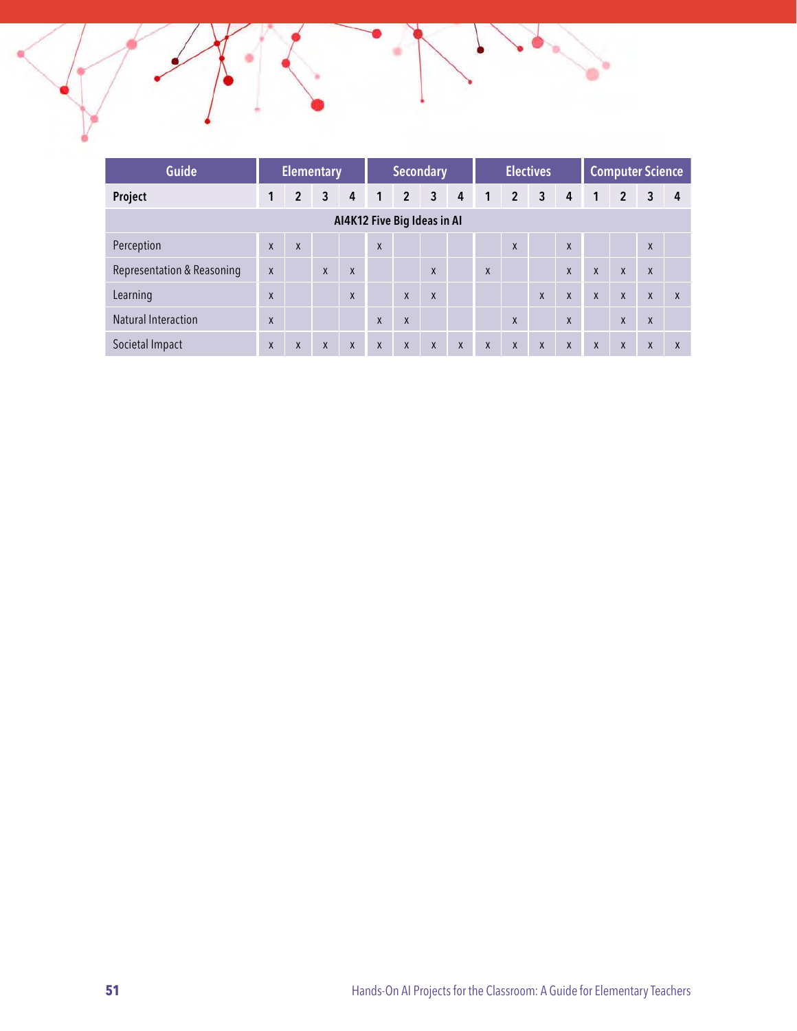| Guide | Elementary | | | | Secondary | | | | Electives | | | | Computer Science | | | |
|---|---|---|---|---|---|---|---|---|---|---|---|---|---|---|---|---|
| **Project** | **1** | **2** | **3** | **4** | **1** | **2** | **3** | **4** | **1** | **2** | **3** | **4** | **1** | **2** | **3** | **4** |
| **AI4K12 Five Big Ideas in AI** | | | | | | | | | | | | | | | | |
| Perception | x | x | | | x | | | | | x | | x | | | x | |
| Representation & Reasoning | x | | x | x | | | x | | x | | | x | x | x | x | |
| Learning | x | | | x | | x | x | | | | x | x | x | x | x | x |
| Natural Interaction | x | | | | x | x | | | | x | | x | | x | x | |
| Societal Impact | x | x | x | x | x | x | x | x | x | x | x | x | x | x | x | x |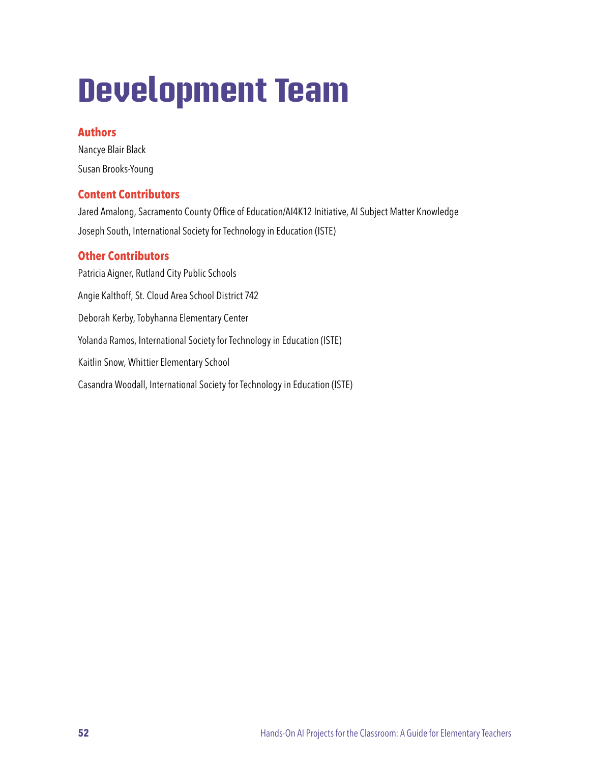# Development Team

## Authors

Nancye Blair Black

Susan Brooks-Young

## Content Contributors

Jared Amalong, Sacramento County Office of Education/AI4K12 Initiative, AI Subject Matter Knowledge

Joseph South, International Society for Technology in Education (ISTE)

## Other Contributors

Patricia Aigner, Rutland City Public Schools

Angie Kalthoff, St. Cloud Area School District 742

Deborah Kerby, Tobyhanna Elementary Center

Yolanda Ramos, International Society for Technology in Education (ISTE)

Kaitlin Snow, Whittier Elementary School

Casandra Woodall, International Society for Technology in Education (ISTE)